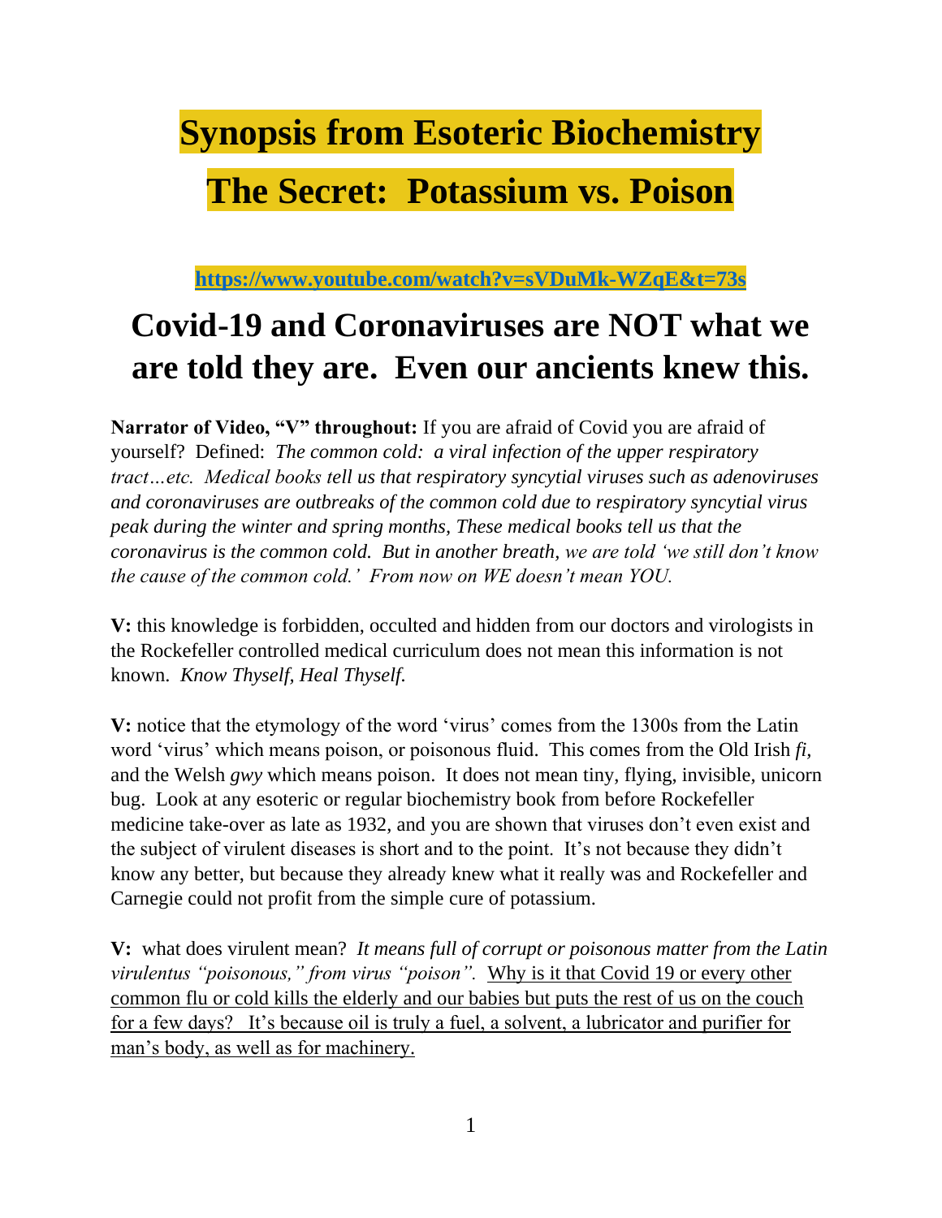# Synopsis from Esoteric Biochemistry

# The Secret: Potassium vs. Poison

**https://www.youtube.com/watch?v=sVDuMk-WZqE&t=73s**

## Covid-19 and Coronaviruses are NOT what we are told they are. Even our ancients knew this.

**Narrator of Video, "V" throughout:** If you are afraid of Covid you are afraid of yourself? Defined: *The common cold: a viral infection of the upper respiratory tract…etc. Medical books tell us that respiratory syncytial viruses such as adenoviruses and coronaviruses are outbreaks of the common cold due to respiratory syncytial virus peak during the winter and spring months, These medical books tell us that the coronavirus is the common cold. But in another breath, we are told 'we still don't know the cause of the common cold.' From now on WE doesn't mean YOU.*

**V:** this knowledge is forbidden, occulted and hidden from our doctors and virologists in the Rockefeller controlled medical curriculum does not mean this information is not known. *Know Thyself, Heal Thyself.*

**V:** notice that the etymology of the word 'virus' comes from the 1300s from the Latin word 'virus' which means poison, or poisonous fluid. This comes from the Old Irish *fi,* and the Welsh *gwy* which means poison. It does not mean tiny, flying, invisible, unicorn bug. Look at any esoteric or regular biochemistry book from before Rockefeller medicine take-over as late as 1932, and you are shown that viruses don't even exist and the subject of virulent diseases is short and to the point. It's not because they didn't know any better, but because they already knew what it really was and Rockefeller and Carnegie could not profit from the simple cure of potassium.

**V:** what does virulent mean? *It means full of corrupt or poisonous matter from the Latin virulentus "poisonous," from virus "poison".* Why is it that Covid 19 or every other common flu or cold kills the elderly and our babies but puts the rest of us on the couch for a few days? It's because oil is truly a fuel, a solvent, a lubricator and purifier for man's body, as well as for machinery.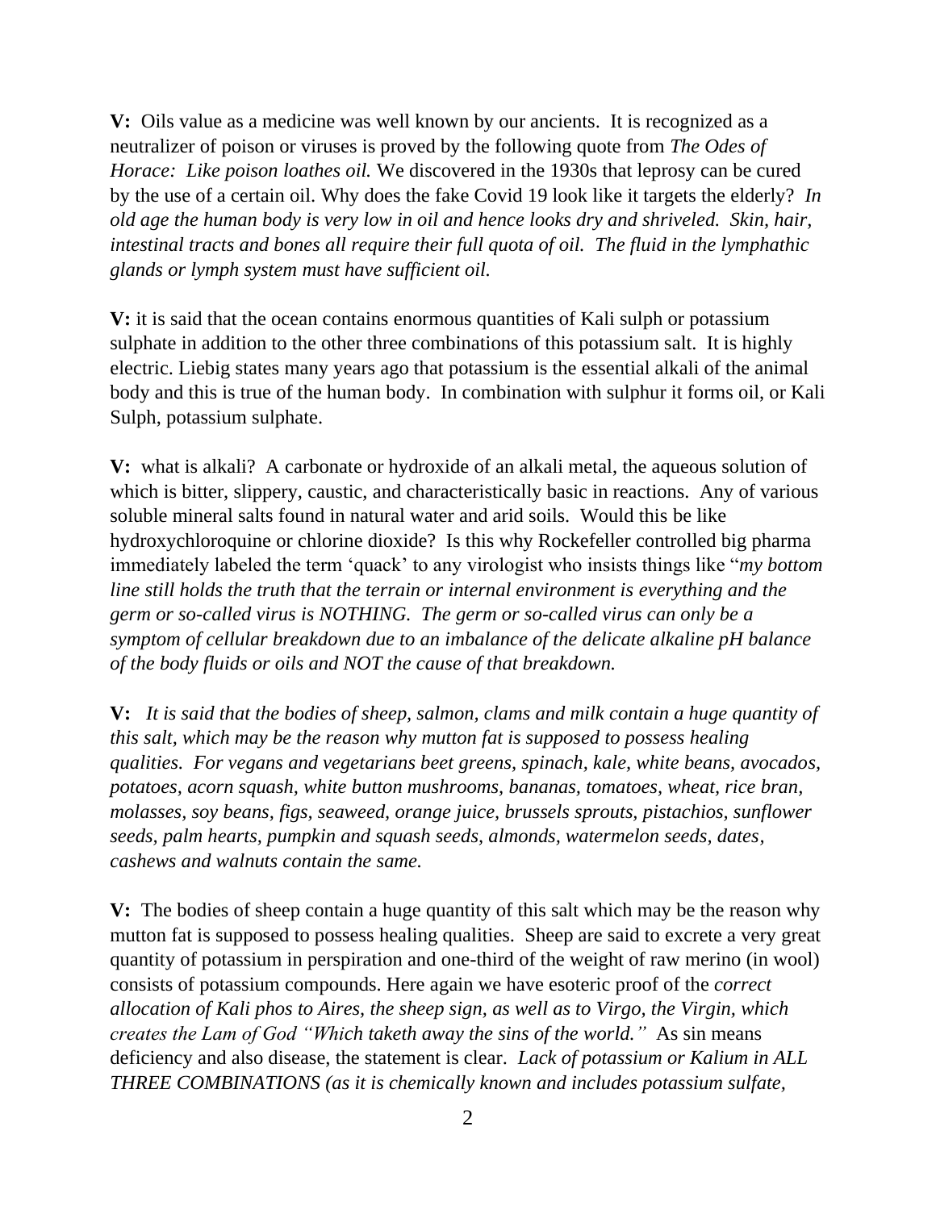**V:** Oils value as a medicine was well known by our ancients. It is recognized as a neutralizer of poison or viruses is proved by the following quote from *The Odes of Horace: Like poison loathes oil.* We discovered in the 1930s that leprosy can be cured by the use of a certain oil. Why does the fake Covid 19 look like it targets the elderly? *In old age the human body is very low in oil and hence looks dry and shriveled. Skin, hair, intestinal tracts and bones all require their full quota of oil. The fluid in the lymphathic glands or lymph system must have sufficient oil.*

**V:** it is said that the ocean contains enormous quantities of Kali sulph or potassium sulphate in addition to the other three combinations of this potassium salt. It is highly electric. Liebig states many years ago that potassium is the essential alkali of the animal body and this is true of the human body. In combination with sulphur it forms oil, or Kali Sulph, potassium sulphate.

**V:** what is alkali? A carbonate or hydroxide of an alkali metal, the aqueous solution of which is bitter, slippery, caustic, and characteristically basic in reactions. Any of various soluble mineral salts found in natural water and arid soils. Would this be like hydroxychloroquine or chlorine dioxide? Is this why Rockefeller controlled big pharma immediately labeled the term 'quack' to any virologist who insists things like "*my bottom line still holds the truth that the terrain or internal environment is everything and the germ or so-called virus is NOTHING. The germ or so-called virus can only be a symptom of cellular breakdown due to an imbalance of the delicate alkaline pH balance of the body fluids or oils and NOT the cause of that breakdown.*

**V:** *It is said that the bodies of sheep, salmon, clams and milk contain a huge quantity of this salt, which may be the reason why mutton fat is supposed to possess healing qualities. For vegans and vegetarians beet greens, spinach, kale, white beans, avocados, potatoes, acorn squash, white button mushrooms, bananas, tomatoes, wheat, rice bran, molasses, soy beans, figs, seaweed, orange juice, brussels sprouts, pistachios, sunflower seeds, palm hearts, pumpkin and squash seeds, almonds, watermelon seeds, dates, cashews and walnuts contain the same.*

**V:** The bodies of sheep contain a huge quantity of this salt which may be the reason why mutton fat is supposed to possess healing qualities. Sheep are said to excrete a very great quantity of potassium in perspiration and one-third of the weight of raw merino (in wool) consists of potassium compounds. Here again we have esoteric proof of the *correct allocation of Kali phos to Aires, the sheep sign, as well as to Virgo, the Virgin, which creates the Lam of God "Which taketh away the sins of the world."* As sin means deficiency and also disease, the statement is clear. *Lack of potassium or Kalium in ALL THREE COMBINATIONS (as it is chemically known and includes potassium sulfate,*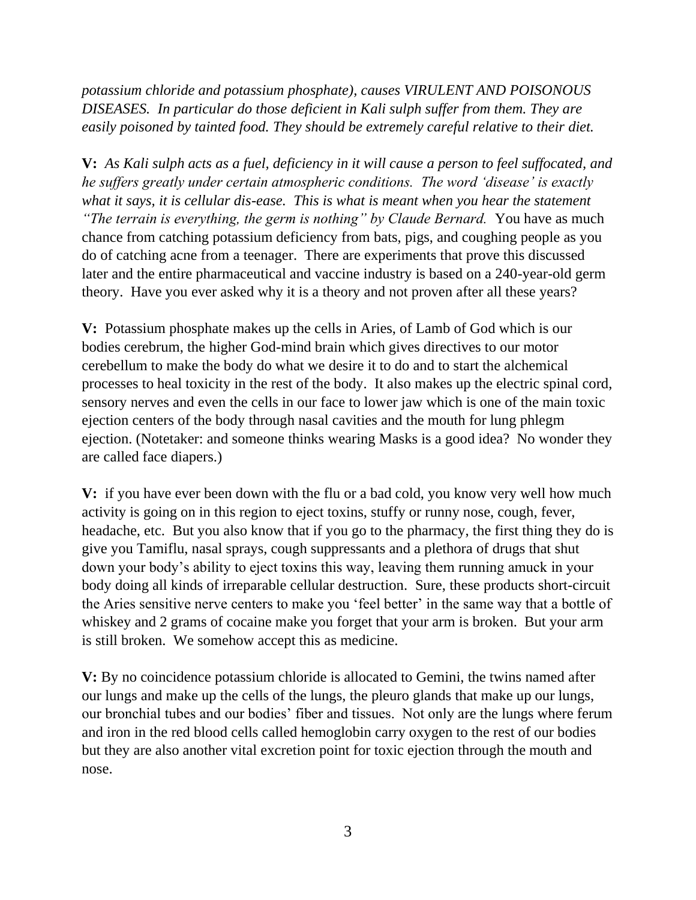*potassium chloride and potassium phosphate), causes VIRULENT AND POISONOUS DISEASES. In particular do those deficient in Kali sulph suffer from them. They are easily poisoned by tainted food. They should be extremely careful relative to their diet.*

**V:** *As Kali sulph acts as a fuel, deficiency in it will cause a person to feel suffocated, and he suffers greatly under certain atmospheric conditions. The word 'disease' is exactly what it says, it is cellular dis-ease. This is what is meant when you hear the statement "The terrain is everything, the germ is nothing" by Claude Bernard.* You have as much chance from catching potassium deficiency from bats, pigs, and coughing people as you do of catching acne from a teenager. There are experiments that prove this discussed later and the entire pharmaceutical and vaccine industry is based on a 240-year-old germ theory. Have you ever asked why it is a theory and not proven after all these years?

**V:** Potassium phosphate makes up the cells in Aries, of Lamb of God which is our bodies cerebrum, the higher God-mind brain which gives directives to our motor cerebellum to make the body do what we desire it to do and to start the alchemical processes to heal toxicity in the rest of the body. It also makes up the electric spinal cord, sensory nerves and even the cells in our face to lower jaw which is one of the main toxic ejection centers of the body through nasal cavities and the mouth for lung phlegm ejection. (Notetaker: and someone thinks wearing Masks is a good idea? No wonder they are called face diapers.)

**V:** if you have ever been down with the flu or a bad cold, you know very well how much activity is going on in this region to eject toxins, stuffy or runny nose, cough, fever, headache, etc. But you also know that if you go to the pharmacy, the first thing they do is give you Tamiflu, nasal sprays, cough suppressants and a plethora of drugs that shut down your body's ability to eject toxins this way, leaving them running amuck in your body doing all kinds of irreparable cellular destruction. Sure, these products short-circuit the Aries sensitive nerve centers to make you 'feel better' in the same way that a bottle of whiskey and 2 grams of cocaine make you forget that your arm is broken. But your arm is still broken. We somehow accept this as medicine.

**V:** By no coincidence potassium chloride is allocated to Gemini, the twins named after our lungs and make up the cells of the lungs, the pleuro glands that make up our lungs, our bronchial tubes and our bodies' fiber and tissues. Not only are the lungs where ferum and iron in the red blood cells called hemoglobin carry oxygen to the rest of our bodies but they are also another vital excretion point for toxic ejection through the mouth and nose.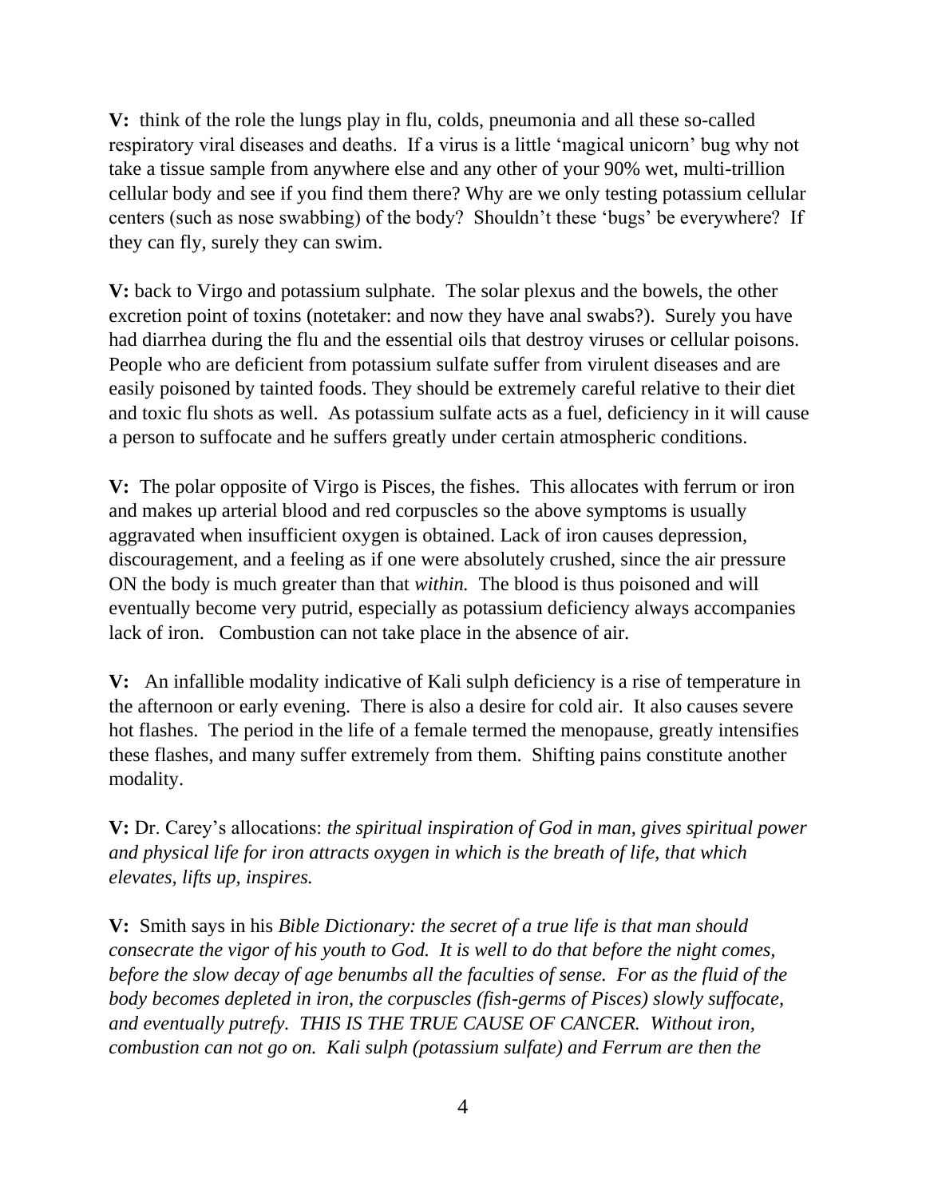**V:** think of the role the lungs play in flu, colds, pneumonia and all these so-called respiratory viral diseases and deaths. If a virus is a little 'magical unicorn' bug why not take a tissue sample from anywhere else and any other of your 90% wet, multi-trillion cellular body and see if you find them there? Why are we only testing potassium cellular centers (such as nose swabbing) of the body? Shouldn't these 'bugs' be everywhere? If they can fly, surely they can swim.

**V:** back to Virgo and potassium sulphate. The solar plexus and the bowels, the other excretion point of toxins (notetaker: and now they have anal swabs?). Surely you have had diarrhea during the flu and the essential oils that destroy viruses or cellular poisons. People who are deficient from potassium sulfate suffer from virulent diseases and are easily poisoned by tainted foods. They should be extremely careful relative to their diet and toxic flu shots as well. As potassium sulfate acts as a fuel, deficiency in it will cause a person to suffocate and he suffers greatly under certain atmospheric conditions.

**V:** The polar opposite of Virgo is Pisces, the fishes. This allocates with ferrum or iron and makes up arterial blood and red corpuscles so the above symptoms is usually aggravated when insufficient oxygen is obtained. Lack of iron causes depression, discouragement, and a feeling as if one were absolutely crushed, since the air pressure ON the body is much greater than that *within.* The blood is thus poisoned and will eventually become very putrid, especially as potassium deficiency always accompanies lack of iron. Combustion can not take place in the absence of air.

**V:** An infallible modality indicative of Kali sulph deficiency is a rise of temperature in the afternoon or early evening. There is also a desire for cold air. It also causes severe hot flashes. The period in the life of a female termed the menopause, greatly intensifies these flashes, and many suffer extremely from them. Shifting pains constitute another modality.

**V:** Dr. Carey's allocations: *the spiritual inspiration of God in man, gives spiritual power and physical life for iron attracts oxygen in which is the breath of life, that which elevates, lifts up, inspires.*

**V:** Smith says in his *Bible Dictionary: the secret of a true life is that man should consecrate the vigor of his youth to God. It is well to do that before the night comes, before the slow decay of age benumbs all the faculties of sense. For as the fluid of the body becomes depleted in iron, the corpuscles (fish-germs of Pisces) slowly suffocate, and eventually putrefy. THIS IS THE TRUE CAUSE OF CANCER. Without iron, combustion can not go on. Kali sulph (potassium sulfate) and Ferrum are then the*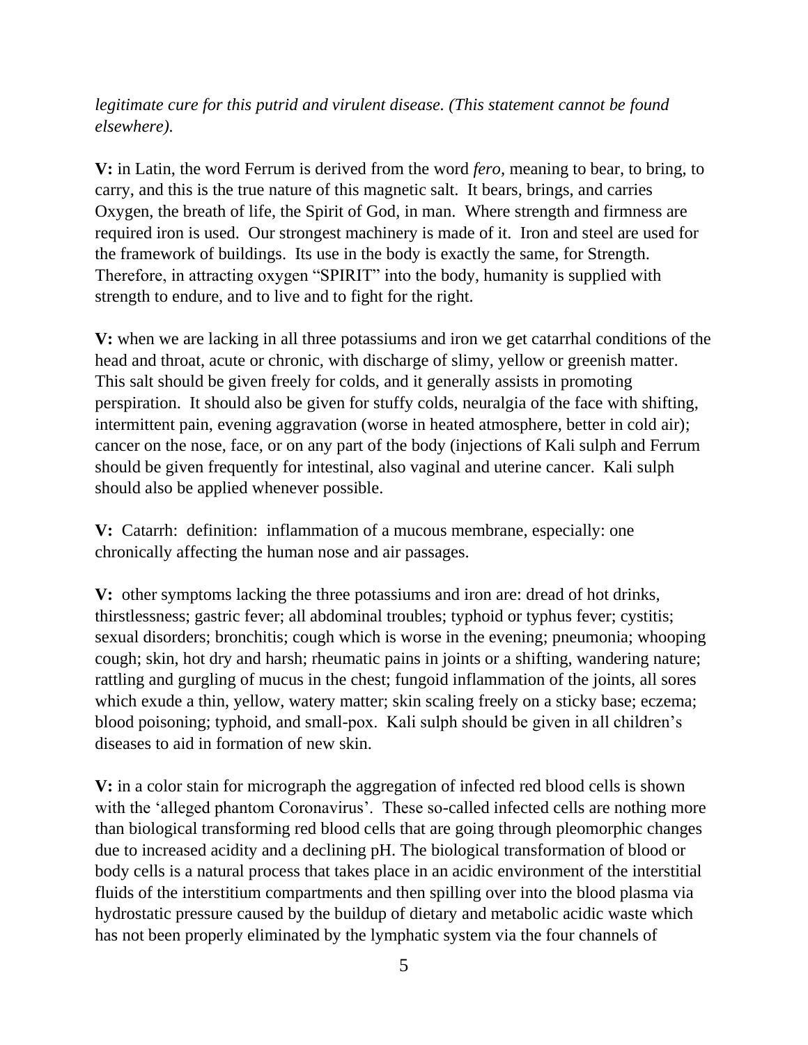*legitimate cure for this putrid and virulent disease. (This statement cannot be found elsewhere).*

**V:** in Latin, the word Ferrum is derived from the word *fero*, meaning to bear, to bring, to carry, and this is the true nature of this magnetic salt. It bears, brings, and carries Oxygen, the breath of life, the Spirit of God, in man. Where strength and firmness are required iron is used. Our strongest machinery is made of it. Iron and steel are used for the framework of buildings. Its use in the body is exactly the same, for Strength. Therefore, in attracting oxygen "SPIRIT" into the body, humanity is supplied with strength to endure, and to live and to fight for the right.

**V:** when we are lacking in all three potassiums and iron we get catarrhal conditions of the head and throat, acute or chronic, with discharge of slimy, yellow or greenish matter. This salt should be given freely for colds, and it generally assists in promoting perspiration. It should also be given for stuffy colds, neuralgia of the face with shifting, intermittent pain, evening aggravation (worse in heated atmosphere, better in cold air); cancer on the nose, face, or on any part of the body (injections of Kali sulph and Ferrum should be given frequently for intestinal, also vaginal and uterine cancer. Kali sulph should also be applied whenever possible.

**V:** Catarrh: definition: inflammation of a mucous membrane, especially: one chronically affecting the human nose and air passages.

**V:** other symptoms lacking the three potassiums and iron are: dread of hot drinks, thirstlessness; gastric fever; all abdominal troubles; typhoid or typhus fever; cystitis; sexual disorders; bronchitis; cough which is worse in the evening; pneumonia; whooping cough; skin, hot dry and harsh; rheumatic pains in joints or a shifting, wandering nature; rattling and gurgling of mucus in the chest; fungoid inflammation of the joints, all sores which exude a thin, yellow, watery matter; skin scaling freely on a sticky base; eczema; blood poisoning; typhoid, and small-pox. Kali sulph should be given in all children's diseases to aid in formation of new skin.

**V:** in a color stain for micrograph the aggregation of infected red blood cells is shown with the 'alleged phantom Coronavirus'. These so-called infected cells are nothing more than biological transforming red blood cells that are going through pleomorphic changes due to increased acidity and a declining pH. The biological transformation of blood or body cells is a natural process that takes place in an acidic environment of the interstitial fluids of the interstitium compartments and then spilling over into the blood plasma via hydrostatic pressure caused by the buildup of dietary and metabolic acidic waste which has not been properly eliminated by the lymphatic system via the four channels of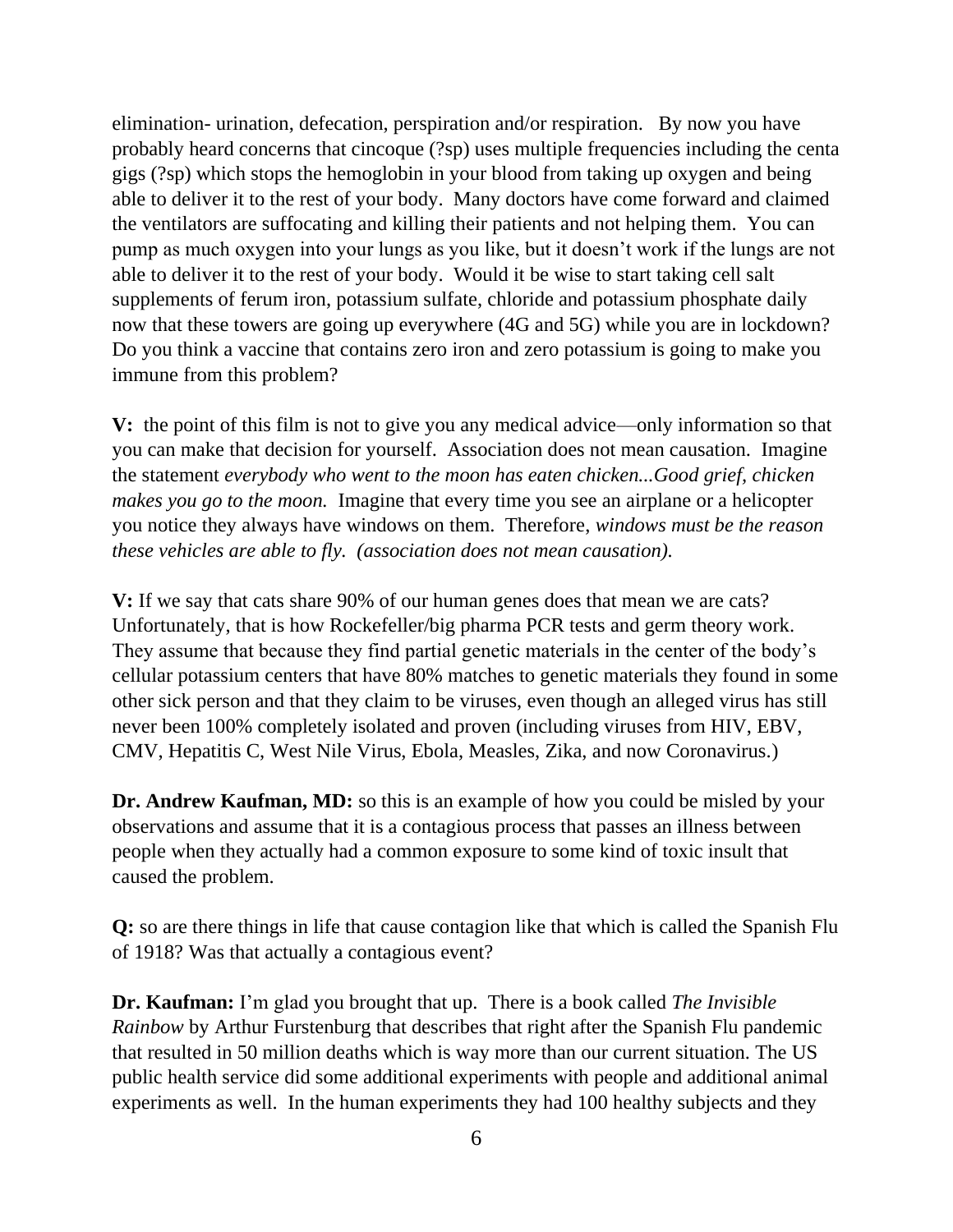elimination- urination, defecation, perspiration and/or respiration. By now you have probably heard concerns that cincoque (?sp) uses multiple frequencies including the centa gigs (?sp) which stops the hemoglobin in your blood from taking up oxygen and being able to deliver it to the rest of your body. Many doctors have come forward and claimed the ventilators are suffocating and killing their patients and not helping them. You can pump as much oxygen into your lungs as you like, but it doesn't work if the lungs are not able to deliver it to the rest of your body. Would it be wise to start taking cell salt supplements of ferum iron, potassium sulfate, chloride and potassium phosphate daily now that these towers are going up everywhere (4G and 5G) while you are in lockdown? Do you think a vaccine that contains zero iron and zero potassium is going to make you immune from this problem?

**V:** the point of this film is not to give you any medical advice—only information so that you can make that decision for yourself. Association does not mean causation. Imagine the statement *everybody who went to the moon has eaten chicken...Good grief, chicken makes you go to the moon.* Imagine that every time you see an airplane or a helicopter you notice they always have windows on them. Therefore, *windows must be the reason these vehicles are able to fly. (association does not mean causation).*

**V:** If we say that cats share 90% of our human genes does that mean we are cats? Unfortunately, that is how Rockefeller/big pharma PCR tests and germ theory work. They assume that because they find partial genetic materials in the center of the body's cellular potassium centers that have 80% matches to genetic materials they found in some other sick person and that they claim to be viruses, even though an alleged virus has still never been 100% completely isolated and proven (including viruses from HIV, EBV, CMV, Hepatitis C, West Nile Virus, Ebola, Measles, Zika, and now Coronavirus.)

**Dr. Andrew Kaufman, MD:** so this is an example of how you could be misled by your observations and assume that it is a contagious process that passes an illness between people when they actually had a common exposure to some kind of toxic insult that caused the problem.

**Q:** so are there things in life that cause contagion like that which is called the Spanish Flu of 1918? Was that actually a contagious event?

**Dr. Kaufman:** I'm glad you brought that up. There is a book called *The Invisible Rainbow* by Arthur Furstenburg that describes that right after the Spanish Flu pandemic that resulted in 50 million deaths which is way more than our current situation. The US public health service did some additional experiments with people and additional animal experiments as well. In the human experiments they had 100 healthy subjects and they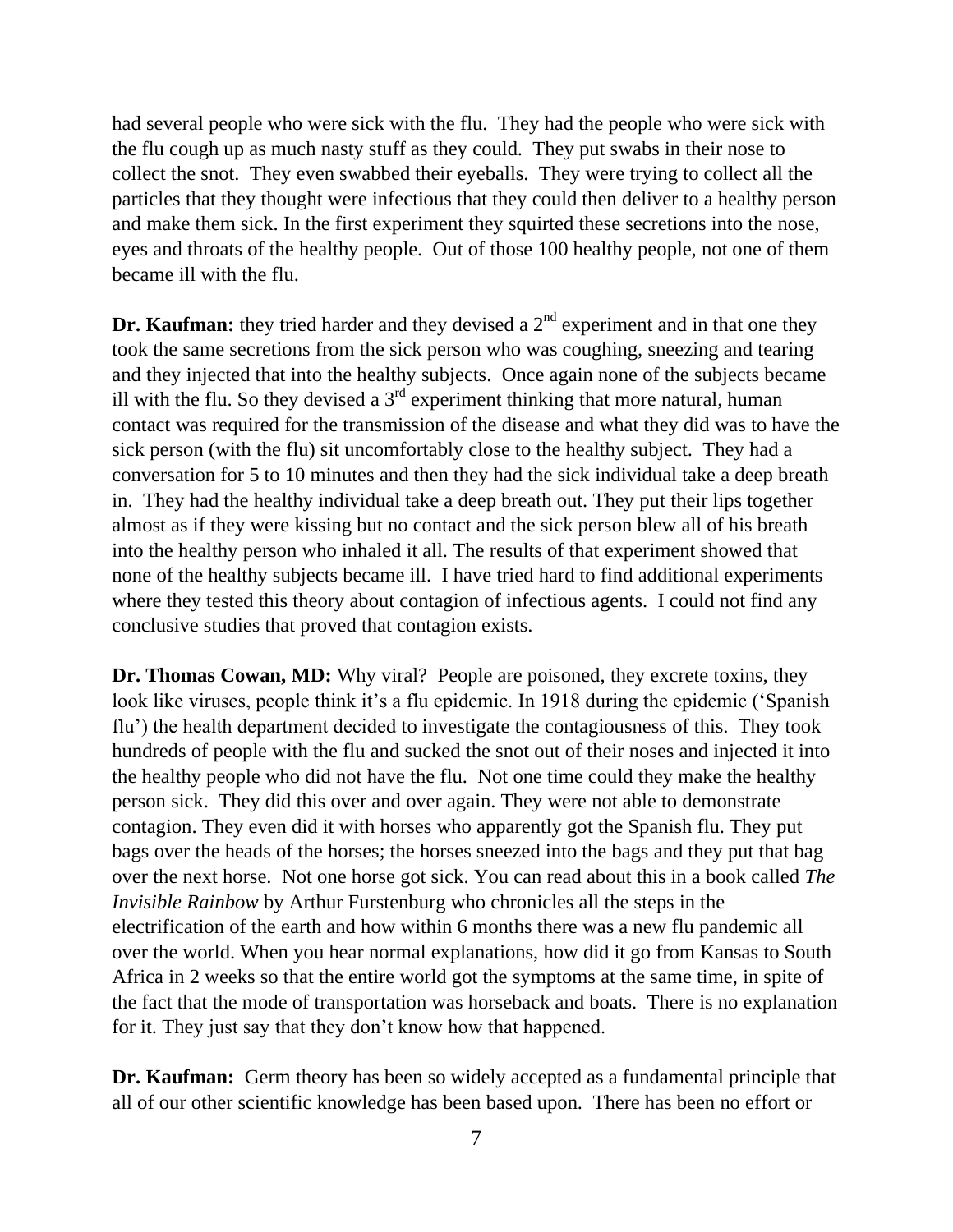had several people who were sick with the flu. They had the people who were sick with the flu cough up as much nasty stuff as they could. They put swabs in their nose to collect the snot. They even swabbed their eyeballs. They were trying to collect all the particles that they thought were infectious that they could then deliver to a healthy person and make them sick. In the first experiment they squirted these secretions into the nose, eyes and throats of the healthy people. Out of those 100 healthy people, not one of them became ill with the flu.

**Dr. Kaufman:** they tried harder and they devised a 2nd experiment and in that one they took the same secretions from the sick person who was coughing, sneezing and tearing and they injected that into the healthy subjects. Once again none of the subjects became ill with the flu. So they devised a 3rd experiment thinking that more natural, human contact was required for the transmission of the disease and what they did was to have the sick person (with the flu) sit uncomfortably close to the healthy subject. They had a conversation for 5 to 10 minutes and then they had the sick individual take a deep breath in. They had the healthy individual take a deep breath out. They put their lips together almost as if they were kissing but no contact and the sick person blew all of his breath into the healthy person who inhaled it all. The results of that experiment showed that none of the healthy subjects became ill. I have tried hard to find additional experiments where they tested this theory about contagion of infectious agents. I could not find any conclusive studies that proved that contagion exists.

**Dr. Thomas Cowan, MD:** Why viral? People are poisoned, they excrete toxins, they look like viruses, people think it's a flu epidemic. In 1918 during the epidemic ('Spanish flu') the health department decided to investigate the contagiousness of this. They took hundreds of people with the flu and sucked the snot out of their noses and injected it into the healthy people who did not have the flu. Not one time could they make the healthy person sick. They did this over and over again. They were not able to demonstrate contagion. They even did it with horses who apparently got the Spanish flu. They put bags over the heads of the horses; the horses sneezed into the bags and they put that bag over the next horse. Not one horse got sick. You can read about this in a book called *The Invisible Rainbow* by Arthur Furstenburg who chronicles all the steps in the electrification of the earth and how within 6 months there was a new flu pandemic all over the world. When you hear normal explanations, how did it go from Kansas to South Africa in 2 weeks so that the entire world got the symptoms at the same time, in spite of the fact that the mode of transportation was horseback and boats. There is no explanation for it. They just say that they don't know how that happened.

**Dr. Kaufman:** Germ theory has been so widely accepted as a fundamental principle that all of our other scientific knowledge has been based upon. There has been no effort or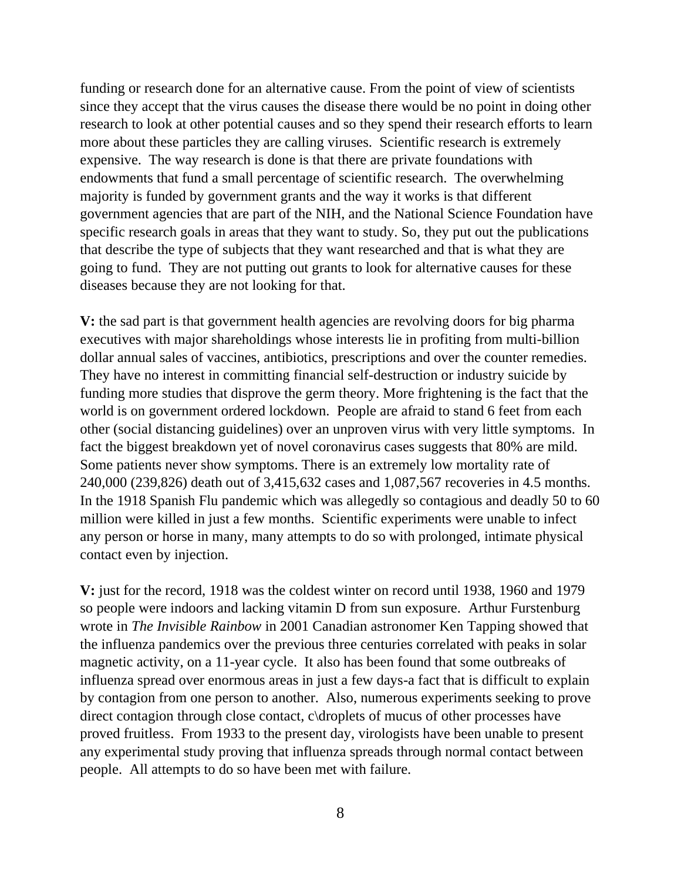funding or research done for an alternative cause. From the point of view of scientists since they accept that the virus causes the disease there would be no point in doing other research to look at other potential causes and so they spend their research efforts to learn more about these particles they are calling viruses. Scientific research is extremely expensive. The way research is done is that there are private foundations with endowments that fund a small percentage of scientific research. The overwhelming majority is funded by government grants and the way it works is that different government agencies that are part of the NIH, and the National Science Foundation have specific research goals in areas that they want to study. So, they put out the publications that describe the type of subjects that they want researched and that is what they are going to fund. They are not putting out grants to look for alternative causes for these diseases because they are not looking for that.

**V:** the sad part is that government health agencies are revolving doors for big pharma executives with major shareholdings whose interests lie in profiting from multi-billion dollar annual sales of vaccines, antibiotics, prescriptions and over the counter remedies. They have no interest in committing financial self-destruction or industry suicide by funding more studies that disprove the germ theory. More frightening is the fact that the world is on government ordered lockdown. People are afraid to stand 6 feet from each other (social distancing guidelines) over an unproven virus with very little symptoms. In fact the biggest breakdown yet of novel coronavirus cases suggests that 80% are mild. Some patients never show symptoms. There is an extremely low mortality rate of 240,000 (239,826) death out of 3,415,632 cases and 1,087,567 recoveries in 4.5 months. In the 1918 Spanish Flu pandemic which was allegedly so contagious and deadly 50 to 60 million were killed in just a few months. Scientific experiments were unable to infect any person or horse in many, many attempts to do so with prolonged, intimate physical contact even by injection.

**V:** just for the record, 1918 was the coldest winter on record until 1938, 1960 and 1979 so people were indoors and lacking vitamin D from sun exposure. Arthur Furstenburg wrote in *The Invisible Rainbow* in 2001 Canadian astronomer Ken Tapping showed that the influenza pandemics over the previous three centuries correlated with peaks in solar magnetic activity, on a 11-year cycle. It also has been found that some outbreaks of influenza spread over enormous areas in just a few days-a fact that is difficult to explain by contagion from one person to another. Also, numerous experiments seeking to prove direct contagion through close contact, c\droplets of mucus of other processes have proved fruitless. From 1933 to the present day, virologists have been unable to present any experimental study proving that influenza spreads through normal contact between people. All attempts to do so have been met with failure.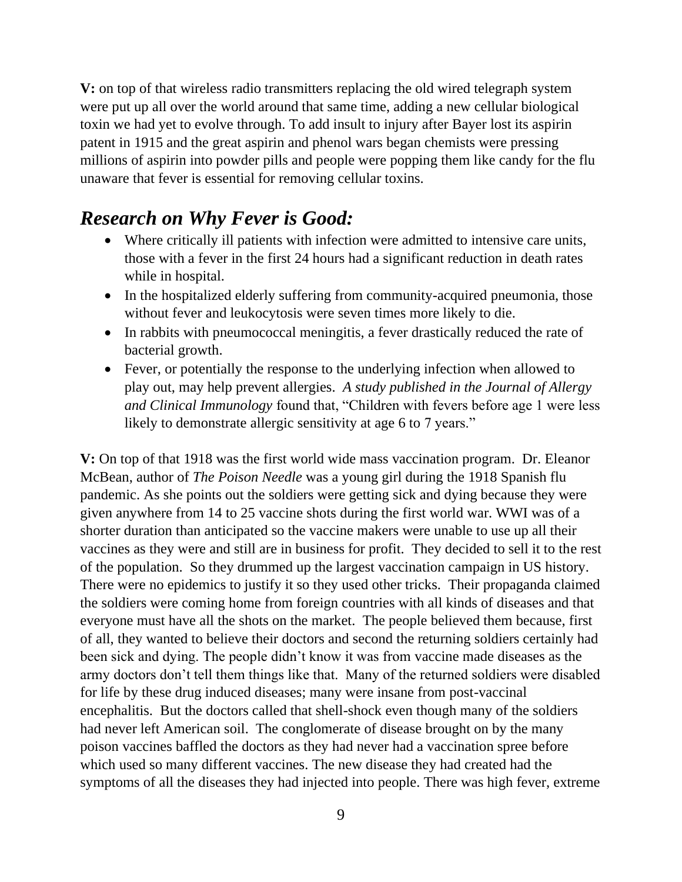**V:** on top of that wireless radio transmitters replacing the old wired telegraph system were put up all over the world around that same time, adding a new cellular biological toxin we had yet to evolve through. To add insult to injury after Bayer lost its aspirin patent in 1915 and the great aspirin and phenol wars began chemists were pressing millions of aspirin into powder pills and people were popping them like candy for the flu unaware that fever is essential for removing cellular toxins.

## *Research on Why Fever is Good:*

- Where critically ill patients with infection were admitted to intensive care units, those with a fever in the first 24 hours had a significant reduction in death rates while in hospital.
- In the hospitalized elderly suffering from community-acquired pneumonia, those without fever and leukocytosis were seven times more likely to die.
- In rabbits with pneumococcal meningitis, a fever drastically reduced the rate of bacterial growth.
- Fever, or potentially the response to the underlying infection when allowed to play out, may help prevent allergies. *A study published in the Journal of Allergy and Clinical Immunology* found that, "Children with fevers before age 1 were less likely to demonstrate allergic sensitivity at age 6 to 7 years."

**V:** On top of that 1918 was the first world wide mass vaccination program. Dr. Eleanor McBean, author of *The Poison Needle* was a young girl during the 1918 Spanish flu pandemic. As she points out the soldiers were getting sick and dying because they were given anywhere from 14 to 25 vaccine shots during the first world war. WWI was of a shorter duration than anticipated so the vaccine makers were unable to use up all their vaccines as they were and still are in business for profit. They decided to sell it to the rest of the population. So they drummed up the largest vaccination campaign in US history. There were no epidemics to justify it so they used other tricks. Their propaganda claimed the soldiers were coming home from foreign countries with all kinds of diseases and that everyone must have all the shots on the market. The people believed them because, first of all, they wanted to believe their doctors and second the returning soldiers certainly had been sick and dying. The people didn't know it was from vaccine made diseases as the army doctors don't tell them things like that. Many of the returned soldiers were disabled for life by these drug induced diseases; many were insane from post-vaccinal encephalitis. But the doctors called that shell-shock even though many of the soldiers had never left American soil. The conglomerate of disease brought on by the many poison vaccines baffled the doctors as they had never had a vaccination spree before which used so many different vaccines. The new disease they had created had the symptoms of all the diseases they had injected into people. There was high fever, extreme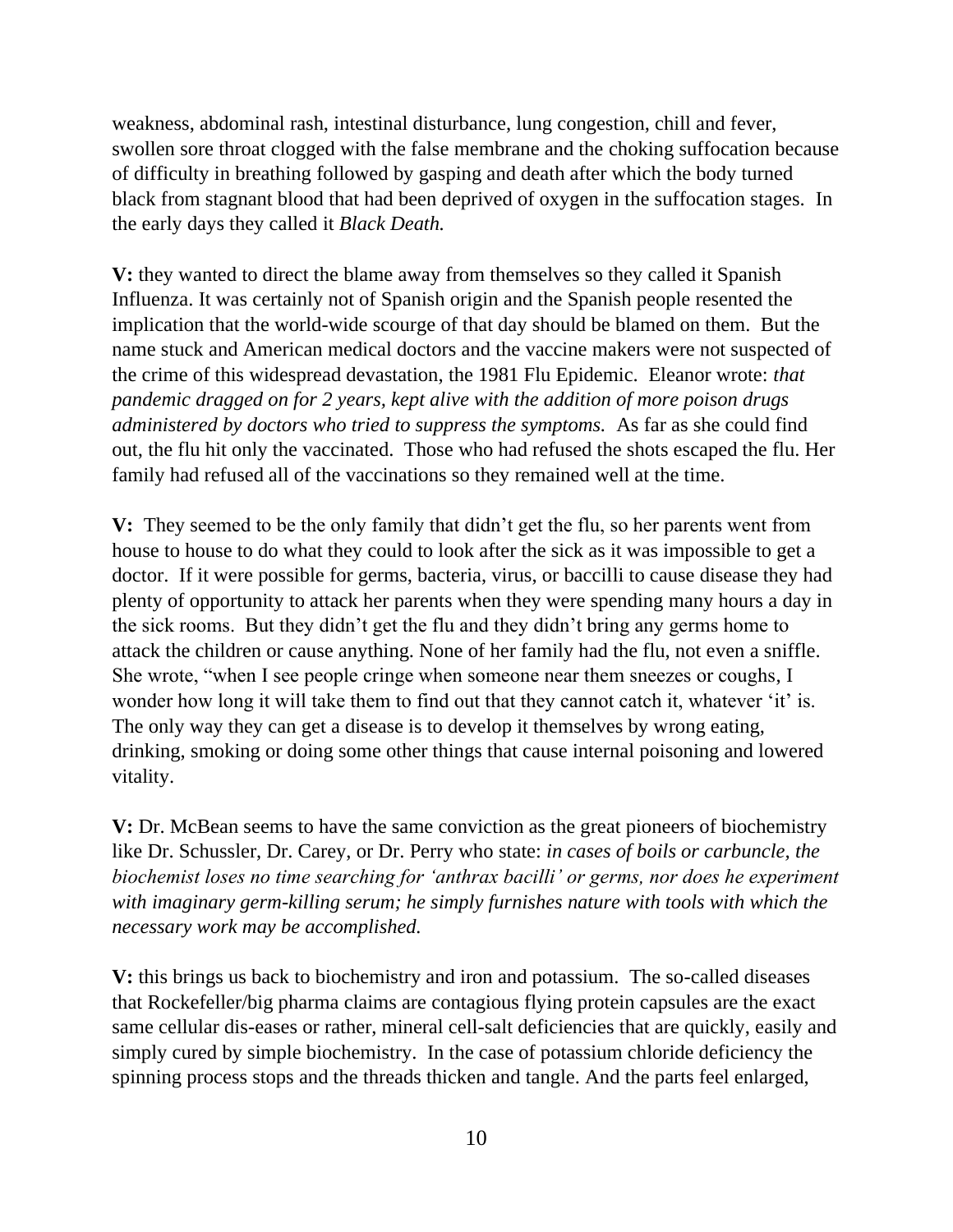weakness, abdominal rash, intestinal disturbance, lung congestion, chill and fever, swollen sore throat clogged with the false membrane and the choking suffocation because of difficulty in breathing followed by gasping and death after which the body turned black from stagnant blood that had been deprived of oxygen in the suffocation stages. In the early days they called it *Black Death.*

**V:** they wanted to direct the blame away from themselves so they called it Spanish Influenza. It was certainly not of Spanish origin and the Spanish people resented the implication that the world-wide scourge of that day should be blamed on them. But the name stuck and American medical doctors and the vaccine makers were not suspected of the crime of this widespread devastation, the 1981 Flu Epidemic. Eleanor wrote: *that pandemic dragged on for 2 years, kept alive with the addition of more poison drugs administered by doctors who tried to suppress the symptoms.* As far as she could find out, the flu hit only the vaccinated. Those who had refused the shots escaped the flu. Her family had refused all of the vaccinations so they remained well at the time.

**V:** They seemed to be the only family that didn't get the flu, so her parents went from house to house to do what they could to look after the sick as it was impossible to get a doctor. If it were possible for germs, bacteria, virus, or baccilli to cause disease they had plenty of opportunity to attack her parents when they were spending many hours a day in the sick rooms. But they didn't get the flu and they didn't bring any germs home to attack the children or cause anything. None of her family had the flu, not even a sniffle. She wrote, "when I see people cringe when someone near them sneezes or coughs, I wonder how long it will take them to find out that they cannot catch it, whatever 'it' is. The only way they can get a disease is to develop it themselves by wrong eating, drinking, smoking or doing some other things that cause internal poisoning and lowered vitality.

**V:** Dr. McBean seems to have the same conviction as the great pioneers of biochemistry like Dr. Schussler, Dr. Carey, or Dr. Perry who state: *in cases of boils or carbuncle, the biochemist loses no time searching for 'anthrax bacilli' or germs, nor does he experiment with imaginary germ-killing serum; he simply furnishes nature with tools with which the necessary work may be accomplished.*

**V:** this brings us back to biochemistry and iron and potassium. The so-called diseases that Rockefeller/big pharma claims are contagious flying protein capsules are the exact same cellular dis-eases or rather, mineral cell-salt deficiencies that are quickly, easily and simply cured by simple biochemistry. In the case of potassium chloride deficiency the spinning process stops and the threads thicken and tangle. And the parts feel enlarged,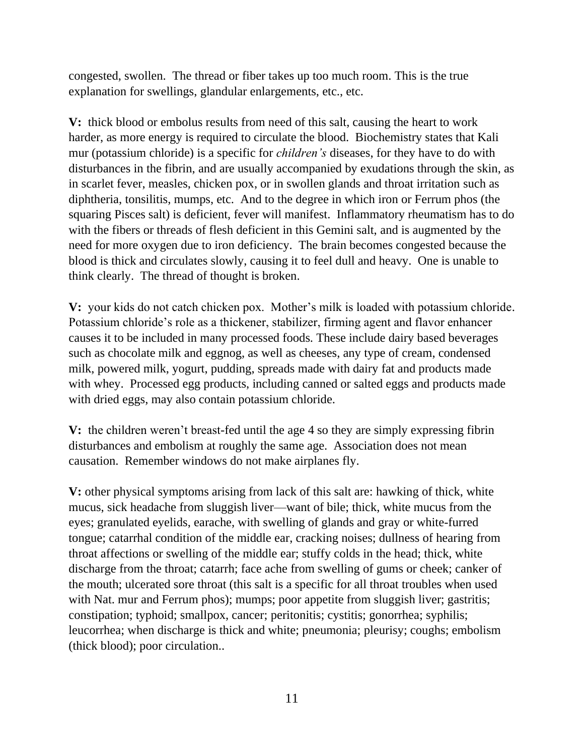congested, swollen. The thread or fiber takes up too much room. This is the true explanation for swellings, glandular enlargements, etc., etc.

**V:** thick blood or embolus results from need of this salt, causing the heart to work harder, as more energy is required to circulate the blood. Biochemistry states that Kali mur (potassium chloride) is a specific for *children's* diseases, for they have to do with disturbances in the fibrin, and are usually accompanied by exudations through the skin, as in scarlet fever, measles, chicken pox, or in swollen glands and throat irritation such as diphtheria, tonsilitis, mumps, etc. And to the degree in which iron or Ferrum phos (the squaring Pisces salt) is deficient, fever will manifest. Inflammatory rheumatism has to do with the fibers or threads of flesh deficient in this Gemini salt, and is augmented by the need for more oxygen due to iron deficiency. The brain becomes congested because the blood is thick and circulates slowly, causing it to feel dull and heavy. One is unable to think clearly. The thread of thought is broken.

**V:** your kids do not catch chicken pox. Mother's milk is loaded with potassium chloride. Potassium chloride's role as a thickener, stabilizer, firming agent and flavor enhancer causes it to be included in many processed foods. These include dairy based beverages such as chocolate milk and eggnog, as well as cheeses, any type of cream, condensed milk, powered milk, yogurt, pudding, spreads made with dairy fat and products made with whey. Processed egg products, including canned or salted eggs and products made with dried eggs, may also contain potassium chloride.

**V:** the children weren't breast-fed until the age 4 so they are simply expressing fibrin disturbances and embolism at roughly the same age. Association does not mean causation. Remember windows do not make airplanes fly.

**V:** other physical symptoms arising from lack of this salt are: hawking of thick, white mucus, sick headache from sluggish liver—want of bile; thick, white mucus from the eyes; granulated eyelids, earache, with swelling of glands and gray or white-furred tongue; catarrhal condition of the middle ear, cracking noises; dullness of hearing from throat affections or swelling of the middle ear; stuffy colds in the head; thick, white discharge from the throat; catarrh; face ache from swelling of gums or cheek; canker of the mouth; ulcerated sore throat (this salt is a specific for all throat troubles when used with Nat. mur and Ferrum phos); mumps; poor appetite from sluggish liver; gastritis; constipation; typhoid; smallpox, cancer; peritonitis; cystitis; gonorrhea; syphilis; leucorrhea; when discharge is thick and white; pneumonia; pleurisy; coughs; embolism (thick blood); poor circulation..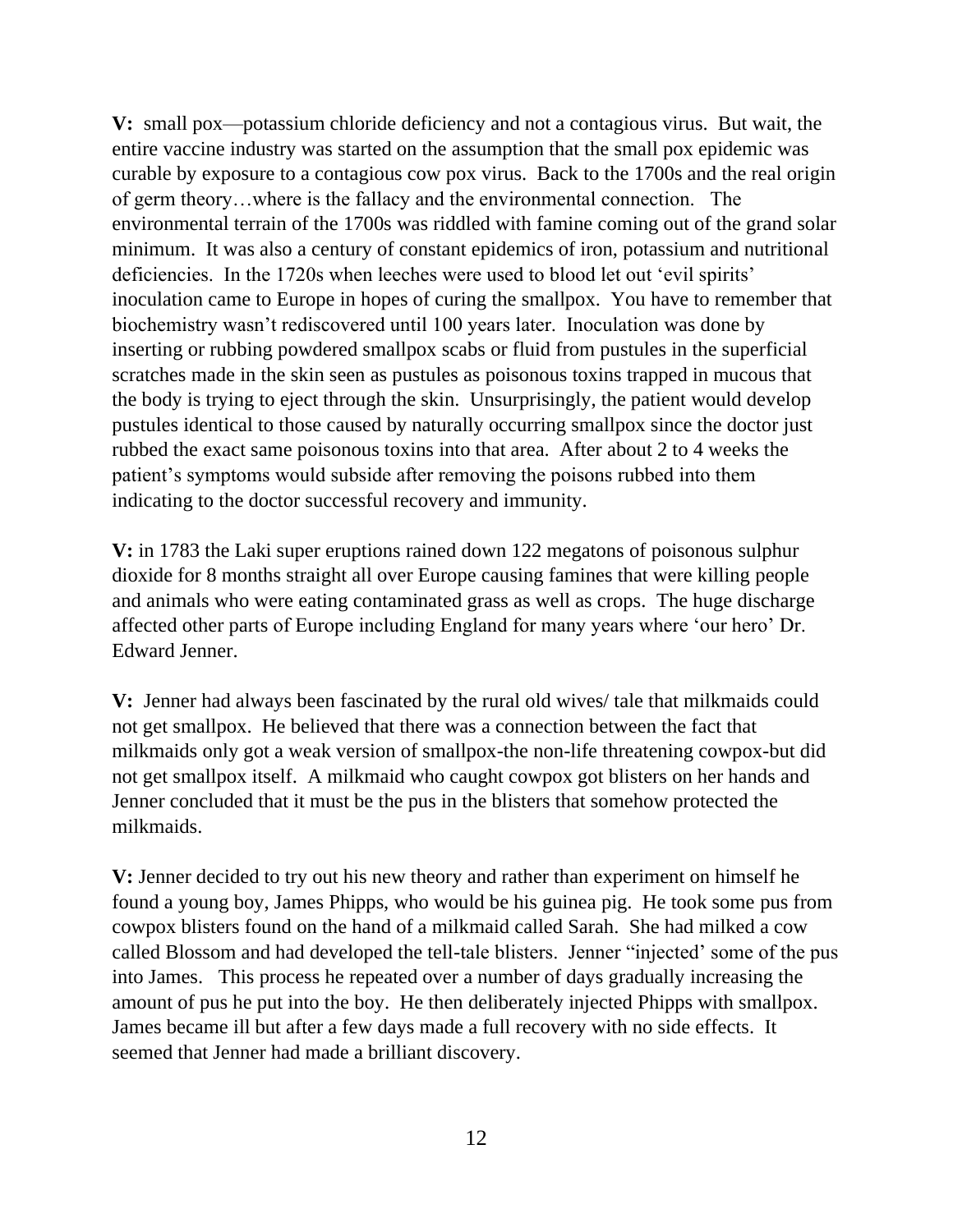**V:** small pox—potassium chloride deficiency and not a contagious virus. But wait, the entire vaccine industry was started on the assumption that the small pox epidemic was curable by exposure to a contagious cow pox virus. Back to the 1700s and the real origin of germ theory…where is the fallacy and the environmental connection. The environmental terrain of the 1700s was riddled with famine coming out of the grand solar minimum. It was also a century of constant epidemics of iron, potassium and nutritional deficiencies. In the 1720s when leeches were used to blood let out 'evil spirits' inoculation came to Europe in hopes of curing the smallpox. You have to remember that biochemistry wasn't rediscovered until 100 years later. Inoculation was done by inserting or rubbing powdered smallpox scabs or fluid from pustules in the superficial scratches made in the skin seen as pustules as poisonous toxins trapped in mucous that the body is trying to eject through the skin. Unsurprisingly, the patient would develop pustules identical to those caused by naturally occurring smallpox since the doctor just rubbed the exact same poisonous toxins into that area. After about 2 to 4 weeks the patient's symptoms would subside after removing the poisons rubbed into them indicating to the doctor successful recovery and immunity.

**V:** in 1783 the Laki super eruptions rained down 122 megatons of poisonous sulphur dioxide for 8 months straight all over Europe causing famines that were killing people and animals who were eating contaminated grass as well as crops. The huge discharge affected other parts of Europe including England for many years where 'our hero' Dr. Edward Jenner.

**V:** Jenner had always been fascinated by the rural old wives/ tale that milkmaids could not get smallpox. He believed that there was a connection between the fact that milkmaids only got a weak version of smallpox-the non-life threatening cowpox-but did not get smallpox itself. A milkmaid who caught cowpox got blisters on her hands and Jenner concluded that it must be the pus in the blisters that somehow protected the milkmaids.

**V:** Jenner decided to try out his new theory and rather than experiment on himself he found a young boy, James Phipps, who would be his guinea pig. He took some pus from cowpox blisters found on the hand of a milkmaid called Sarah. She had milked a cow called Blossom and had developed the tell-tale blisters. Jenner "injected' some of the pus into James. This process he repeated over a number of days gradually increasing the amount of pus he put into the boy. He then deliberately injected Phipps with smallpox. James became ill but after a few days made a full recovery with no side effects. It seemed that Jenner had made a brilliant discovery.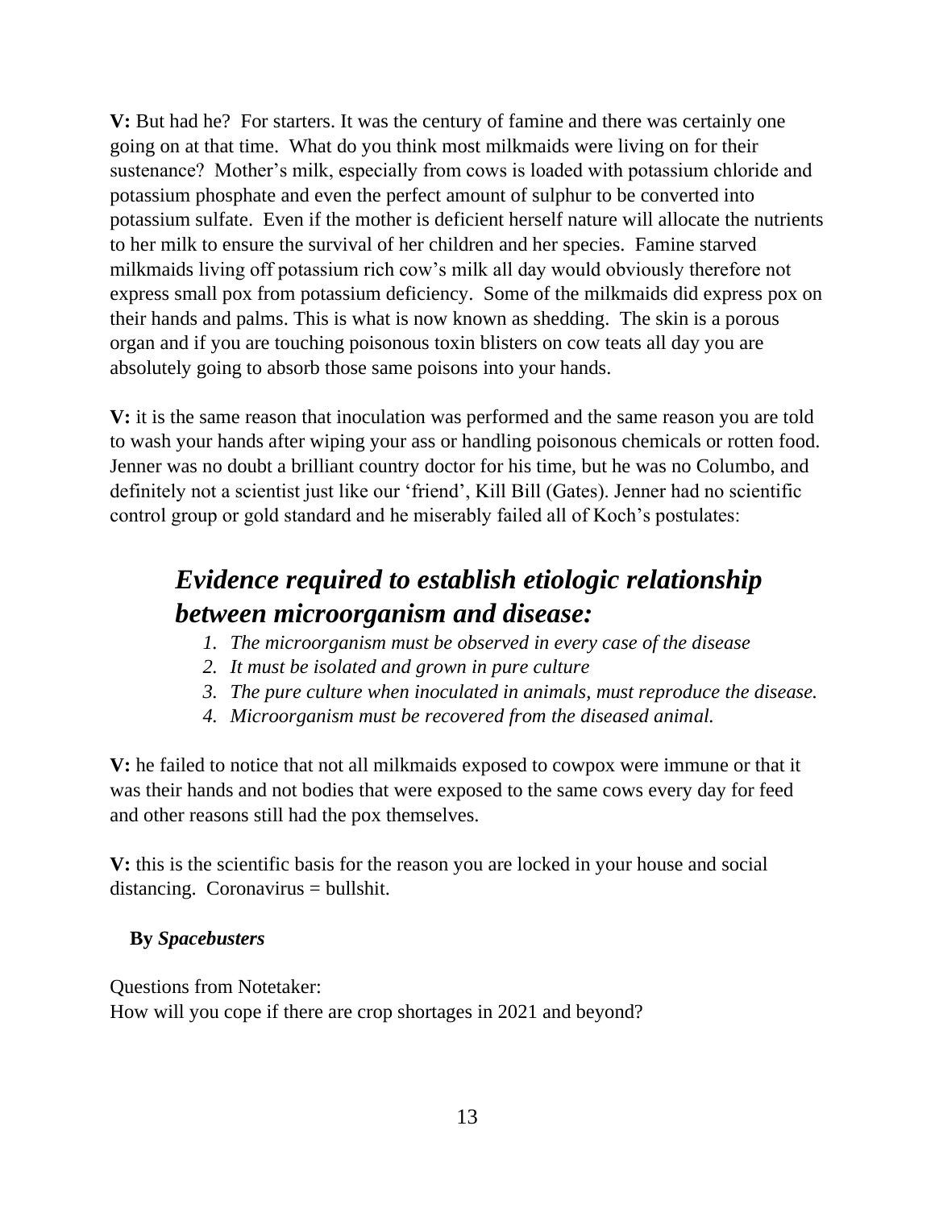**V:** But had he? For starters. It was the century of famine and there was certainly one going on at that time. What do you think most milkmaids were living on for their sustenance? Mother's milk, especially from cows is loaded with potassium chloride and potassium phosphate and even the perfect amount of sulphur to be converted into potassium sulfate. Even if the mother is deficient herself nature will allocate the nutrients to her milk to ensure the survival of her children and her species. Famine starved milkmaids living off potassium rich cow's milk all day would obviously therefore not express small pox from potassium deficiency. Some of the milkmaids did express pox on their hands and palms. This is what is now known as shedding. The skin is a porous organ and if you are touching poisonous toxin blisters on cow teats all day you are absolutely going to absorb those same poisons into your hands.

**V:** it is the same reason that inoculation was performed and the same reason you are told to wash your hands after wiping your ass or handling poisonous chemicals or rotten food. Jenner was no doubt a brilliant country doctor for his time, but he was no Columbo, and definitely not a scientist just like our 'friend', Kill Bill (Gates). Jenner had no scientific control group or gold standard and he miserably failed all of Koch's postulates:

***Evidence required to establish etiologic relationship between microorganism and disease:***

1. *The microorganism must be observed in every case of the disease*
2. *It must be isolated and grown in pure culture*
3. *The pure culture when inoculated in animals, must reproduce the disease.*
4. *Microorganism must be recovered from the diseased animal.*

**V:** he failed to notice that not all milkmaids exposed to cowpox were immune or that it was their hands and not bodies that were exposed to the same cows every day for feed and other reasons still had the pox themselves.

**V:** this is the scientific basis for the reason you are locked in your house and social distancing. Coronavirus = bullshit.

**By *Spacebusters***

Questions from Notetaker:
How will you cope if there are crop shortages in 2021 and beyond?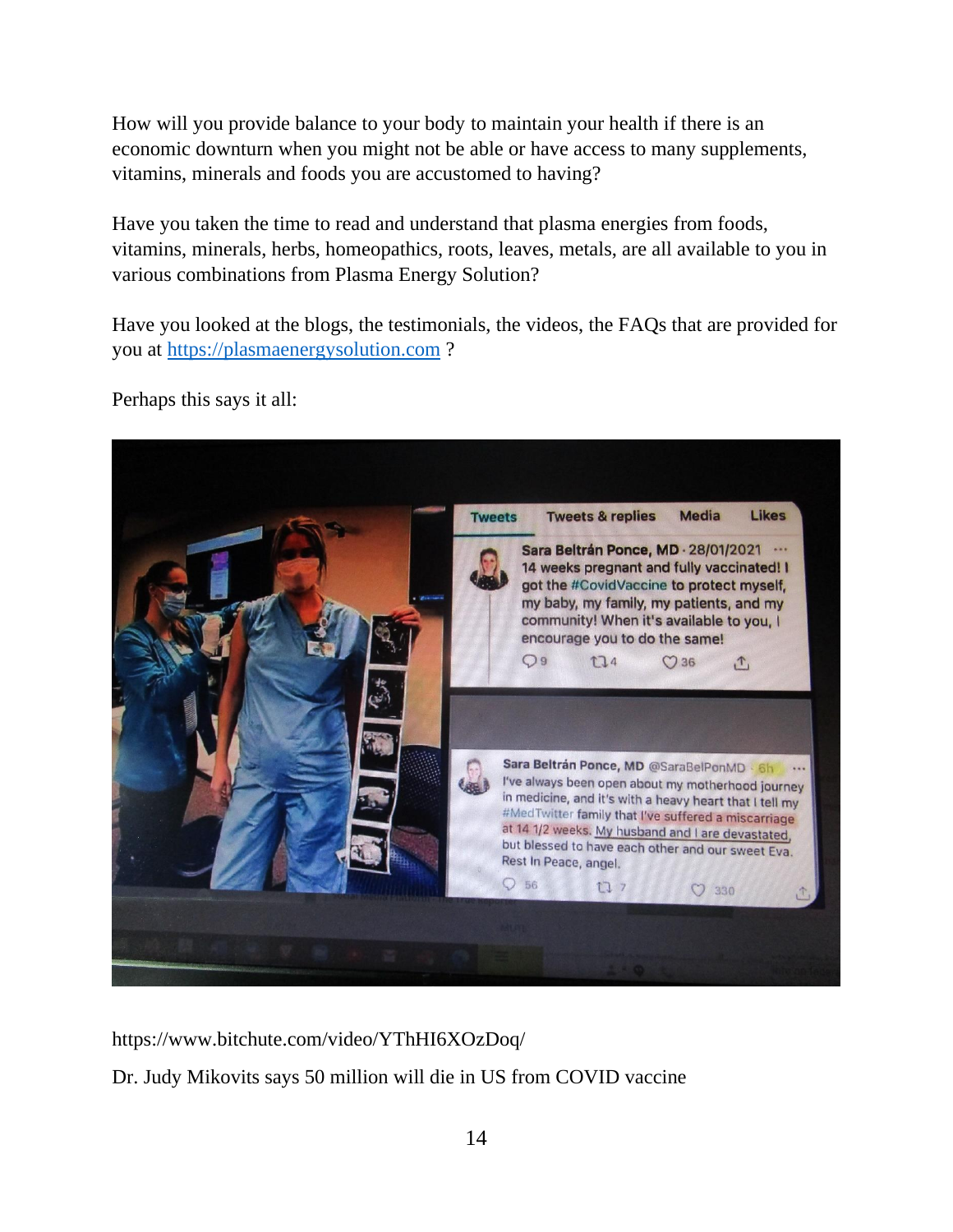How will you provide balance to your body to maintain your health if there is an economic downturn when you might not be able or have access to many supplements, vitamins, minerals and foods you are accustomed to having?

Have you taken the time to read and understand that plasma energies from foods, vitamins, minerals, herbs, homeopathics, roots, leaves, metals, are all available to you in various combinations from Plasma Energy Solution?

Have you looked at the blogs, the testimonials, the videos, the FAQs that are provided for you at [https://plasmaenergysolution.com](https://plasmaenergysolution.com) ?

Perhaps this says it all:

https://www.bitchute.com/video/YThHI6XOzDoq/

Dr. Judy Mikovits says 50 million will die in US from COVID vaccine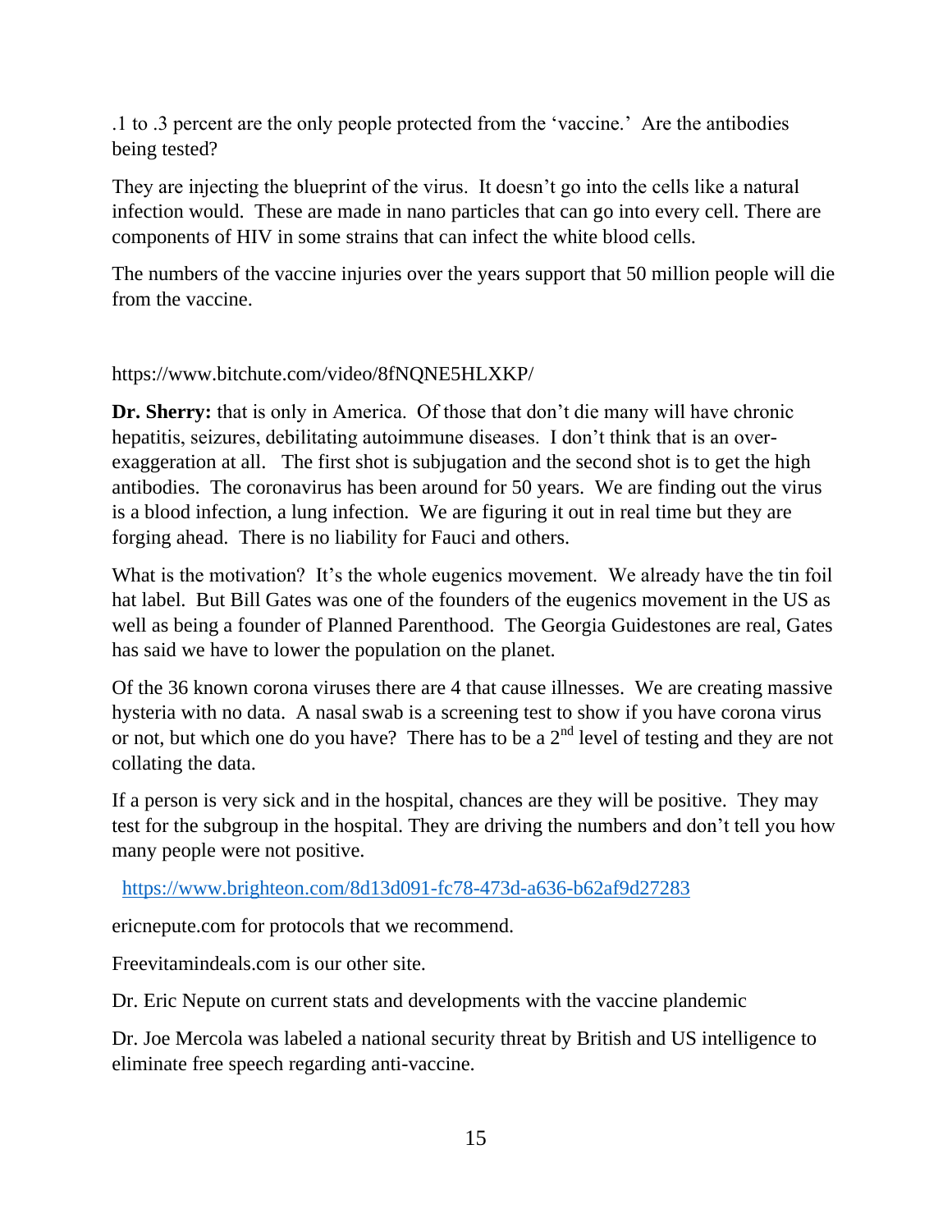.1 to .3 percent are the only people protected from the 'vaccine.' Are the antibodies being tested?

They are injecting the blueprint of the virus. It doesn't go into the cells like a natural infection would. These are made in nano particles that can go into every cell. There are components of HIV in some strains that can infect the white blood cells.

The numbers of the vaccine injuries over the years support that 50 million people will die from the vaccine.

https://www.bitchute.com/video/8fNQNE5HLXKP/

**Dr. Sherry:** that is only in America. Of those that don't die many will have chronic hepatitis, seizures, debilitating autoimmune diseases. I don't think that is an over-exaggeration at all. The first shot is subjugation and the second shot is to get the high antibodies. The coronavirus has been around for 50 years. We are finding out the virus is a blood infection, a lung infection. We are figuring it out in real time but they are forging ahead. There is no liability for Fauci and others.

What is the motivation? It's the whole eugenics movement. We already have the tin foil hat label. But Bill Gates was one of the founders of the eugenics movement in the US as well as being a founder of Planned Parenthood. The Georgia Guidestones are real, Gates has said we have to lower the population on the planet.

Of the 36 known corona viruses there are 4 that cause illnesses. We are creating massive hysteria with no data. A nasal swab is a screening test to show if you have corona virus or not, but which one do you have? There has to be a 2nd level of testing and they are not collating the data.

If a person is very sick and in the hospital, chances are they will be positive. They may test for the subgroup in the hospital. They are driving the numbers and don't tell you how many people were not positive.

https://www.brighteon.com/8d13d091-fc78-473d-a636-b62af9d27283

ericnepute.com for protocols that we recommend.

Freevitamindeals.com is our other site.

Dr. Eric Nepute on current stats and developments with the vaccine plandemic

Dr. Joe Mercola was labeled a national security threat by British and US intelligence to eliminate free speech regarding anti-vaccine.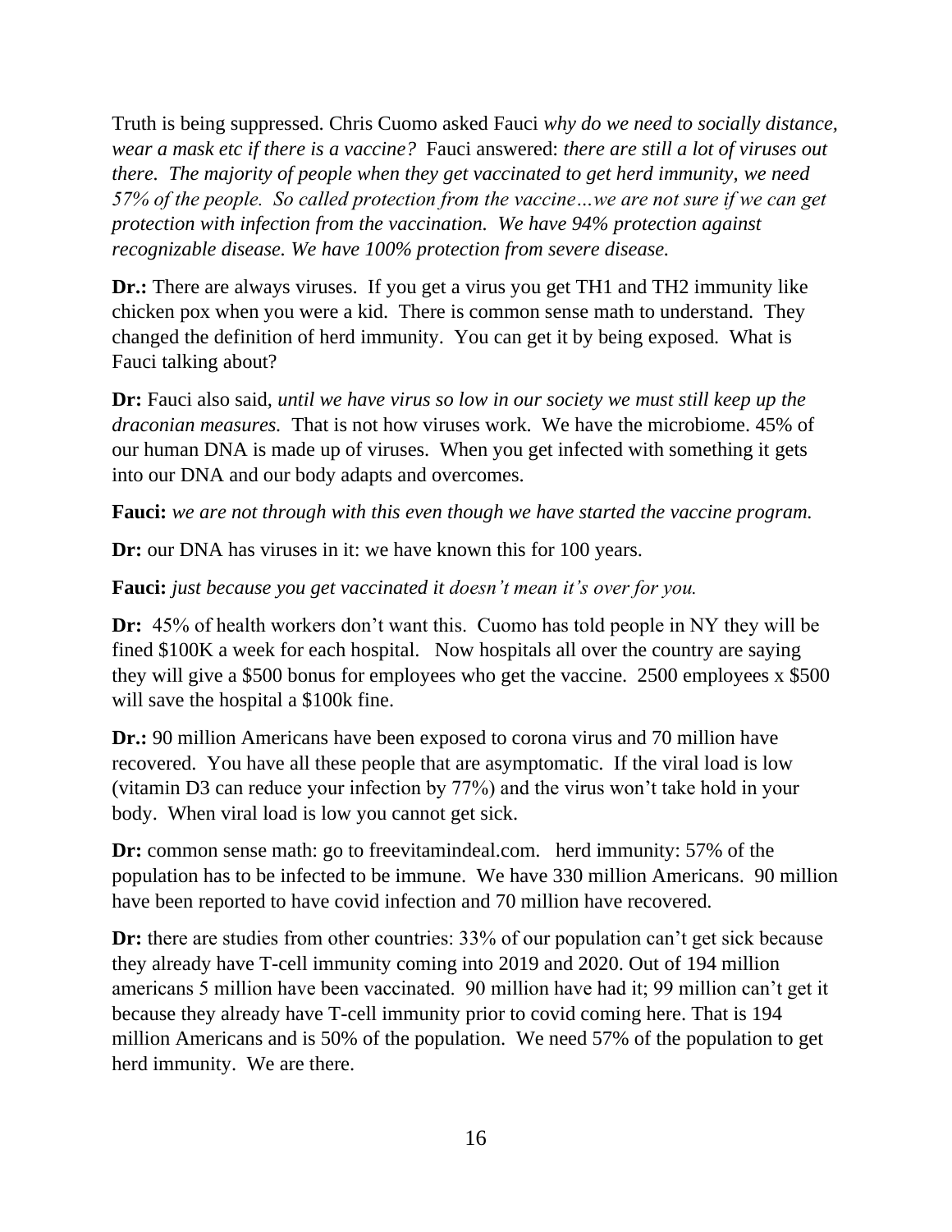Truth is being suppressed. Chris Cuomo asked Fauci *why do we need to socially distance, wear a mask etc if there is a vaccine?* Fauci answered: *there are still a lot of viruses out there. The majority of people when they get vaccinated to get herd immunity, we need 57% of the people. So called protection from the vaccine…we are not sure if we can get protection with infection from the vaccination. We have 94% protection against recognizable disease. We have 100% protection from severe disease.*

**Dr.:** There are always viruses. If you get a virus you get TH1 and TH2 immunity like chicken pox when you were a kid. There is common sense math to understand. They changed the definition of herd immunity. You can get it by being exposed. What is Fauci talking about?

**Dr:** Fauci also said, *until we have virus so low in our society we must still keep up the draconian measures.* That is not how viruses work. We have the microbiome. 45% of our human DNA is made up of viruses. When you get infected with something it gets into our DNA and our body adapts and overcomes.

**Fauci:** *we are not through with this even though we have started the vaccine program.*

**Dr:** our DNA has viruses in it: we have known this for 100 years.

**Fauci:** *just because you get vaccinated it doesn't mean it's over for you.*

**Dr:** 45% of health workers don't want this. Cuomo has told people in NY they will be fined $100K a week for each hospital. Now hospitals all over the country are saying they will give a $500 bonus for employees who get the vaccine. 2500 employees x $500 will save the hospital a $100k fine.

**Dr.:** 90 million Americans have been exposed to corona virus and 70 million have recovered. You have all these people that are asymptomatic. If the viral load is low (vitamin D3 can reduce your infection by 77%) and the virus won't take hold in your body. When viral load is low you cannot get sick.

**Dr:** common sense math: go to freevitamindeal.com. herd immunity: 57% of the population has to be infected to be immune. We have 330 million Americans. 90 million have been reported to have covid infection and 70 million have recovered.

**Dr:** there are studies from other countries: 33% of our population can't get sick because they already have T-cell immunity coming into 2019 and 2020. Out of 194 million americans 5 million have been vaccinated. 90 million have had it; 99 million can't get it because they already have T-cell immunity prior to covid coming here. That is 194 million Americans and is 50% of the population. We need 57% of the population to get herd immunity. We are there.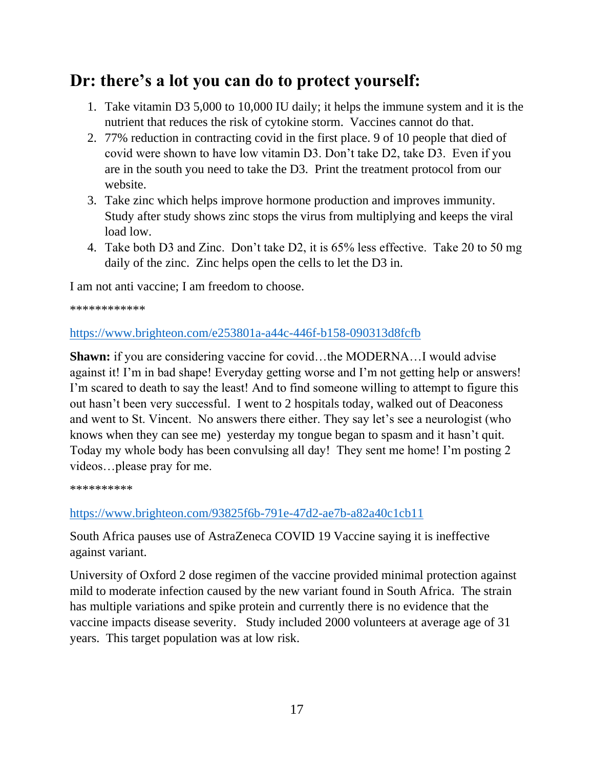## Dr: there's a lot you can do to protect yourself:

1. Take vitamin D3 5,000 to 10,000 IU daily; it helps the immune system and it is the nutrient that reduces the risk of cytokine storm. Vaccines cannot do that.
2. 77% reduction in contracting covid in the first place. 9 of 10 people that died of covid were shown to have low vitamin D3. Don't take D2, take D3. Even if you are in the south you need to take the D3. Print the treatment protocol from our website.
3. Take zinc which helps improve hormone production and improves immunity. Study after study shows zinc stops the virus from multiplying and keeps the viral load low.
4. Take both D3 and Zinc. Don't take D2, it is 65% less effective. Take 20 to 50 mg daily of the zinc. Zinc helps open the cells to let the D3 in.

I am not anti vaccine; I am freedom to choose.

************

https://www.brighteon.com/e253801a-a44c-446f-b158-090313d8fcfb

**Shawn:** if you are considering vaccine for covid…the MODERNA…I would advise against it! I'm in bad shape! Everyday getting worse and I'm not getting help or answers! I'm scared to death to say the least! And to find someone willing to attempt to figure this out hasn't been very successful. I went to 2 hospitals today, walked out of Deaconess and went to St. Vincent. No answers there either. They say let's see a neurologist (who knows when they can see me) yesterday my tongue began to spasm and it hasn't quit. Today my whole body has been convulsing all day! They sent me home! I'm posting 2 videos…please pray for me.

**********

https://www.brighteon.com/93825f6b-791e-47d2-ae7b-a82a40c1cb11

South Africa pauses use of AstraZeneca COVID 19 Vaccine saying it is ineffective against variant.

University of Oxford 2 dose regimen of the vaccine provided minimal protection against mild to moderate infection caused by the new variant found in South Africa. The strain has multiple variations and spike protein and currently there is no evidence that the vaccine impacts disease severity. Study included 2000 volunteers at average age of 31 years. This target population was at low risk.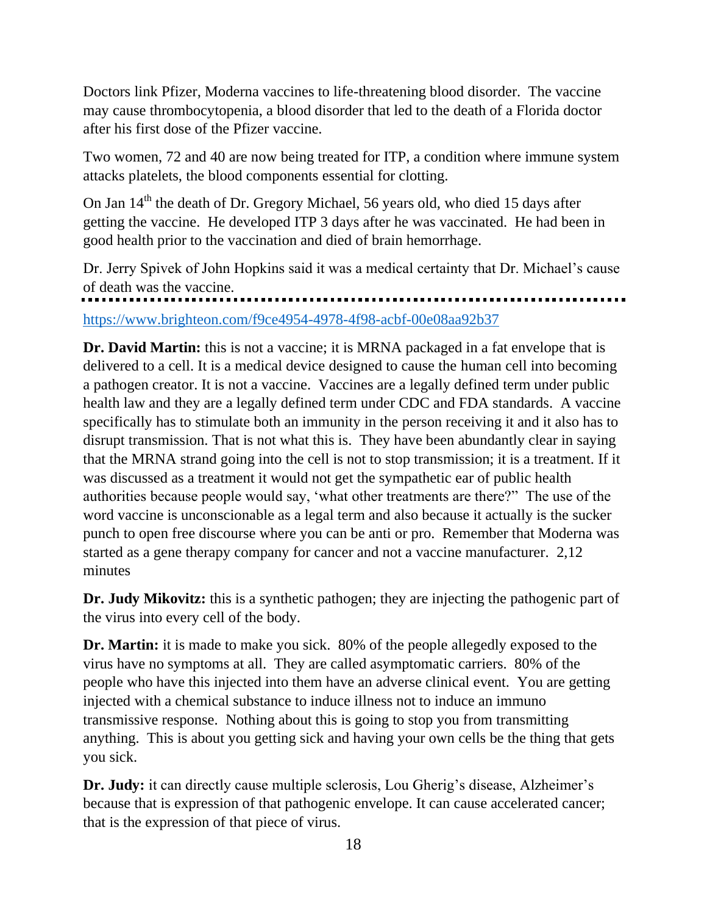Doctors link Pfizer, Moderna vaccines to life-threatening blood disorder. The vaccine may cause thrombocytopenia, a blood disorder that led to the death of a Florida doctor after his first dose of the Pfizer vaccine.

Two women, 72 and 40 are now being treated for ITP, a condition where immune system attacks platelets, the blood components essential for clotting.

On Jan 14th the death of Dr. Gregory Michael, 56 years old, who died 15 days after getting the vaccine. He developed ITP 3 days after he was vaccinated. He had been in good health prior to the vaccination and died of brain hemorrhage.

Dr. Jerry Spivek of John Hopkins said it was a medical certainty that Dr. Michael's cause of death was the vaccine.

---

https://www.brighteon.com/f9ce4954-4978-4f98-acbf-00e08aa92b37

**Dr. David Martin:** this is not a vaccine; it is MRNA packaged in a fat envelope that is delivered to a cell. It is a medical device designed to cause the human cell into becoming a pathogen creator. It is not a vaccine. Vaccines are a legally defined term under public health law and they are a legally defined term under CDC and FDA standards. A vaccine specifically has to stimulate both an immunity in the person receiving it and it also has to disrupt transmission. That is not what this is. They have been abundantly clear in saying that the MRNA strand going into the cell is not to stop transmission; it is a treatment. If it was discussed as a treatment it would not get the sympathetic ear of public health authorities because people would say, 'what other treatments are there?" The use of the word vaccine is unconscionable as a legal term and also because it actually is the sucker punch to open free discourse where you can be anti or pro. Remember that Moderna was started as a gene therapy company for cancer and not a vaccine manufacturer. 2,12 minutes

**Dr. Judy Mikovitz:** this is a synthetic pathogen; they are injecting the pathogenic part of the virus into every cell of the body.

**Dr. Martin:** it is made to make you sick. 80% of the people allegedly exposed to the virus have no symptoms at all. They are called asymptomatic carriers. 80% of the people who have this injected into them have an adverse clinical event. You are getting injected with a chemical substance to induce illness not to induce an immuno transmissive response. Nothing about this is going to stop you from transmitting anything. This is about you getting sick and having your own cells be the thing that gets you sick.

**Dr. Judy:** it can directly cause multiple sclerosis, Lou Gherig's disease, Alzheimer's because that is expression of that pathogenic envelope. It can cause accelerated cancer; that is the expression of that piece of virus.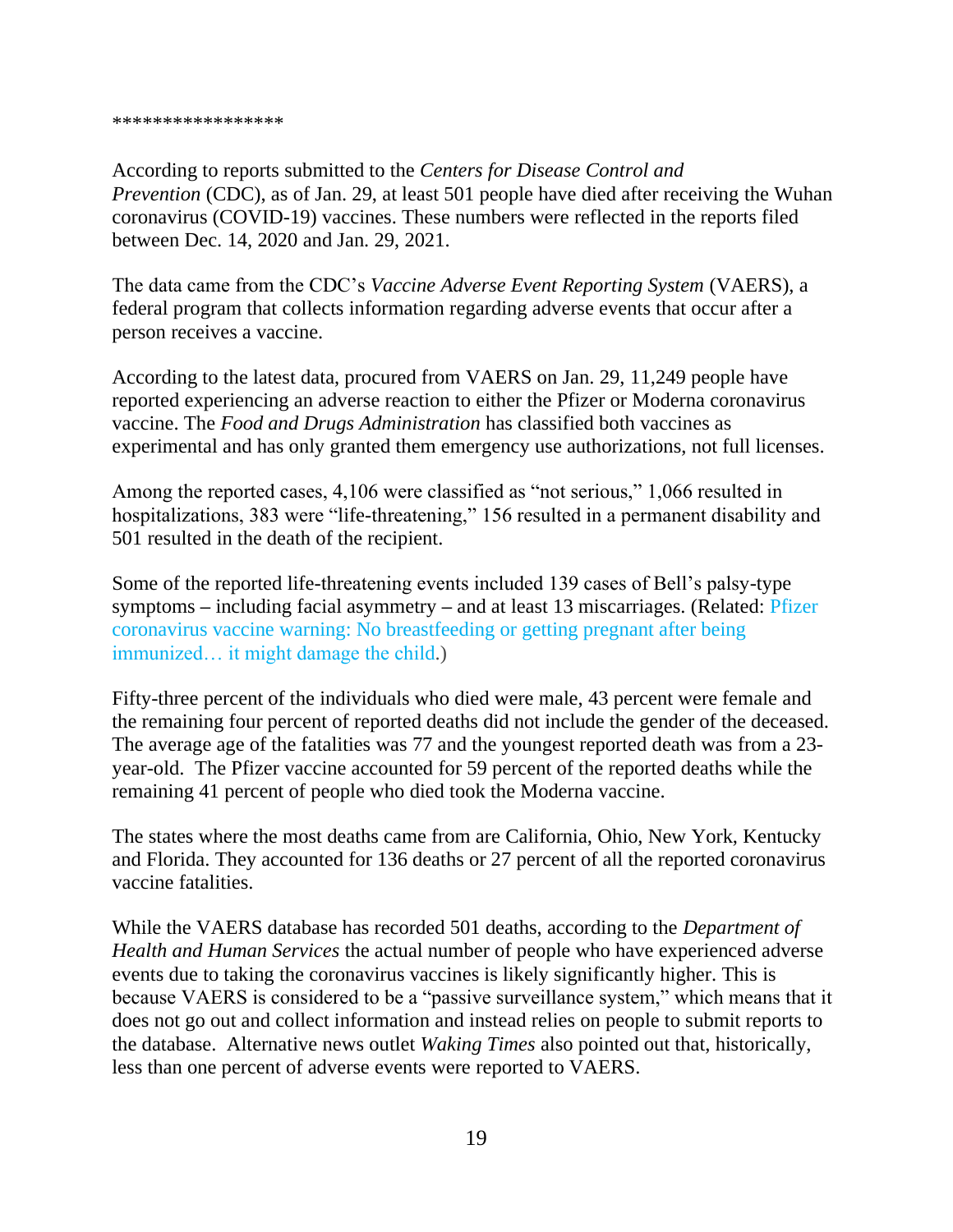*****************

According to reports submitted to the *Centers for Disease Control and Prevention* (CDC), as of Jan. 29, at least 501 people have died after receiving the Wuhan coronavirus (COVID-19) vaccines. These numbers were reflected in the reports filed between Dec. 14, 2020 and Jan. 29, 2021.

The data came from the CDC's *Vaccine Adverse Event Reporting System* (VAERS), a federal program that collects information regarding adverse events that occur after a person receives a vaccine.

According to the latest data, procured from VAERS on Jan. 29, 11,249 people have reported experiencing an adverse reaction to either the Pfizer or Moderna coronavirus vaccine. The *Food and Drugs Administration* has classified both vaccines as experimental and has only granted them emergency use authorizations, not full licenses.

Among the reported cases, 4,106 were classified as "not serious," 1,066 resulted in hospitalizations, 383 were "life-threatening," 156 resulted in a permanent disability and 501 resulted in the death of the recipient.

Some of the reported life-threatening events included 139 cases of Bell's palsy-type symptoms – including facial asymmetry – and at least 13 miscarriages. (Related: Pfizer coronavirus vaccine warning: No breastfeeding or getting pregnant after being immunized… it might damage the child.)

Fifty-three percent of the individuals who died were male, 43 percent were female and the remaining four percent of reported deaths did not include the gender of the deceased. The average age of the fatalities was 77 and the youngest reported death was from a 23-year-old. The Pfizer vaccine accounted for 59 percent of the reported deaths while the remaining 41 percent of people who died took the Moderna vaccine.

The states where the most deaths came from are California, Ohio, New York, Kentucky and Florida. They accounted for 136 deaths or 27 percent of all the reported coronavirus vaccine fatalities.

While the VAERS database has recorded 501 deaths, according to the *Department of Health and Human Services* the actual number of people who have experienced adverse events due to taking the coronavirus vaccines is likely significantly higher. This is because VAERS is considered to be a "passive surveillance system," which means that it does not go out and collect information and instead relies on people to submit reports to the database. Alternative news outlet *Waking Times* also pointed out that, historically, less than one percent of adverse events were reported to VAERS.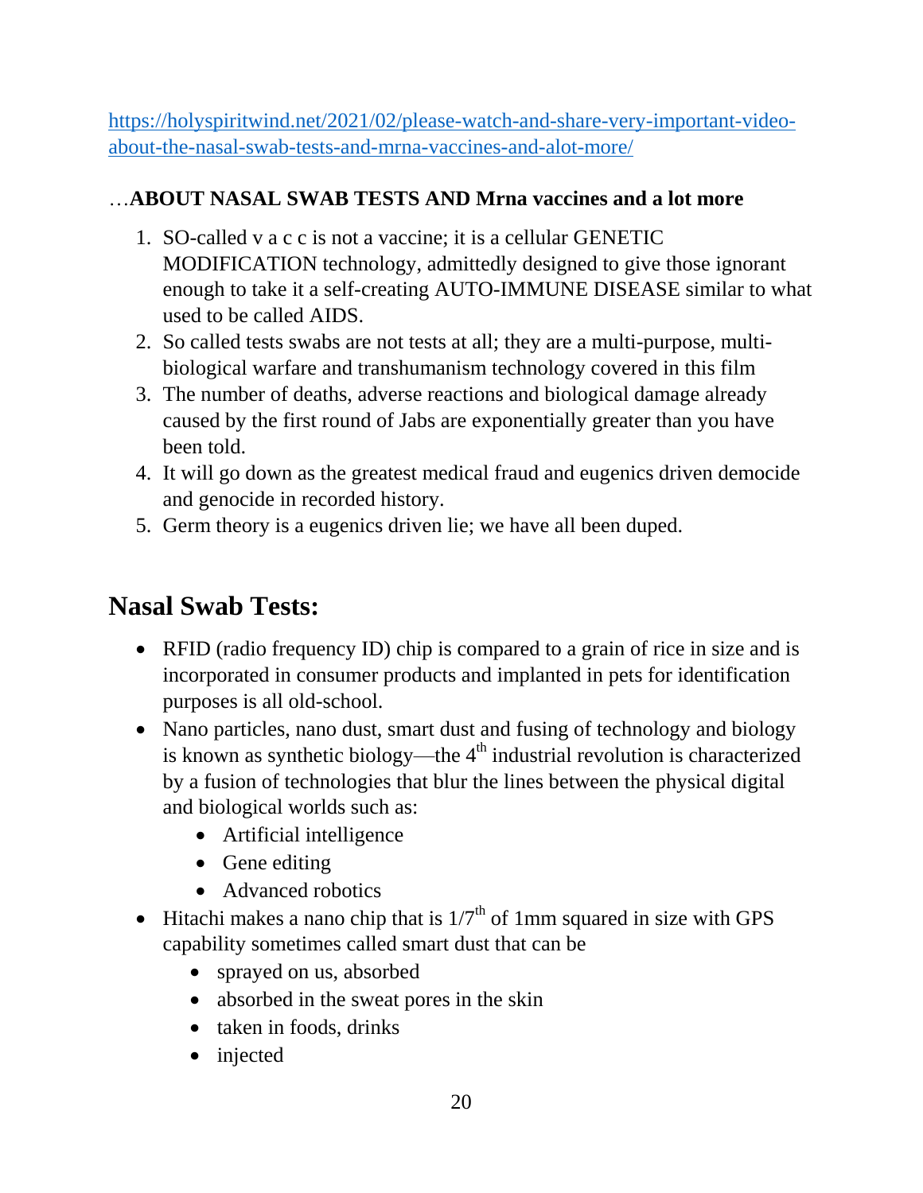https://holyspiritwind.net/2021/02/please-watch-and-share-very-important-video-about-the-nasal-swab-tests-and-mrna-vaccines-and-alot-more/

…**ABOUT NASAL SWAB TESTS AND Mrna vaccines and a lot more**

1. SO-called v a c c is not a vaccine; it is a cellular GENETIC MODIFICATION technology, admittedly designed to give those ignorant enough to take it a self-creating AUTO-IMMUNE DISEASE similar to what used to be called AIDS.
2. So called tests swabs are not tests at all; they are a multi-purpose, multi-biological warfare and transhumanism technology covered in this film
3. The number of deaths, adverse reactions and biological damage already caused by the first round of Jabs are exponentially greater than you have been told.
4. It will go down as the greatest medical fraud and eugenics driven democide and genocide in recorded history.
5. Germ theory is a eugenics driven lie; we have all been duped.

## Nasal Swab Tests:

- RFID (radio frequency ID) chip is compared to a grain of rice in size and is incorporated in consumer products and implanted in pets for identification purposes is all old-school.
- Nano particles, nano dust, smart dust and fusing of technology and biology is known as synthetic biology—the 4th industrial revolution is characterized by a fusion of technologies that blur the lines between the physical digital and biological worlds such as:
  - Artificial intelligence
  - Gene editing
  - Advanced robotics
- Hitachi makes a nano chip that is 1/7th of 1mm squared in size with GPS capability sometimes called smart dust that can be
  - sprayed on us, absorbed
  - absorbed in the sweat pores in the skin
  - taken in foods, drinks
  - injected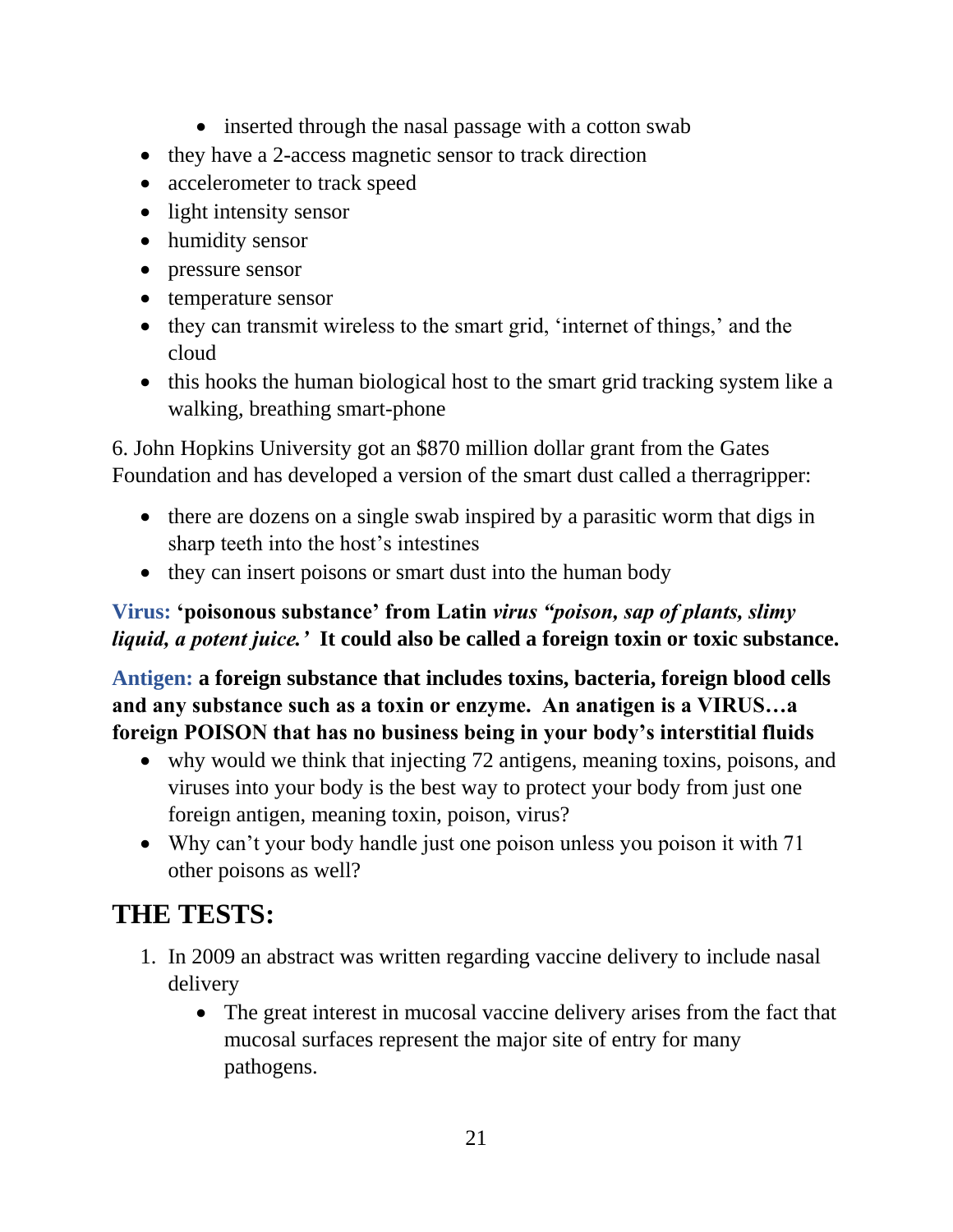- inserted through the nasal passage with a cotton swab
- they have a 2-access magnetic sensor to track direction
- accelerometer to track speed
- light intensity sensor
- humidity sensor
- pressure sensor
- temperature sensor
- they can transmit wireless to the smart grid, 'internet of things,' and the cloud
- this hooks the human biological host to the smart grid tracking system like a walking, breathing smart-phone

6. John Hopkins University got an $870 million dollar grant from the Gates Foundation and has developed a version of the smart dust called a therragripper:

- there are dozens on a single swab inspired by a parasitic worm that digs in sharp teeth into the host's intestines
- they can insert poisons or smart dust into the human body

**Virus: 'poisonous substance' from Latin *virus "poison, sap of plants, slimy liquid, a potent juice.'* It could also be called a foreign toxin or toxic substance.**

**Antigen: a foreign substance that includes toxins, bacteria, foreign blood cells and any substance such as a toxin or enzyme. An anatigen is a VIRUS…a foreign POISON that has no business being in your body's interstitial fluids**

- why would we think that injecting 72 antigens, meaning toxins, poisons, and viruses into your body is the best way to protect your body from just one foreign antigen, meaning toxin, poison, virus?
- Why can't your body handle just one poison unless you poison it with 71 other poisons as well?

## THE TESTS:

1. In 2009 an abstract was written regarding vaccine delivery to include nasal delivery
   - The great interest in mucosal vaccine delivery arises from the fact that mucosal surfaces represent the major site of entry for many pathogens.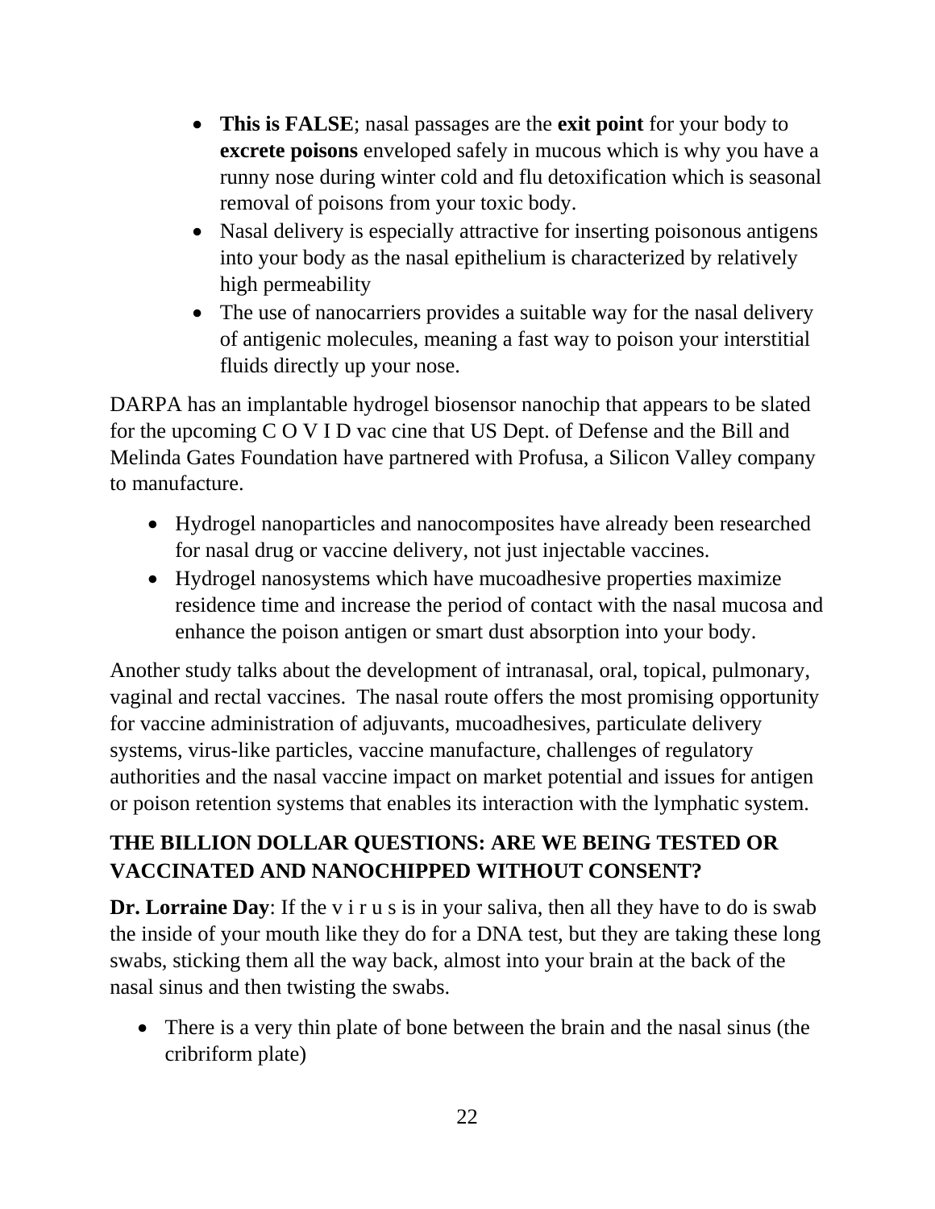- **This is FALSE**; nasal passages are the **exit point** for your body to **excrete poisons** enveloped safely in mucous which is why you have a runny nose during winter cold and flu detoxification which is seasonal removal of poisons from your toxic body.
- Nasal delivery is especially attractive for inserting poisonous antigens into your body as the nasal epithelium is characterized by relatively high permeability
- The use of nanocarriers provides a suitable way for the nasal delivery of antigenic molecules, meaning a fast way to poison your interstitial fluids directly up your nose.

DARPA has an implantable hydrogel biosensor nanochip that appears to be slated for the upcoming C O V I D vac cine that US Dept. of Defense and the Bill and Melinda Gates Foundation have partnered with Profusa, a Silicon Valley company to manufacture.

- Hydrogel nanoparticles and nanocomposites have already been researched for nasal drug or vaccine delivery, not just injectable vaccines.
- Hydrogel nanosystems which have mucoadhesive properties maximize residence time and increase the period of contact with the nasal mucosa and enhance the poison antigen or smart dust absorption into your body.

Another study talks about the development of intranasal, oral, topical, pulmonary, vaginal and rectal vaccines. The nasal route offers the most promising opportunity for vaccine administration of adjuvants, mucoadhesives, particulate delivery systems, virus-like particles, vaccine manufacture, challenges of regulatory authorities and the nasal vaccine impact on market potential and issues for antigen or poison retention systems that enables its interaction with the lymphatic system.

## THE BILLION DOLLAR QUESTIONS: ARE WE BEING TESTED OR VACCINATED AND NANOCHIPPED WITHOUT CONSENT?

**Dr. Lorraine Day**: If the v i r u s is in your saliva, then all they have to do is swab the inside of your mouth like they do for a DNA test, but they are taking these long swabs, sticking them all the way back, almost into your brain at the back of the nasal sinus and then twisting the swabs.

- There is a very thin plate of bone between the brain and the nasal sinus (the cribriform plate)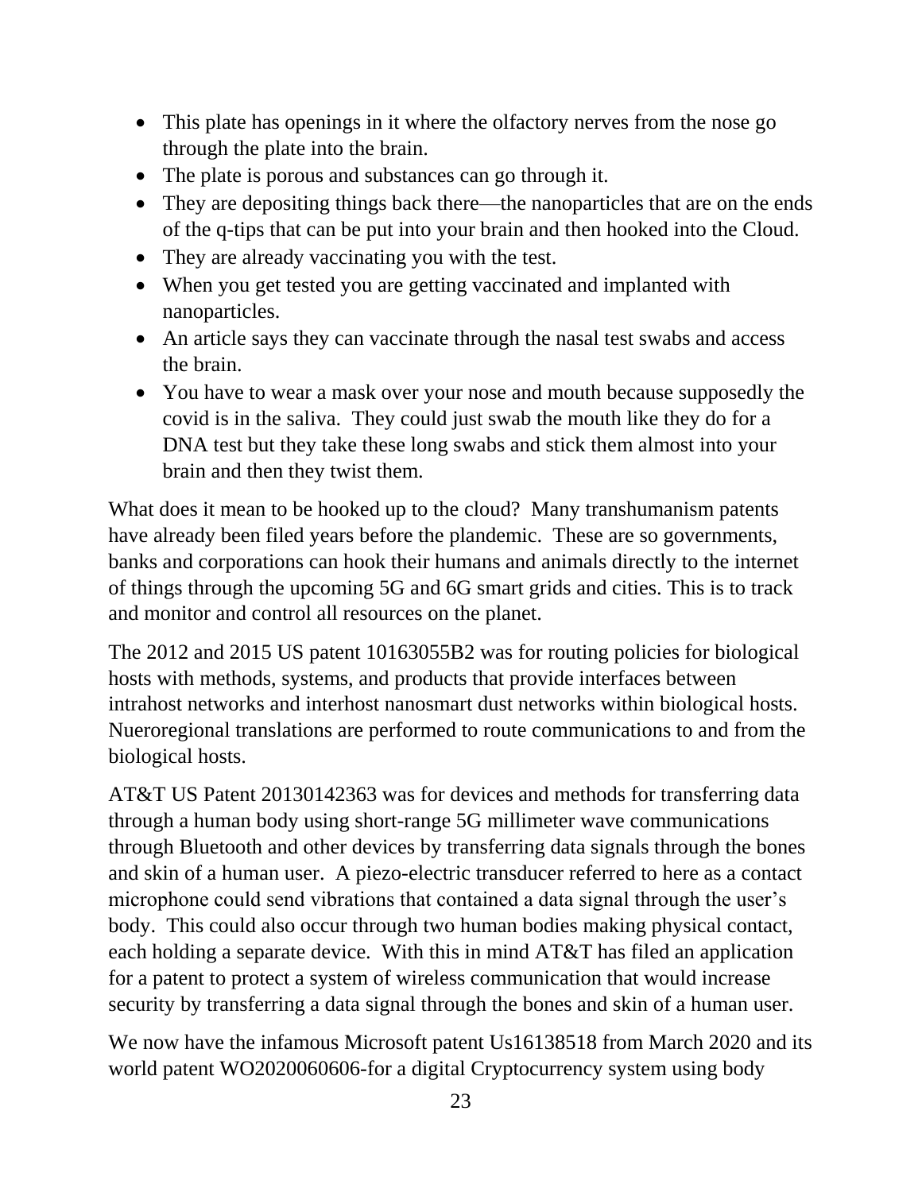- This plate has openings in it where the olfactory nerves from the nose go through the plate into the brain.
- The plate is porous and substances can go through it.
- They are depositing things back there—the nanoparticles that are on the ends of the q-tips that can be put into your brain and then hooked into the Cloud.
- They are already vaccinating you with the test.
- When you get tested you are getting vaccinated and implanted with nanoparticles.
- An article says they can vaccinate through the nasal test swabs and access the brain.
- You have to wear a mask over your nose and mouth because supposedly the covid is in the saliva.  They could just swab the mouth like they do for a DNA test but they take these long swabs and stick them almost into your brain and then they twist them.

What does it mean to be hooked up to the cloud?  Many transhumanism patents have already been filed years before the plandemic.  These are so governments, banks and corporations can hook their humans and animals directly to the internet of things through the upcoming 5G and 6G smart grids and cities. This is to track and monitor and control all resources on the planet.

The 2012 and 2015 US patent 10163055B2 was for routing policies for biological hosts with methods, systems, and products that provide interfaces between intrahost networks and interhost nanosmart dust networks within biological hosts. Nueroregional translations are performed to route communications to and from the biological hosts.

AT&T US Patent 20130142363 was for devices and methods for transferring data through a human body using short-range 5G millimeter wave communications through Bluetooth and other devices by transferring data signals through the bones and skin of a human user.  A piezo-electric transducer referred to here as a contact microphone could send vibrations that contained a data signal through the user's body.  This could also occur through two human bodies making physical contact, each holding a separate device.  With this in mind AT&T has filed an application for a patent to protect a system of wireless communication that would increase security by transferring a data signal through the bones and skin of a human user.

We now have the infamous Microsoft patent Us16138518 from March 2020 and its world patent WO2020060606-for a digital Cryptocurrency system using body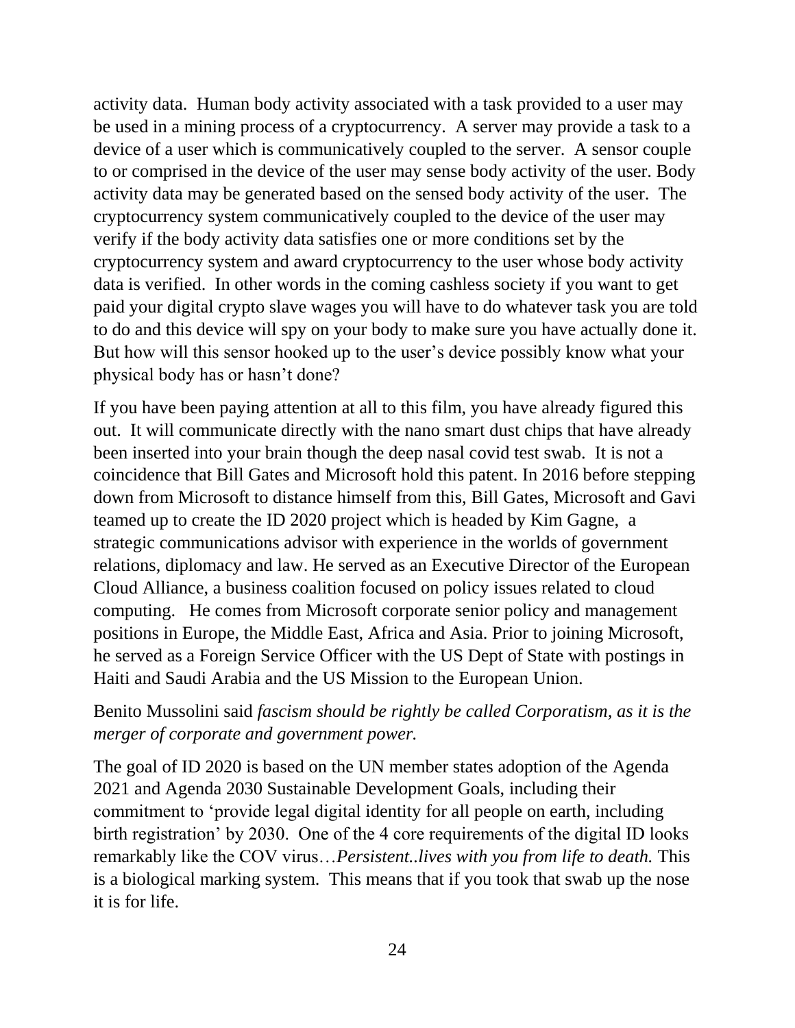activity data. Human body activity associated with a task provided to a user may be used in a mining process of a cryptocurrency. A server may provide a task to a device of a user which is communicatively coupled to the server. A sensor couple to or comprised in the device of the user may sense body activity of the user. Body activity data may be generated based on the sensed body activity of the user. The cryptocurrency system communicatively coupled to the device of the user may verify if the body activity data satisfies one or more conditions set by the cryptocurrency system and award cryptocurrency to the user whose body activity data is verified. In other words in the coming cashless society if you want to get paid your digital crypto slave wages you will have to do whatever task you are told to do and this device will spy on your body to make sure you have actually done it. But how will this sensor hooked up to the user's device possibly know what your physical body has or hasn't done?

If you have been paying attention at all to this film, you have already figured this out. It will communicate directly with the nano smart dust chips that have already been inserted into your brain though the deep nasal covid test swab. It is not a coincidence that Bill Gates and Microsoft hold this patent. In 2016 before stepping down from Microsoft to distance himself from this, Bill Gates, Microsoft and Gavi teamed up to create the ID 2020 project which is headed by Kim Gagne, a strategic communications advisor with experience in the worlds of government relations, diplomacy and law. He served as an Executive Director of the European Cloud Alliance, a business coalition focused on policy issues related to cloud computing. He comes from Microsoft corporate senior policy and management positions in Europe, the Middle East, Africa and Asia. Prior to joining Microsoft, he served as a Foreign Service Officer with the US Dept of State with postings in Haiti and Saudi Arabia and the US Mission to the European Union.

Benito Mussolini said *fascism should be rightly be called Corporatism, as it is the merger of corporate and government power.*

The goal of ID 2020 is based on the UN member states adoption of the Agenda 2021 and Agenda 2030 Sustainable Development Goals, including their commitment to 'provide legal digital identity for all people on earth, including birth registration' by 2030. One of the 4 core requirements of the digital ID looks remarkably like the COV virus…*Persistent..lives with you from life to death.* This is a biological marking system. This means that if you took that swab up the nose it is for life.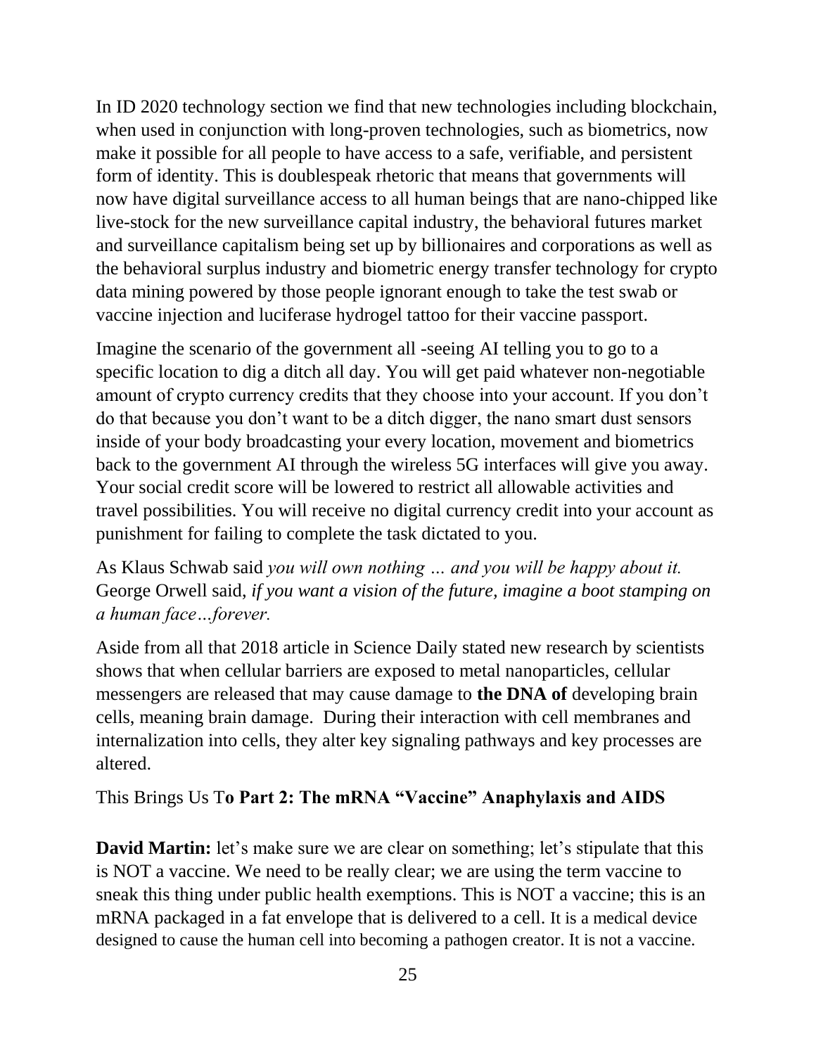In ID 2020 technology section we find that new technologies including blockchain, when used in conjunction with long-proven technologies, such as biometrics, now make it possible for all people to have access to a safe, verifiable, and persistent form of identity. This is doublespeak rhetoric that means that governments will now have digital surveillance access to all human beings that are nano-chipped like live-stock for the new surveillance capital industry, the behavioral futures market and surveillance capitalism being set up by billionaires and corporations as well as the behavioral surplus industry and biometric energy transfer technology for crypto data mining powered by those people ignorant enough to take the test swab or vaccine injection and luciferase hydrogel tattoo for their vaccine passport.

Imagine the scenario of the government all -seeing AI telling you to go to a specific location to dig a ditch all day. You will get paid whatever non-negotiable amount of crypto currency credits that they choose into your account. If you don't do that because you don't want to be a ditch digger, the nano smart dust sensors inside of your body broadcasting your every location, movement and biometrics back to the government AI through the wireless 5G interfaces will give you away. Your social credit score will be lowered to restrict all allowable activities and travel possibilities. You will receive no digital currency credit into your account as punishment for failing to complete the task dictated to you.

As Klaus Schwab said *you will own nothing … and you will be happy about it.* George Orwell said, *if you want a vision of the future, imagine a boot stamping on a human face…forever.*

Aside from all that 2018 article in Science Daily stated new research by scientists shows that when cellular barriers are exposed to metal nanoparticles, cellular messengers are released that may cause damage to **the DNA of** developing brain cells, meaning brain damage. During their interaction with cell membranes and internalization into cells, they alter key signaling pathways and key processes are altered.

This Brings Us T**o Part 2: The mRNA "Vaccine" Anaphylaxis and AIDS**

**David Martin:** let's make sure we are clear on something; let's stipulate that this is NOT a vaccine. We need to be really clear; we are using the term vaccine to sneak this thing under public health exemptions. This is NOT a vaccine; this is an mRNA packaged in a fat envelope that is delivered to a cell. It is a medical device designed to cause the human cell into becoming a pathogen creator. It is not a vaccine.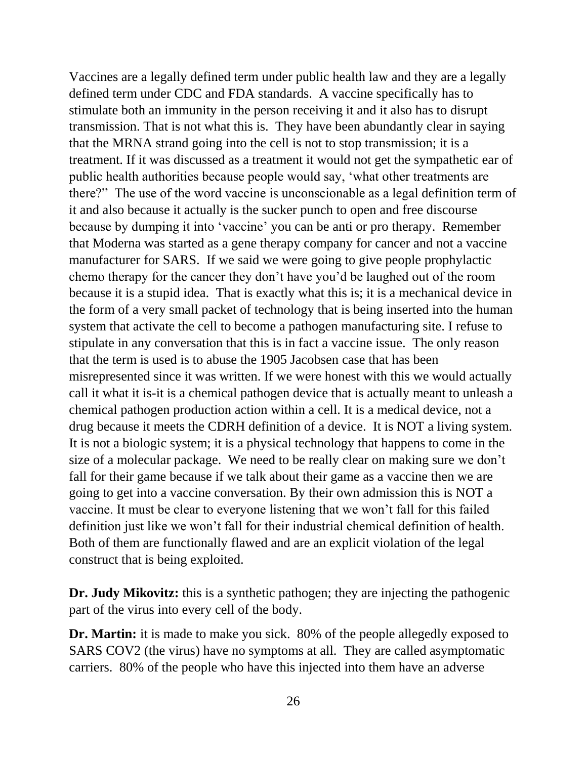Vaccines are a legally defined term under public health law and they are a legally defined term under CDC and FDA standards.  A vaccine specifically has to stimulate both an immunity in the person receiving it and it also has to disrupt transmission. That is not what this is.  They have been abundantly clear in saying that the MRNA strand going into the cell is not to stop transmission; it is a treatment. If it was discussed as a treatment it would not get the sympathetic ear of public health authorities because people would say, 'what other treatments are there?"  The use of the word vaccine is unconscionable as a legal definition term of it and also because it actually is the sucker punch to open and free discourse because by dumping it into 'vaccine' you can be anti or pro therapy.  Remember that Moderna was started as a gene therapy company for cancer and not a vaccine manufacturer for SARS.  If we said we were going to give people prophylactic chemo therapy for the cancer they don't have you'd be laughed out of the room because it is a stupid idea.  That is exactly what this is; it is a mechanical device in the form of a very small packet of technology that is being inserted into the human system that activate the cell to become a pathogen manufacturing site. I refuse to stipulate in any conversation that this is in fact a vaccine issue.  The only reason that the term is used is to abuse the 1905 Jacobsen case that has been misrepresented since it was written. If we were honest with this we would actually call it what it is-it is a chemical pathogen device that is actually meant to unleash a chemical pathogen production action within a cell. It is a medical device, not a drug because it meets the CDRH definition of a device.  It is NOT a living system. It is not a biologic system; it is a physical technology that happens to come in the size of a molecular package.  We need to be really clear on making sure we don't fall for their game because if we talk about their game as a vaccine then we are going to get into a vaccine conversation. By their own admission this is NOT a vaccine. It must be clear to everyone listening that we won't fall for this failed definition just like we won't fall for their industrial chemical definition of health. Both of them are functionally flawed and are an explicit violation of the legal construct that is being exploited.

**Dr. Judy Mikovitz:** this is a synthetic pathogen; they are injecting the pathogenic part of the virus into every cell of the body.

**Dr. Martin:** it is made to make you sick.  80% of the people allegedly exposed to SARS COV2 (the virus) have no symptoms at all.  They are called asymptomatic carriers.  80% of the people who have this injected into them have an adverse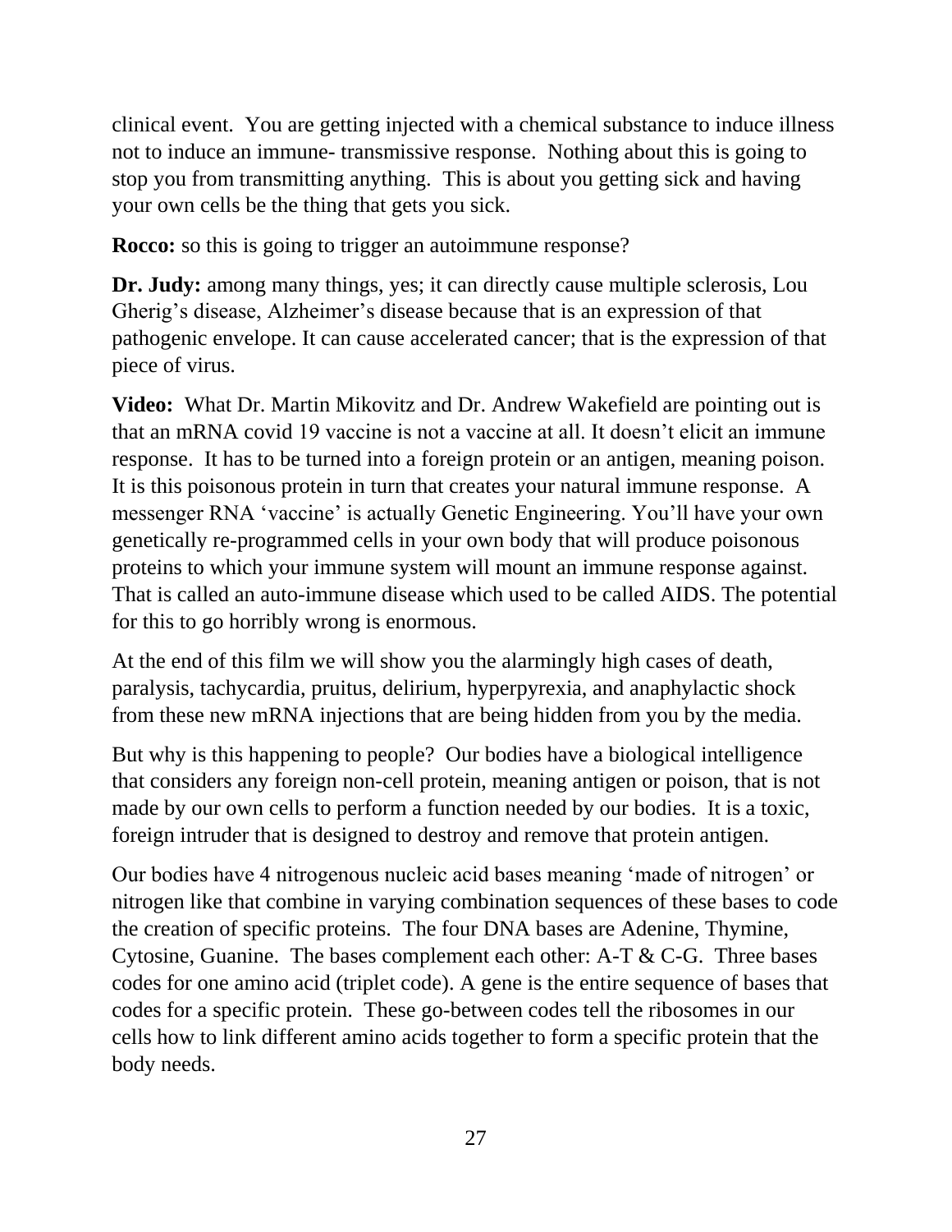clinical event. You are getting injected with a chemical substance to induce illness not to induce an immune- transmissive response. Nothing about this is going to stop you from transmitting anything. This is about you getting sick and having your own cells be the thing that gets you sick.

**Rocco:** so this is going to trigger an autoimmune response?

**Dr. Judy:** among many things, yes; it can directly cause multiple sclerosis, Lou Gherig's disease, Alzheimer's disease because that is an expression of that pathogenic envelope. It can cause accelerated cancer; that is the expression of that piece of virus.

**Video:** What Dr. Martin Mikovitz and Dr. Andrew Wakefield are pointing out is that an mRNA covid 19 vaccine is not a vaccine at all. It doesn't elicit an immune response. It has to be turned into a foreign protein or an antigen, meaning poison. It is this poisonous protein in turn that creates your natural immune response. A messenger RNA 'vaccine' is actually Genetic Engineering. You'll have your own genetically re-programmed cells in your own body that will produce poisonous proteins to which your immune system will mount an immune response against. That is called an auto-immune disease which used to be called AIDS. The potential for this to go horribly wrong is enormous.

At the end of this film we will show you the alarmingly high cases of death, paralysis, tachycardia, pruitus, delirium, hyperpyrexia, and anaphylactic shock from these new mRNA injections that are being hidden from you by the media.

But why is this happening to people? Our bodies have a biological intelligence that considers any foreign non-cell protein, meaning antigen or poison, that is not made by our own cells to perform a function needed by our bodies. It is a toxic, foreign intruder that is designed to destroy and remove that protein antigen.

Our bodies have 4 nitrogenous nucleic acid bases meaning 'made of nitrogen' or nitrogen like that combine in varying combination sequences of these bases to code the creation of specific proteins. The four DNA bases are Adenine, Thymine, Cytosine, Guanine. The bases complement each other: A-T & C-G. Three bases codes for one amino acid (triplet code). A gene is the entire sequence of bases that codes for a specific protein. These go-between codes tell the ribosomes in our cells how to link different amino acids together to form a specific protein that the body needs.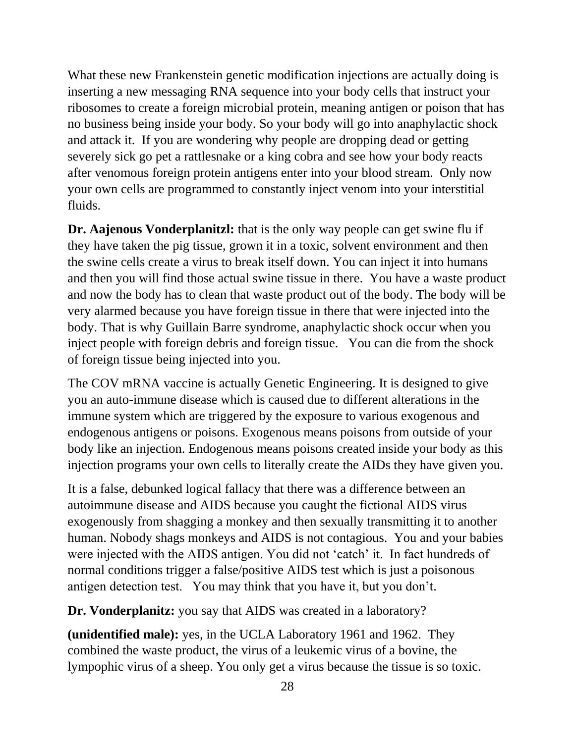What these new Frankenstein genetic modification injections are actually doing is inserting a new messaging RNA sequence into your body cells that instruct your ribosomes to create a foreign microbial protein, meaning antigen or poison that has no business being inside your body. So your body will go into anaphylactic shock and attack it. If you are wondering why people are dropping dead or getting severely sick go pet a rattlesnake or a king cobra and see how your body reacts after venomous foreign protein antigens enter into your blood stream. Only now your own cells are programmed to constantly inject venom into your interstitial fluids.

**Dr. Aajenous Vonderplanitzl:** that is the only way people can get swine flu if they have taken the pig tissue, grown it in a toxic, solvent environment and then the swine cells create a virus to break itself down. You can inject it into humans and then you will find those actual swine tissue in there. You have a waste product and now the body has to clean that waste product out of the body. The body will be very alarmed because you have foreign tissue in there that were injected into the body. That is why Guillain Barre syndrome, anaphylactic shock occur when you inject people with foreign debris and foreign tissue. You can die from the shock of foreign tissue being injected into you.

The COV mRNA vaccine is actually Genetic Engineering. It is designed to give you an auto-immune disease which is caused due to different alterations in the immune system which are triggered by the exposure to various exogenous and endogenous antigens or poisons. Exogenous means poisons from outside of your body like an injection. Endogenous means poisons created inside your body as this injection programs your own cells to literally create the AIDs they have given you.

It is a false, debunked logical fallacy that there was a difference between an autoimmune disease and AIDS because you caught the fictional AIDS virus exogenously from shagging a monkey and then sexually transmitting it to another human. Nobody shags monkeys and AIDS is not contagious. You and your babies were injected with the AIDS antigen. You did not 'catch' it. In fact hundreds of normal conditions trigger a false/positive AIDS test which is just a poisonous antigen detection test. You may think that you have it, but you don't.

**Dr. Vonderplanitz:** you say that AIDS was created in a laboratory?

**(unidentified male):** yes, in the UCLA Laboratory 1961 and 1962. They combined the waste product, the virus of a leukemic virus of a bovine, the lympophic virus of a sheep. You only get a virus because the tissue is so toxic.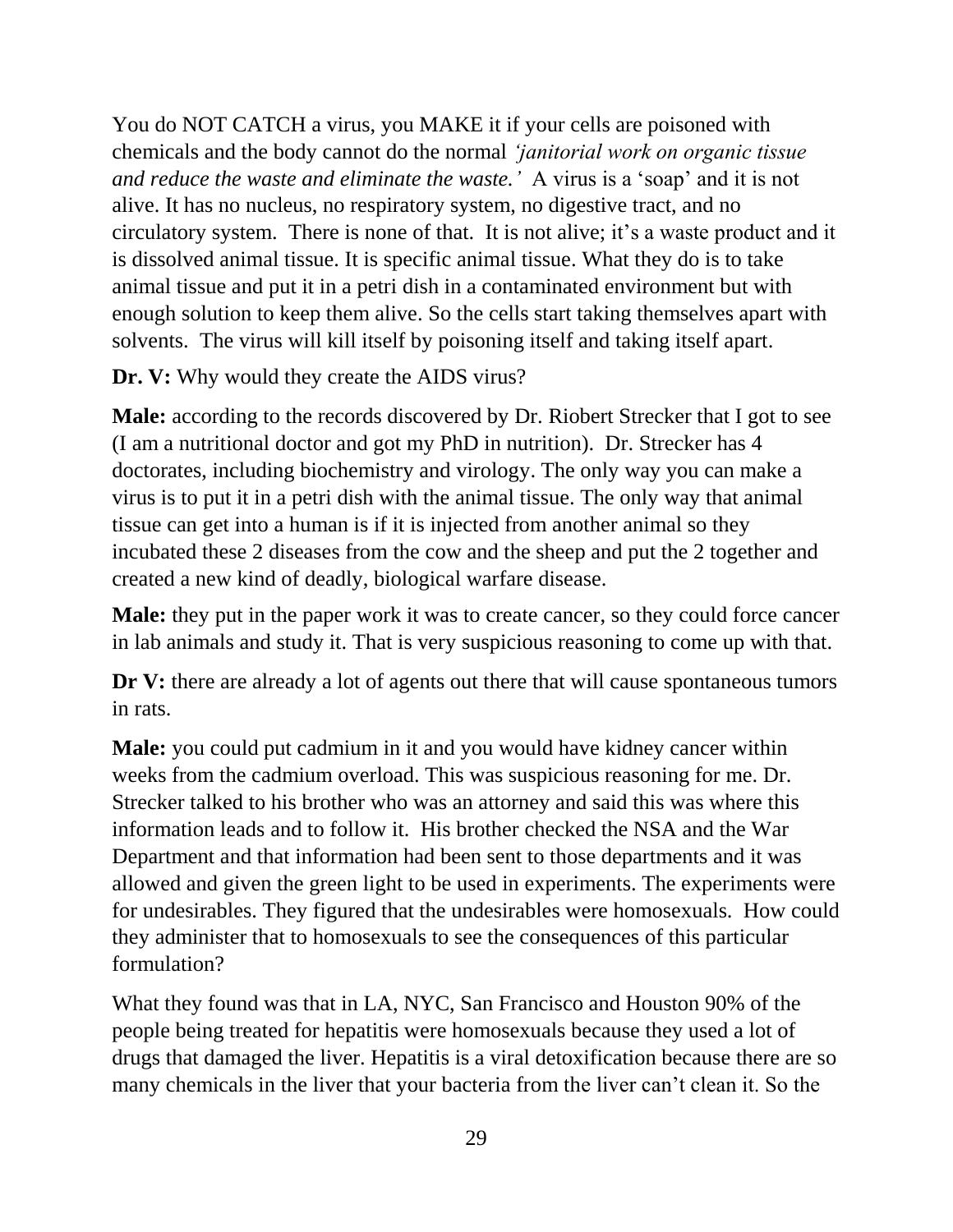You do NOT CATCH a virus, you MAKE it if your cells are poisoned with chemicals and the body cannot do the normal *'janitorial work on organic tissue and reduce the waste and eliminate the waste.'* A virus is a 'soap' and it is not alive. It has no nucleus, no respiratory system, no digestive tract, and no circulatory system. There is none of that. It is not alive; it's a waste product and it is dissolved animal tissue. It is specific animal tissue. What they do is to take animal tissue and put it in a petri dish in a contaminated environment but with enough solution to keep them alive. So the cells start taking themselves apart with solvents. The virus will kill itself by poisoning itself and taking itself apart.

**Dr. V:** Why would they create the AIDS virus?

**Male:** according to the records discovered by Dr. Riobert Strecker that I got to see (I am a nutritional doctor and got my PhD in nutrition). Dr. Strecker has 4 doctorates, including biochemistry and virology. The only way you can make a virus is to put it in a petri dish with the animal tissue. The only way that animal tissue can get into a human is if it is injected from another animal so they incubated these 2 diseases from the cow and the sheep and put the 2 together and created a new kind of deadly, biological warfare disease.

**Male:** they put in the paper work it was to create cancer, so they could force cancer in lab animals and study it. That is very suspicious reasoning to come up with that.

**Dr V:** there are already a lot of agents out there that will cause spontaneous tumors in rats.

**Male:** you could put cadmium in it and you would have kidney cancer within weeks from the cadmium overload. This was suspicious reasoning for me. Dr. Strecker talked to his brother who was an attorney and said this was where this information leads and to follow it. His brother checked the NSA and the War Department and that information had been sent to those departments and it was allowed and given the green light to be used in experiments. The experiments were for undesirables. They figured that the undesirables were homosexuals. How could they administer that to homosexuals to see the consequences of this particular formulation?

What they found was that in LA, NYC, San Francisco and Houston 90% of the people being treated for hepatitis were homosexuals because they used a lot of drugs that damaged the liver. Hepatitis is a viral detoxification because there are so many chemicals in the liver that your bacteria from the liver can't clean it. So the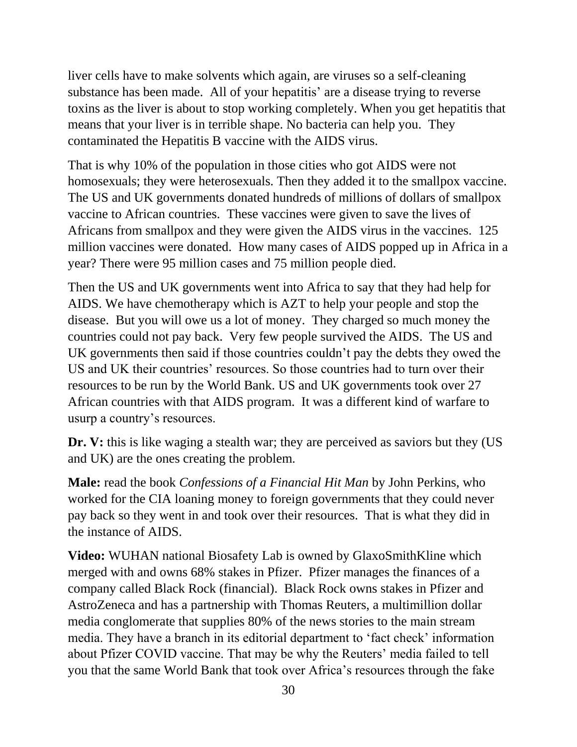liver cells have to make solvents which again, are viruses so a self-cleaning substance has been made. All of your hepatitis' are a disease trying to reverse toxins as the liver is about to stop working completely. When you get hepatitis that means that your liver is in terrible shape. No bacteria can help you. They contaminated the Hepatitis B vaccine with the AIDS virus.

That is why 10% of the population in those cities who got AIDS were not homosexuals; they were heterosexuals. Then they added it to the smallpox vaccine. The US and UK governments donated hundreds of millions of dollars of smallpox vaccine to African countries. These vaccines were given to save the lives of Africans from smallpox and they were given the AIDS virus in the vaccines. 125 million vaccines were donated. How many cases of AIDS popped up in Africa in a year? There were 95 million cases and 75 million people died.

Then the US and UK governments went into Africa to say that they had help for AIDS. We have chemotherapy which is AZT to help your people and stop the disease. But you will owe us a lot of money. They charged so much money the countries could not pay back. Very few people survived the AIDS. The US and UK governments then said if those countries couldn't pay the debts they owed the US and UK their countries' resources. So those countries had to turn over their resources to be run by the World Bank. US and UK governments took over 27 African countries with that AIDS program. It was a different kind of warfare to usurp a country's resources.

**Dr. V:** this is like waging a stealth war; they are perceived as saviors but they (US and UK) are the ones creating the problem.

**Male:** read the book *Confessions of a Financial Hit Man* by John Perkins, who worked for the CIA loaning money to foreign governments that they could never pay back so they went in and took over their resources. That is what they did in the instance of AIDS.

**Video:** WUHAN national Biosafety Lab is owned by GlaxoSmithKline which merged with and owns 68% stakes in Pfizer. Pfizer manages the finances of a company called Black Rock (financial). Black Rock owns stakes in Pfizer and AstroZeneca and has a partnership with Thomas Reuters, a multimillion dollar media conglomerate that supplies 80% of the news stories to the main stream media. They have a branch in its editorial department to 'fact check' information about Pfizer COVID vaccine. That may be why the Reuters' media failed to tell you that the same World Bank that took over Africa's resources through the fake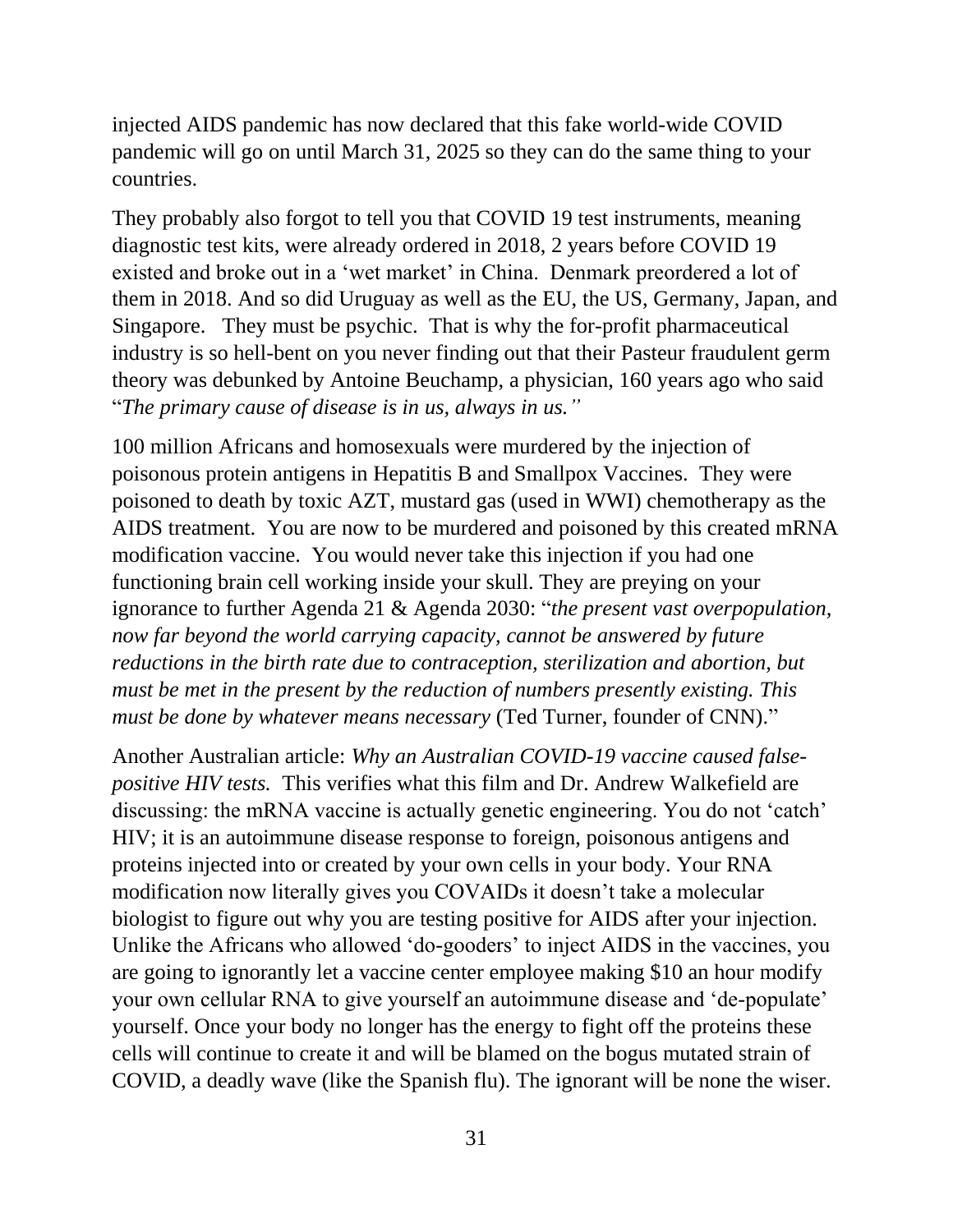injected AIDS pandemic has now declared that this fake world-wide COVID pandemic will go on until March 31, 2025 so they can do the same thing to your countries.

They probably also forgot to tell you that COVID 19 test instruments, meaning diagnostic test kits, were already ordered in 2018, 2 years before COVID 19 existed and broke out in a 'wet market' in China. Denmark preordered a lot of them in 2018. And so did Uruguay as well as the EU, the US, Germany, Japan, and Singapore. They must be psychic. That is why the for-profit pharmaceutical industry is so hell-bent on you never finding out that their Pasteur fraudulent germ theory was debunked by Antoine Beuchamp, a physician, 160 years ago who said "*The primary cause of disease is in us, always in us."*

100 million Africans and homosexuals were murdered by the injection of poisonous protein antigens in Hepatitis B and Smallpox Vaccines. They were poisoned to death by toxic AZT, mustard gas (used in WWI) chemotherapy as the AIDS treatment. You are now to be murdered and poisoned by this created mRNA modification vaccine. You would never take this injection if you had one functioning brain cell working inside your skull. They are preying on your ignorance to further Agenda 21 & Agenda 2030: "*the present vast overpopulation, now far beyond the world carrying capacity, cannot be answered by future reductions in the birth rate due to contraception, sterilization and abortion, but must be met in the present by the reduction of numbers presently existing. This must be done by whatever means necessary* (Ted Turner, founder of CNN)."

Another Australian article: *Why an Australian COVID-19 vaccine caused false-positive HIV tests.* This verifies what this film and Dr. Andrew Walkefield are discussing: the mRNA vaccine is actually genetic engineering. You do not 'catch' HIV; it is an autoimmune disease response to foreign, poisonous antigens and proteins injected into or created by your own cells in your body. Your RNA modification now literally gives you COVAIDs it doesn't take a molecular biologist to figure out why you are testing positive for AIDS after your injection. Unlike the Africans who allowed 'do-gooders' to inject AIDS in the vaccines, you are going to ignorantly let a vaccine center employee making $10 an hour modify your own cellular RNA to give yourself an autoimmune disease and 'de-populate' yourself. Once your body no longer has the energy to fight off the proteins these cells will continue to create it and will be blamed on the bogus mutated strain of COVID, a deadly wave (like the Spanish flu). The ignorant will be none the wiser.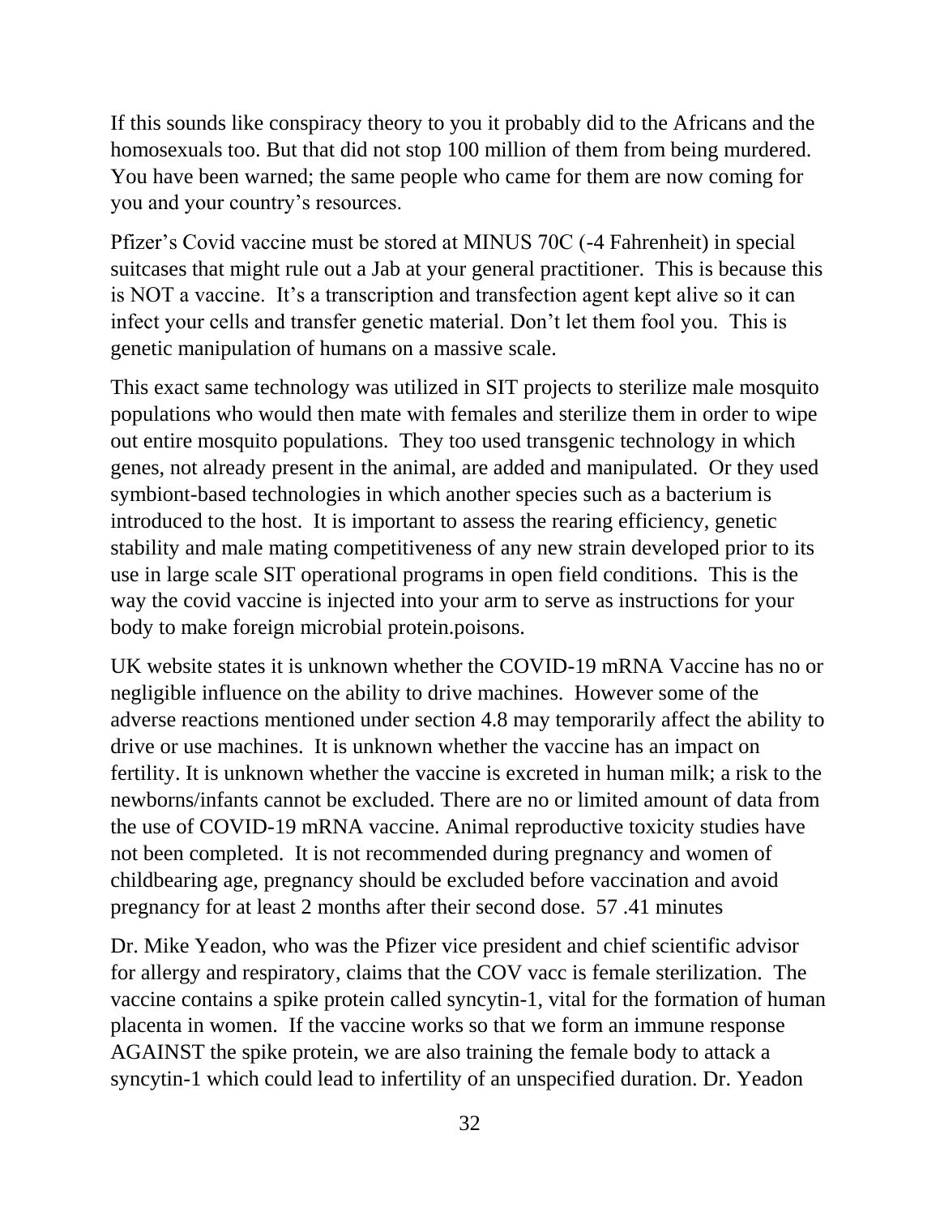If this sounds like conspiracy theory to you it probably did to the Africans and the homosexuals too. But that did not stop 100 million of them from being murdered. You have been warned; the same people who came for them are now coming for you and your country's resources.

Pfizer's Covid vaccine must be stored at MINUS 70C (-4 Fahrenheit) in special suitcases that might rule out a Jab at your general practitioner. This is because this is NOT a vaccine. It's a transcription and transfection agent kept alive so it can infect your cells and transfer genetic material. Don't let them fool you. This is genetic manipulation of humans on a massive scale.

This exact same technology was utilized in SIT projects to sterilize male mosquito populations who would then mate with females and sterilize them in order to wipe out entire mosquito populations. They too used transgenic technology in which genes, not already present in the animal, are added and manipulated. Or they used symbiont-based technologies in which another species such as a bacterium is introduced to the host. It is important to assess the rearing efficiency, genetic stability and male mating competitiveness of any new strain developed prior to its use in large scale SIT operational programs in open field conditions. This is the way the covid vaccine is injected into your arm to serve as instructions for your body to make foreign microbial protein.poisons.

UK website states it is unknown whether the COVID-19 mRNA Vaccine has no or negligible influence on the ability to drive machines. However some of the adverse reactions mentioned under section 4.8 may temporarily affect the ability to drive or use machines. It is unknown whether the vaccine has an impact on fertility. It is unknown whether the vaccine is excreted in human milk; a risk to the newborns/infants cannot be excluded. There are no or limited amount of data from the use of COVID-19 mRNA vaccine. Animal reproductive toxicity studies have not been completed. It is not recommended during pregnancy and women of childbearing age, pregnancy should be excluded before vaccination and avoid pregnancy for at least 2 months after their second dose. 57 .41 minutes

Dr. Mike Yeadon, who was the Pfizer vice president and chief scientific advisor for allergy and respiratory, claims that the COV vacc is female sterilization. The vaccine contains a spike protein called syncytin-1, vital for the formation of human placenta in women. If the vaccine works so that we form an immune response AGAINST the spike protein, we are also training the female body to attack a syncytin-1 which could lead to infertility of an unspecified duration. Dr. Yeadon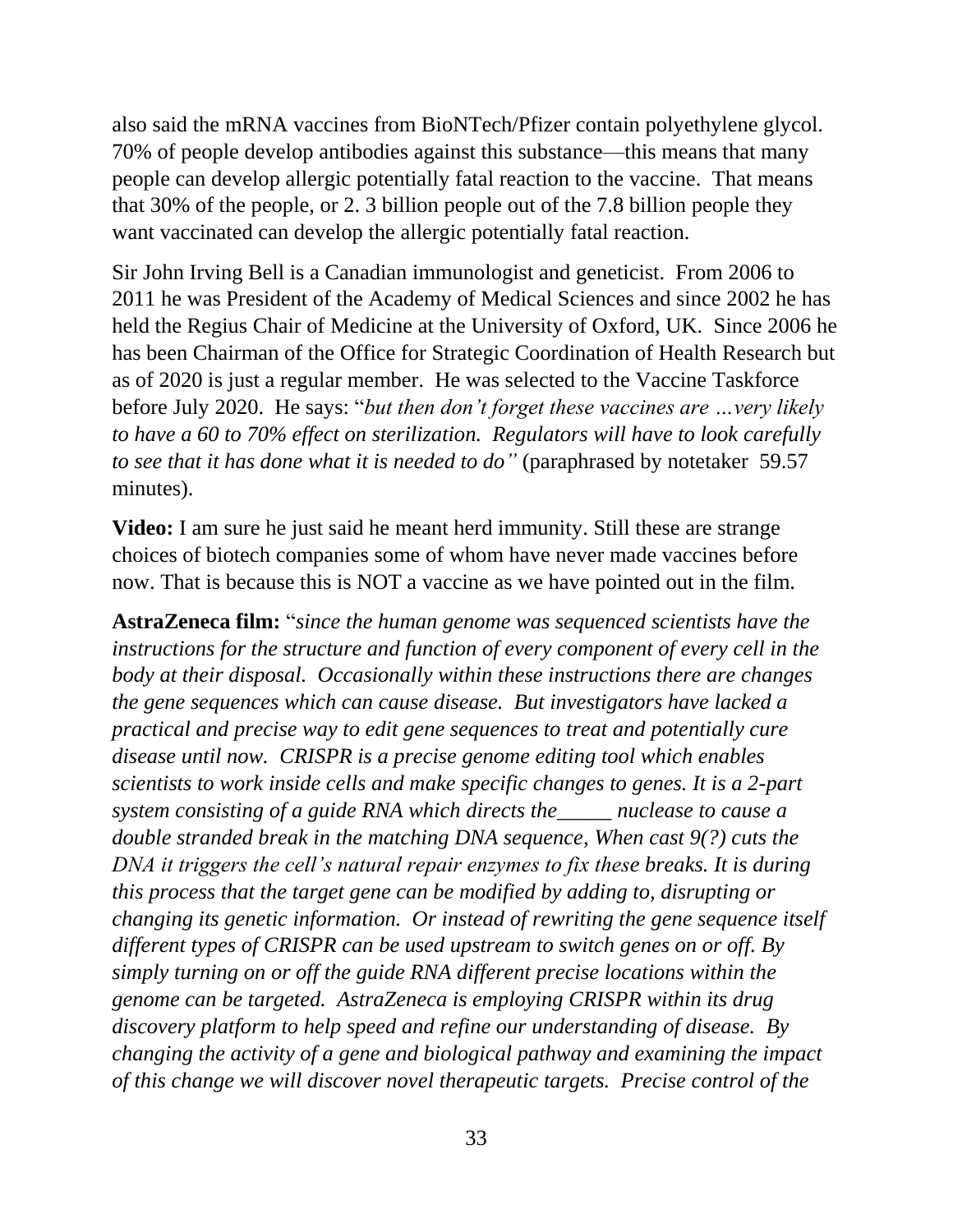also said the mRNA vaccines from BioNTech/Pfizer contain polyethylene glycol. 70% of people develop antibodies against this substance—this means that many people can develop allergic potentially fatal reaction to the vaccine. That means that 30% of the people, or 2. 3 billion people out of the 7.8 billion people they want vaccinated can develop the allergic potentially fatal reaction.

Sir John Irving Bell is a Canadian immunologist and geneticist. From 2006 to 2011 he was President of the Academy of Medical Sciences and since 2002 he has held the Regius Chair of Medicine at the University of Oxford, UK. Since 2006 he has been Chairman of the Office for Strategic Coordination of Health Research but as of 2020 is just a regular member. He was selected to the Vaccine Taskforce before July 2020. He says: "*but then don't forget these vaccines are …very likely to have a 60 to 70% effect on sterilization. Regulators will have to look carefully to see that it has done what it is needed to do"* (paraphrased by notetaker 59.57 minutes).

**Video:** I am sure he just said he meant herd immunity. Still these are strange choices of biotech companies some of whom have never made vaccines before now. That is because this is NOT a vaccine as we have pointed out in the film.

**AstraZeneca film:** "*since the human genome was sequenced scientists have the instructions for the structure and function of every component of every cell in the body at their disposal. Occasionally within these instructions there are changes the gene sequences which can cause disease. But investigators have lacked a practical and precise way to edit gene sequences to treat and potentially cure disease until now. CRISPR is a precise genome editing tool which enables scientists to work inside cells and make specific changes to genes. It is a 2-part system consisting of a guide RNA which directs the_____ nuclease to cause a double stranded break in the matching DNA sequence, When cast 9(?) cuts the DNA it triggers the cell's natural repair enzymes to fix these breaks. It is during this process that the target gene can be modified by adding to, disrupting or changing its genetic information. Or instead of rewriting the gene sequence itself different types of CRISPR can be used upstream to switch genes on or off. By simply turning on or off the guide RNA different precise locations within the genome can be targeted. AstraZeneca is employing CRISPR within its drug discovery platform to help speed and refine our understanding of disease. By changing the activity of a gene and biological pathway and examining the impact of this change we will discover novel therapeutic targets. Precise control of the*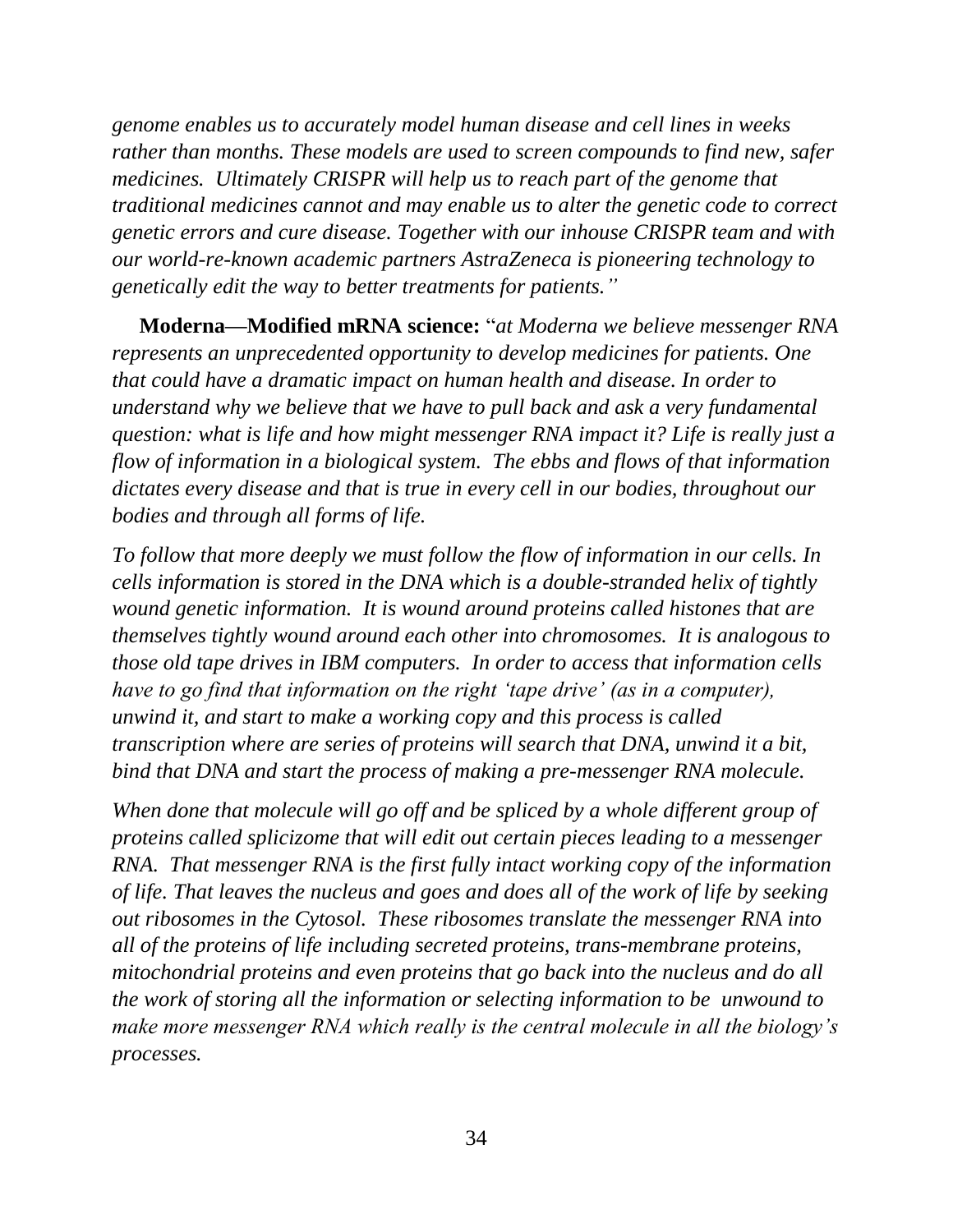*genome enables us to accurately model human disease and cell lines in weeks rather than months. These models are used to screen compounds to find new, safer medicines. Ultimately CRISPR will help us to reach part of the genome that traditional medicines cannot and may enable us to alter the genetic code to correct genetic errors and cure disease. Together with our inhouse CRISPR team and with our world-re-known academic partners AstraZeneca is pioneering technology to genetically edit the way to better treatments for patients."*

**Moderna—Modified mRNA science:** "*at Moderna we believe messenger RNA represents an unprecedented opportunity to develop medicines for patients. One that could have a dramatic impact on human health and disease. In order to understand why we believe that we have to pull back and ask a very fundamental question: what is life and how might messenger RNA impact it? Life is really just a flow of information in a biological system. The ebbs and flows of that information dictates every disease and that is true in every cell in our bodies, throughout our bodies and through all forms of life.*

*To follow that more deeply we must follow the flow of information in our cells. In cells information is stored in the DNA which is a double-stranded helix of tightly wound genetic information. It is wound around proteins called histones that are themselves tightly wound around each other into chromosomes. It is analogous to those old tape drives in IBM computers. In order to access that information cells have to go find that information on the right 'tape drive' (as in a computer), unwind it, and start to make a working copy and this process is called transcription where are series of proteins will search that DNA, unwind it a bit, bind that DNA and start the process of making a pre-messenger RNA molecule.*

*When done that molecule will go off and be spliced by a whole different group of proteins called splicizome that will edit out certain pieces leading to a messenger RNA. That messenger RNA is the first fully intact working copy of the information of life. That leaves the nucleus and goes and does all of the work of life by seeking out ribosomes in the Cytosol. These ribosomes translate the messenger RNA into all of the proteins of life including secreted proteins, trans-membrane proteins, mitochondrial proteins and even proteins that go back into the nucleus and do all the work of storing all the information or selecting information to be unwound to make more messenger RNA which really is the central molecule in all the biology's processes.*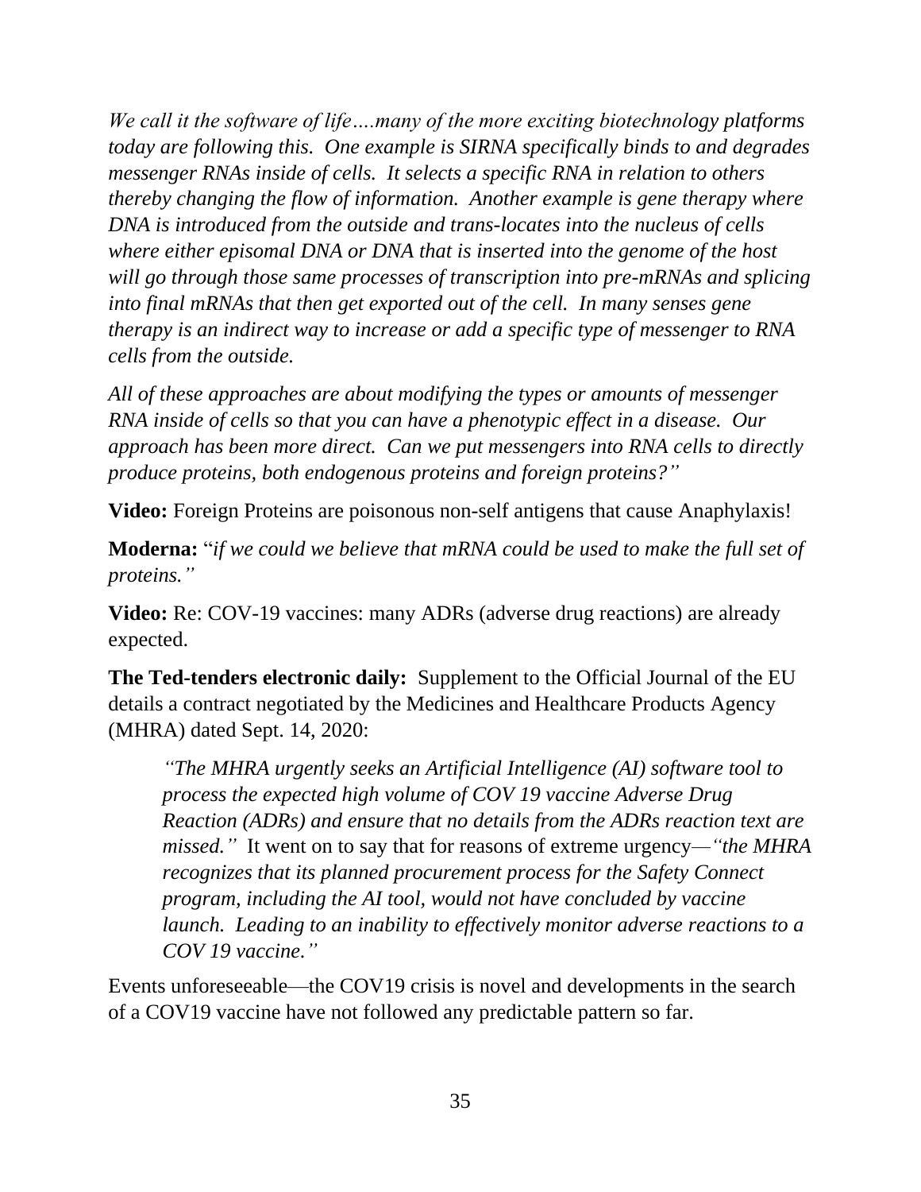*We call it the software of life....many of the more exciting biotechnology platforms today are following this. One example is SIRNA specifically binds to and degrades messenger RNAs inside of cells. It selects a specific RNA in relation to others thereby changing the flow of information. Another example is gene therapy where DNA is introduced from the outside and trans-locates into the nucleus of cells where either episomal DNA or DNA that is inserted into the genome of the host will go through those same processes of transcription into pre-mRNAs and splicing into final mRNAs that then get exported out of the cell. In many senses gene therapy is an indirect way to increase or add a specific type of messenger to RNA cells from the outside.*

*All of these approaches are about modifying the types or amounts of messenger RNA inside of cells so that you can have a phenotypic effect in a disease. Our approach has been more direct. Can we put messengers into RNA cells to directly produce proteins, both endogenous proteins and foreign proteins?"*

**Video:** Foreign Proteins are poisonous non-self antigens that cause Anaphylaxis!

**Moderna:** "*if we could we believe that mRNA could be used to make the full set of proteins."*

**Video:** Re: COV-19 vaccines: many ADRs (adverse drug reactions) are already expected.

**The Ted-tenders electronic daily:** Supplement to the Official Journal of the EU details a contract negotiated by the Medicines and Healthcare Products Agency (MHRA) dated Sept. 14, 2020:

> *"The MHRA urgently seeks an Artificial Intelligence (AI) software tool to process the expected high volume of COV 19 vaccine Adverse Drug Reaction (ADRs) and ensure that no details from the ADRs reaction text are missed."* It went on to say that for reasons of extreme urgency—*"the MHRA recognizes that its planned procurement process for the Safety Connect program, including the AI tool, would not have concluded by vaccine launch. Leading to an inability to effectively monitor adverse reactions to a COV 19 vaccine."*

Events unforeseeable—the COV19 crisis is novel and developments in the search of a COV19 vaccine have not followed any predictable pattern so far.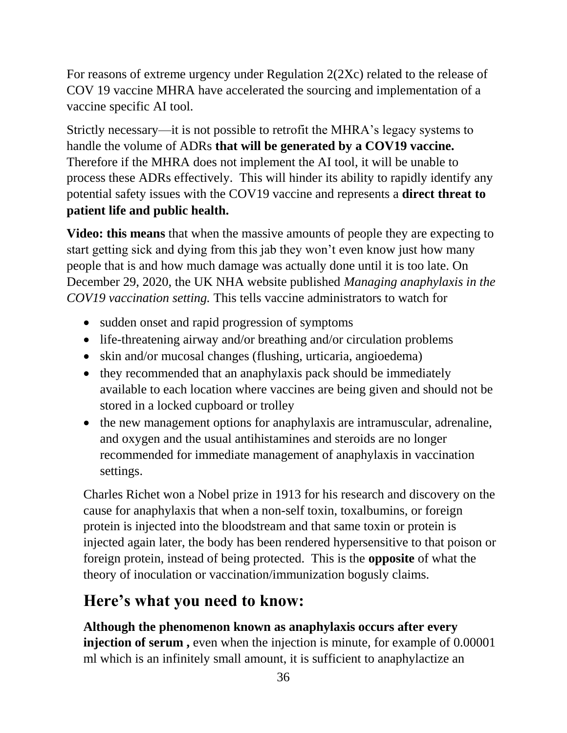For reasons of extreme urgency under Regulation 2(2Xc) related to the release of COV 19 vaccine MHRA have accelerated the sourcing and implementation of a vaccine specific AI tool.

Strictly necessary—it is not possible to retrofit the MHRA's legacy systems to handle the volume of ADRs **that will be generated by a COV19 vaccine.** Therefore if the MHRA does not implement the AI tool, it will be unable to process these ADRs effectively. This will hinder its ability to rapidly identify any potential safety issues with the COV19 vaccine and represents a **direct threat to patient life and public health.**

**Video: this means** that when the massive amounts of people they are expecting to start getting sick and dying from this jab they won't even know just how many people that is and how much damage was actually done until it is too late. On December 29, 2020, the UK NHA website published *Managing anaphylaxis in the COV19 vaccination setting.* This tells vaccine administrators to watch for

- sudden onset and rapid progression of symptoms
- life-threatening airway and/or breathing and/or circulation problems
- skin and/or mucosal changes (flushing, urticaria, angioedema)
- they recommended that an anaphylaxis pack should be immediately available to each location where vaccines are being given and should not be stored in a locked cupboard or trolley
- the new management options for anaphylaxis are intramuscular, adrenaline, and oxygen and the usual antihistamines and steroids are no longer recommended for immediate management of anaphylaxis in vaccination settings.

Charles Richet won a Nobel prize in 1913 for his research and discovery on the cause for anaphylaxis that when a non-self toxin, toxalbumins, or foreign protein is injected into the bloodstream and that same toxin or protein is injected again later, the body has been rendered hypersensitive to that poison or foreign protein, instead of being protected. This is the **opposite** of what the theory of inoculation or vaccination/immunization bogusly claims.

## Here's what you need to know:

**Although the phenomenon known as anaphylaxis occurs after every injection of serum ,** even when the injection is minute, for example of 0.00001 ml which is an infinitely small amount, it is sufficient to anaphylactize an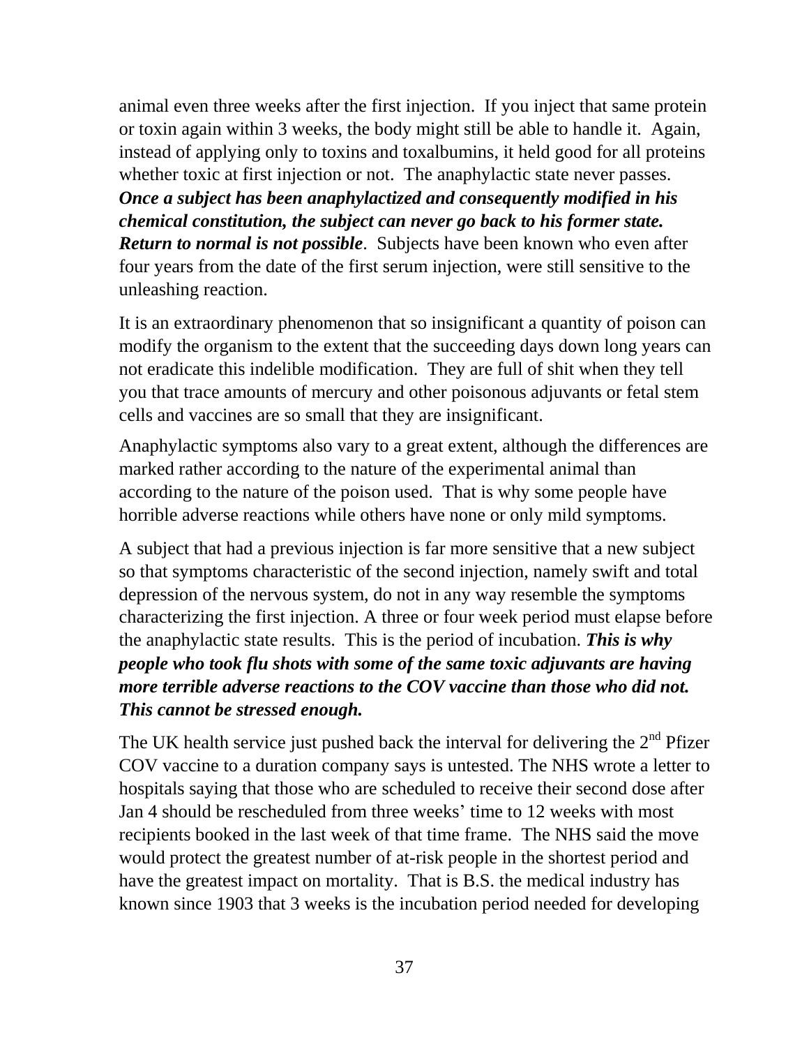animal even three weeks after the first injection. If you inject that same protein or toxin again within 3 weeks, the body might still be able to handle it. Again, instead of applying only to toxins and toxalbumins, it held good for all proteins whether toxic at first injection or not. The anaphylactic state never passes. ***Once a subject has been anaphylactized and consequently modified in his chemical constitution, the subject can never go back to his former state. Return to normal is not possible***. Subjects have been known who even after four years from the date of the first serum injection, were still sensitive to the unleashing reaction.

It is an extraordinary phenomenon that so insignificant a quantity of poison can modify the organism to the extent that the succeeding days down long years can not eradicate this indelible modification. They are full of shit when they tell you that trace amounts of mercury and other poisonous adjuvants or fetal stem cells and vaccines are so small that they are insignificant.

Anaphylactic symptoms also vary to a great extent, although the differences are marked rather according to the nature of the experimental animal than according to the nature of the poison used. That is why some people have horrible adverse reactions while others have none or only mild symptoms.

A subject that had a previous injection is far more sensitive that a new subject so that symptoms characteristic of the second injection, namely swift and total depression of the nervous system, do not in any way resemble the symptoms characterizing the first injection. A three or four week period must elapse before the anaphylactic state results. This is the period of incubation. ***This is why people who took flu shots with some of the same toxic adjuvants are having more terrible adverse reactions to the COV vaccine than those who did not. This cannot be stressed enough.***

The UK health service just pushed back the interval for delivering the 2nd Pfizer COV vaccine to a duration company says is untested. The NHS wrote a letter to hospitals saying that those who are scheduled to receive their second dose after Jan 4 should be rescheduled from three weeks' time to 12 weeks with most recipients booked in the last week of that time frame. The NHS said the move would protect the greatest number of at-risk people in the shortest period and have the greatest impact on mortality. That is B.S. the medical industry has known since 1903 that 3 weeks is the incubation period needed for developing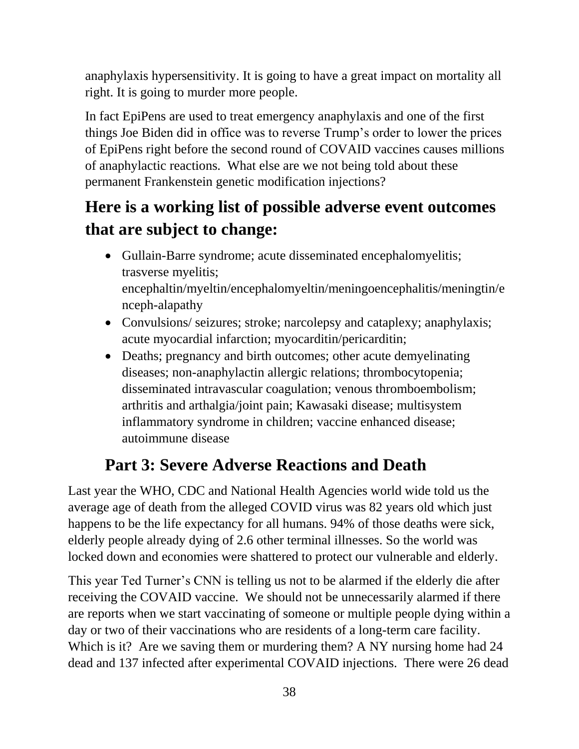anaphylaxis hypersensitivity. It is going to have a great impact on mortality all right. It is going to murder more people.

In fact EpiPens are used to treat emergency anaphylaxis and one of the first things Joe Biden did in office was to reverse Trump's order to lower the prices of EpiPens right before the second round of COVAID vaccines causes millions of anaphylactic reactions. What else are we not being told about these permanent Frankenstein genetic modification injections?

## Here is a working list of possible adverse event outcomes that are subject to change:

- Gullain-Barre syndrome; acute disseminated encephalomyelitis; trasverse myelitis; encephaltin/myeltin/encephalomyeltin/meningoencephalitis/meningtin/enceph-alapathy
- Convulsions/ seizures; stroke; narcolepsy and cataplexy; anaphylaxis; acute myocardial infarction; myocarditin/pericarditin;
- Deaths; pregnancy and birth outcomes; other acute demyelinating diseases; non-anaphylactin allergic relations; thrombocytopenia; disseminated intravascular coagulation; venous thromboembolism; arthritis and arthalgia/joint pain; Kawasaki disease; multisystem inflammatory syndrome in children; vaccine enhanced disease; autoimmune disease

## Part 3: Severe Adverse Reactions and Death

Last year the WHO, CDC and National Health Agencies world wide told us the average age of death from the alleged COVID virus was 82 years old which just happens to be the life expectancy for all humans. 94% of those deaths were sick, elderly people already dying of 2.6 other terminal illnesses. So the world was locked down and economies were shattered to protect our vulnerable and elderly.

This year Ted Turner's CNN is telling us not to be alarmed if the elderly die after receiving the COVAID vaccine. We should not be unnecessarily alarmed if there are reports when we start vaccinating of someone or multiple people dying within a day or two of their vaccinations who are residents of a long-term care facility. Which is it? Are we saving them or murdering them? A NY nursing home had 24 dead and 137 infected after experimental COVAID injections. There were 26 dead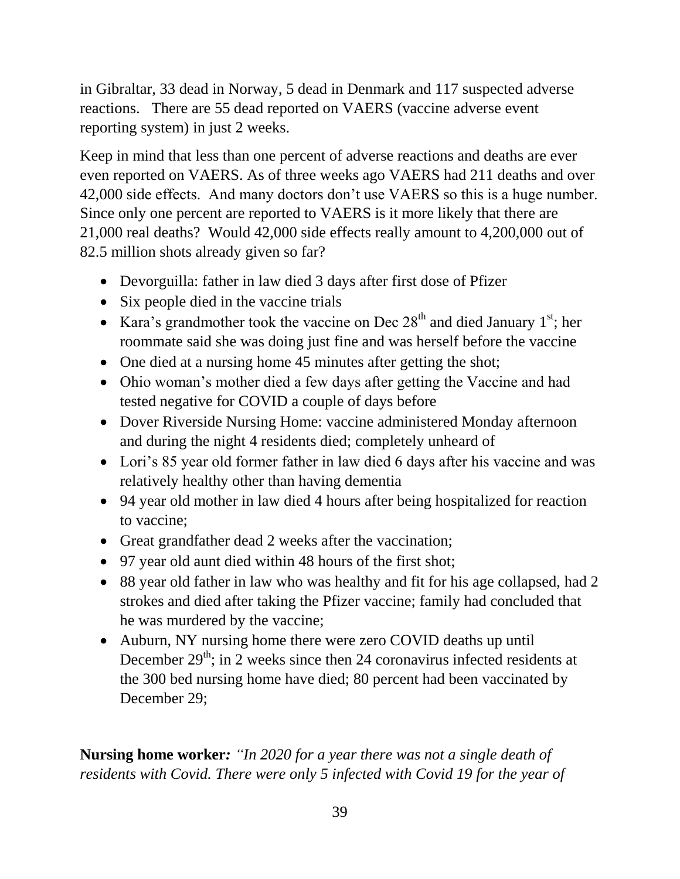in Gibraltar, 33 dead in Norway, 5 dead in Denmark and 117 suspected adverse reactions. There are 55 dead reported on VAERS (vaccine adverse event reporting system) in just 2 weeks.

Keep in mind that less than one percent of adverse reactions and deaths are ever even reported on VAERS. As of three weeks ago VAERS had 211 deaths and over 42,000 side effects. And many doctors don't use VAERS so this is a huge number. Since only one percent are reported to VAERS is it more likely that there are 21,000 real deaths? Would 42,000 side effects really amount to 4,200,000 out of 82.5 million shots already given so far?

- Devorguilla: father in law died 3 days after first dose of Pfizer
- Six people died in the vaccine trials
- Kara's grandmother took the vaccine on Dec 28th and died January 1st; her roommate said she was doing just fine and was herself before the vaccine
- One died at a nursing home 45 minutes after getting the shot;
- Ohio woman's mother died a few days after getting the Vaccine and had tested negative for COVID a couple of days before
- Dover Riverside Nursing Home: vaccine administered Monday afternoon and during the night 4 residents died; completely unheard of
- Lori's 85 year old former father in law died 6 days after his vaccine and was relatively healthy other than having dementia
- 94 year old mother in law died 4 hours after being hospitalized for reaction to vaccine;
- Great grandfather dead 2 weeks after the vaccination;
- 97 year old aunt died within 48 hours of the first shot;
- 88 year old father in law who was healthy and fit for his age collapsed, had 2 strokes and died after taking the Pfizer vaccine; family had concluded that he was murdered by the vaccine;
- Auburn, NY nursing home there were zero COVID deaths up until December 29th; in 2 weeks since then 24 coronavirus infected residents at the 300 bed nursing home have died; 80 percent had been vaccinated by December 29;

**Nursing home worker***: "In 2020 for a year there was not a single death of residents with Covid. There were only 5 infected with Covid 19 for the year of*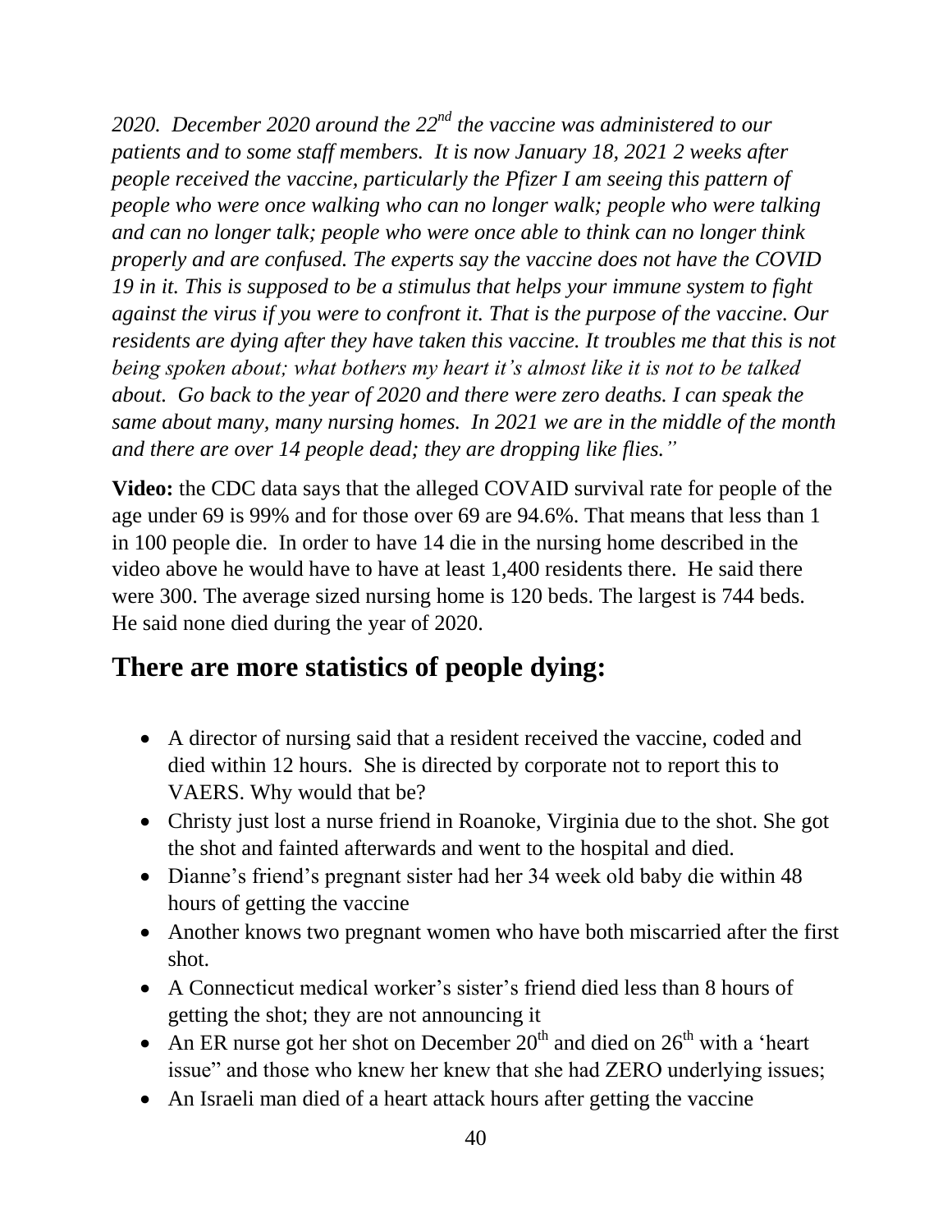*2020. December 2020 around the 22nd the vaccine was administered to our patients and to some staff members. It is now January 18, 2021 2 weeks after people received the vaccine, particularly the Pfizer I am seeing this pattern of people who were once walking who can no longer walk; people who were talking and can no longer talk; people who were once able to think can no longer think properly and are confused. The experts say the vaccine does not have the COVID 19 in it. This is supposed to be a stimulus that helps your immune system to fight against the virus if you were to confront it. That is the purpose of the vaccine. Our residents are dying after they have taken this vaccine. It troubles me that this is not being spoken about; what bothers my heart it's almost like it is not to be talked about. Go back to the year of 2020 and there were zero deaths. I can speak the same about many, many nursing homes. In 2021 we are in the middle of the month and there are over 14 people dead; they are dropping like flies."*

**Video:** the CDC data says that the alleged COVAID survival rate for people of the age under 69 is 99% and for those over 69 are 94.6%. That means that less than 1 in 100 people die. In order to have 14 die in the nursing home described in the video above he would have to have at least 1,400 residents there. He said there were 300. The average sized nursing home is 120 beds. The largest is 744 beds. He said none died during the year of 2020.

## There are more statistics of people dying:

- A director of nursing said that a resident received the vaccine, coded and died within 12 hours. She is directed by corporate not to report this to VAERS. Why would that be?
- Christy just lost a nurse friend in Roanoke, Virginia due to the shot. She got the shot and fainted afterwards and went to the hospital and died.
- Dianne's friend's pregnant sister had her 34 week old baby die within 48 hours of getting the vaccine
- Another knows two pregnant women who have both miscarried after the first shot.
- A Connecticut medical worker's sister's friend died less than 8 hours of getting the shot; they are not announcing it
- An ER nurse got her shot on December 20th and died on 26th with a 'heart issue" and those who knew her knew that she had ZERO underlying issues;
- An Israeli man died of a heart attack hours after getting the vaccine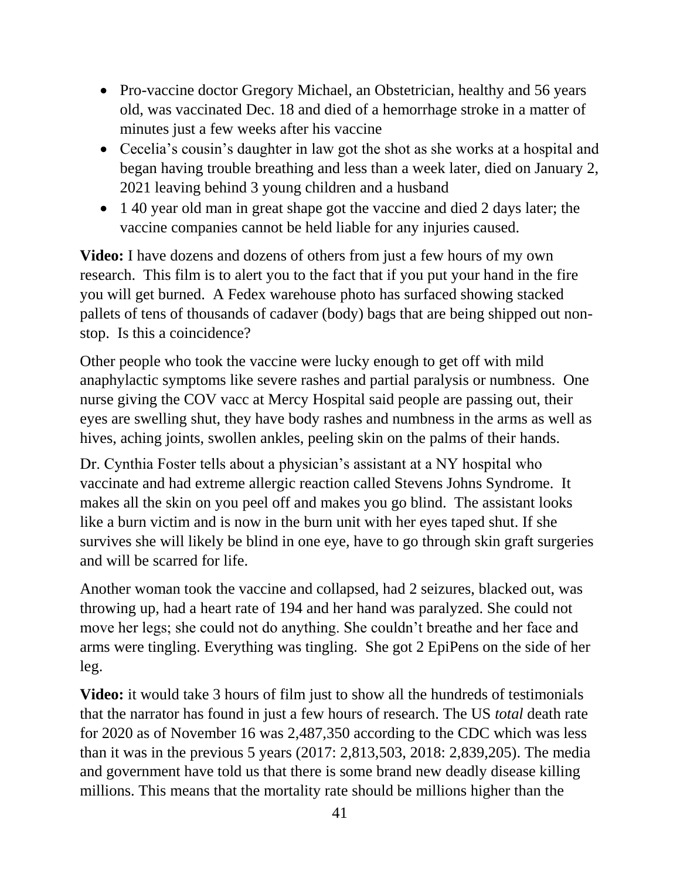- Pro-vaccine doctor Gregory Michael, an Obstetrician, healthy and 56 years old, was vaccinated Dec. 18 and died of a hemorrhage stroke in a matter of minutes just a few weeks after his vaccine
- Cecelia's cousin's daughter in law got the shot as she works at a hospital and began having trouble breathing and less than a week later, died on January 2, 2021 leaving behind 3 young children and a husband
- 1 40 year old man in great shape got the vaccine and died 2 days later; the vaccine companies cannot be held liable for any injuries caused.

**Video:** I have dozens and dozens of others from just a few hours of my own research. This film is to alert you to the fact that if you put your hand in the fire you will get burned. A Fedex warehouse photo has surfaced showing stacked pallets of tens of thousands of cadaver (body) bags that are being shipped out non-stop. Is this a coincidence?

Other people who took the vaccine were lucky enough to get off with mild anaphylactic symptoms like severe rashes and partial paralysis or numbness. One nurse giving the COV vacc at Mercy Hospital said people are passing out, their eyes are swelling shut, they have body rashes and numbness in the arms as well as hives, aching joints, swollen ankles, peeling skin on the palms of their hands.

Dr. Cynthia Foster tells about a physician's assistant at a NY hospital who vaccinate and had extreme allergic reaction called Stevens Johns Syndrome. It makes all the skin on you peel off and makes you go blind. The assistant looks like a burn victim and is now in the burn unit with her eyes taped shut. If she survives she will likely be blind in one eye, have to go through skin graft surgeries and will be scarred for life.

Another woman took the vaccine and collapsed, had 2 seizures, blacked out, was throwing up, had a heart rate of 194 and her hand was paralyzed. She could not move her legs; she could not do anything. She couldn't breathe and her face and arms were tingling. Everything was tingling. She got 2 EpiPens on the side of her leg.

**Video:** it would take 3 hours of film just to show all the hundreds of testimonials that the narrator has found in just a few hours of research. The US *total* death rate for 2020 as of November 16 was 2,487,350 according to the CDC which was less than it was in the previous 5 years (2017: 2,813,503, 2018: 2,839,205). The media and government have told us that there is some brand new deadly disease killing millions. This means that the mortality rate should be millions higher than the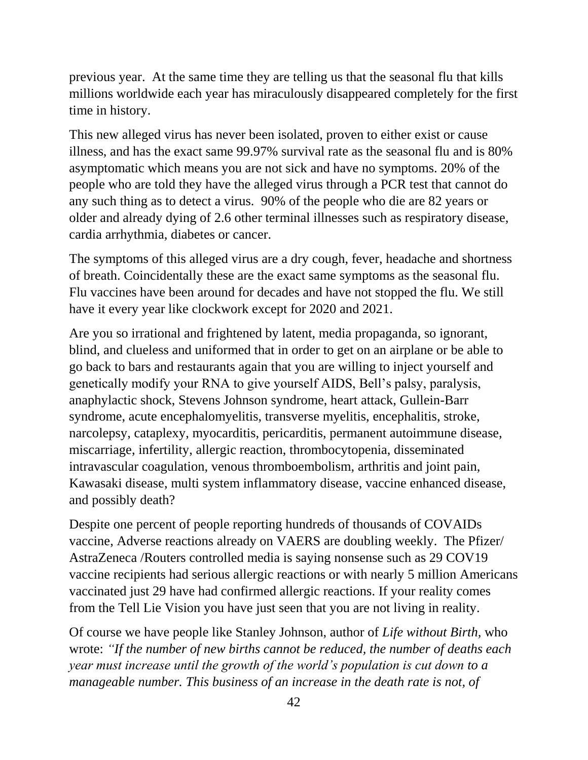previous year. At the same time they are telling us that the seasonal flu that kills millions worldwide each year has miraculously disappeared completely for the first time in history.

This new alleged virus has never been isolated, proven to either exist or cause illness, and has the exact same 99.97% survival rate as the seasonal flu and is 80% asymptomatic which means you are not sick and have no symptoms. 20% of the people who are told they have the alleged virus through a PCR test that cannot do any such thing as to detect a virus. 90% of the people who die are 82 years or older and already dying of 2.6 other terminal illnesses such as respiratory disease, cardia arrhythmia, diabetes or cancer.

The symptoms of this alleged virus are a dry cough, fever, headache and shortness of breath. Coincidentally these are the exact same symptoms as the seasonal flu. Flu vaccines have been around for decades and have not stopped the flu. We still have it every year like clockwork except for 2020 and 2021.

Are you so irrational and frightened by latent, media propaganda, so ignorant, blind, and clueless and uniformed that in order to get on an airplane or be able to go back to bars and restaurants again that you are willing to inject yourself and genetically modify your RNA to give yourself AIDS, Bell's palsy, paralysis, anaphylactic shock, Stevens Johnson syndrome, heart attack, Gullein-Barr syndrome, acute encephalomyelitis, transverse myelitis, encephalitis, stroke, narcolepsy, cataplexy, myocarditis, pericarditis, permanent autoimmune disease, miscarriage, infertility, allergic reaction, thrombocytopenia, disseminated intravascular coagulation, venous thromboembolism, arthritis and joint pain, Kawasaki disease, multi system inflammatory disease, vaccine enhanced disease, and possibly death?

Despite one percent of people reporting hundreds of thousands of COVAIDs vaccine, Adverse reactions already on VAERS are doubling weekly. The Pfizer/ AstraZeneca /Routers controlled media is saying nonsense such as 29 COV19 vaccine recipients had serious allergic reactions or with nearly 5 million Americans vaccinated just 29 have had confirmed allergic reactions. If your reality comes from the Tell Lie Vision you have just seen that you are not living in reality.

Of course we have people like Stanley Johnson, author of *Life without Birth,* who wrote: *"If the number of new births cannot be reduced, the number of deaths each year must increase until the growth of the world's population is cut down to a manageable number. This business of an increase in the death rate is not, of*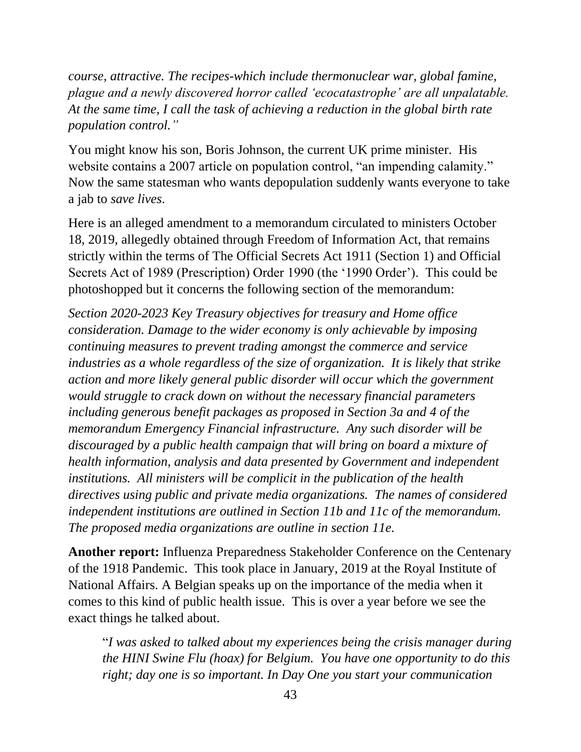*course, attractive. The recipes-which include thermonuclear war, global famine, plague and a newly discovered horror called 'ecocatastrophe' are all unpalatable. At the same time, I call the task of achieving a reduction in the global birth rate population control."*

You might know his son, Boris Johnson, the current UK prime minister. His website contains a 2007 article on population control, "an impending calamity." Now the same statesman who wants depopulation suddenly wants everyone to take a jab to *save lives*.

Here is an alleged amendment to a memorandum circulated to ministers October 18, 2019, allegedly obtained through Freedom of Information Act, that remains strictly within the terms of The Official Secrets Act 1911 (Section 1) and Official Secrets Act of 1989 (Prescription) Order 1990 (the '1990 Order'). This could be photoshopped but it concerns the following section of the memorandum:

*Section 2020-2023 Key Treasury objectives for treasury and Home office consideration. Damage to the wider economy is only achievable by imposing continuing measures to prevent trading amongst the commerce and service industries as a whole regardless of the size of organization. It is likely that strike action and more likely general public disorder will occur which the government would struggle to crack down on without the necessary financial parameters including generous benefit packages as proposed in Section 3a and 4 of the memorandum Emergency Financial infrastructure. Any such disorder will be discouraged by a public health campaign that will bring on board a mixture of health information, analysis and data presented by Government and independent institutions. All ministers will be complicit in the publication of the health directives using public and private media organizations. The names of considered independent institutions are outlined in Section 11b and 11c of the memorandum. The proposed media organizations are outline in section 11e.*

**Another report:** Influenza Preparedness Stakeholder Conference on the Centenary of the 1918 Pandemic. This took place in January, 2019 at the Royal Institute of National Affairs. A Belgian speaks up on the importance of the media when it comes to this kind of public health issue. This is over a year before we see the exact things he talked about.

> "*I was asked to talked about my experiences being the crisis manager during the HINI Swine Flu (hoax) for Belgium. You have one opportunity to do this right; day one is so important. In Day One you start your communication*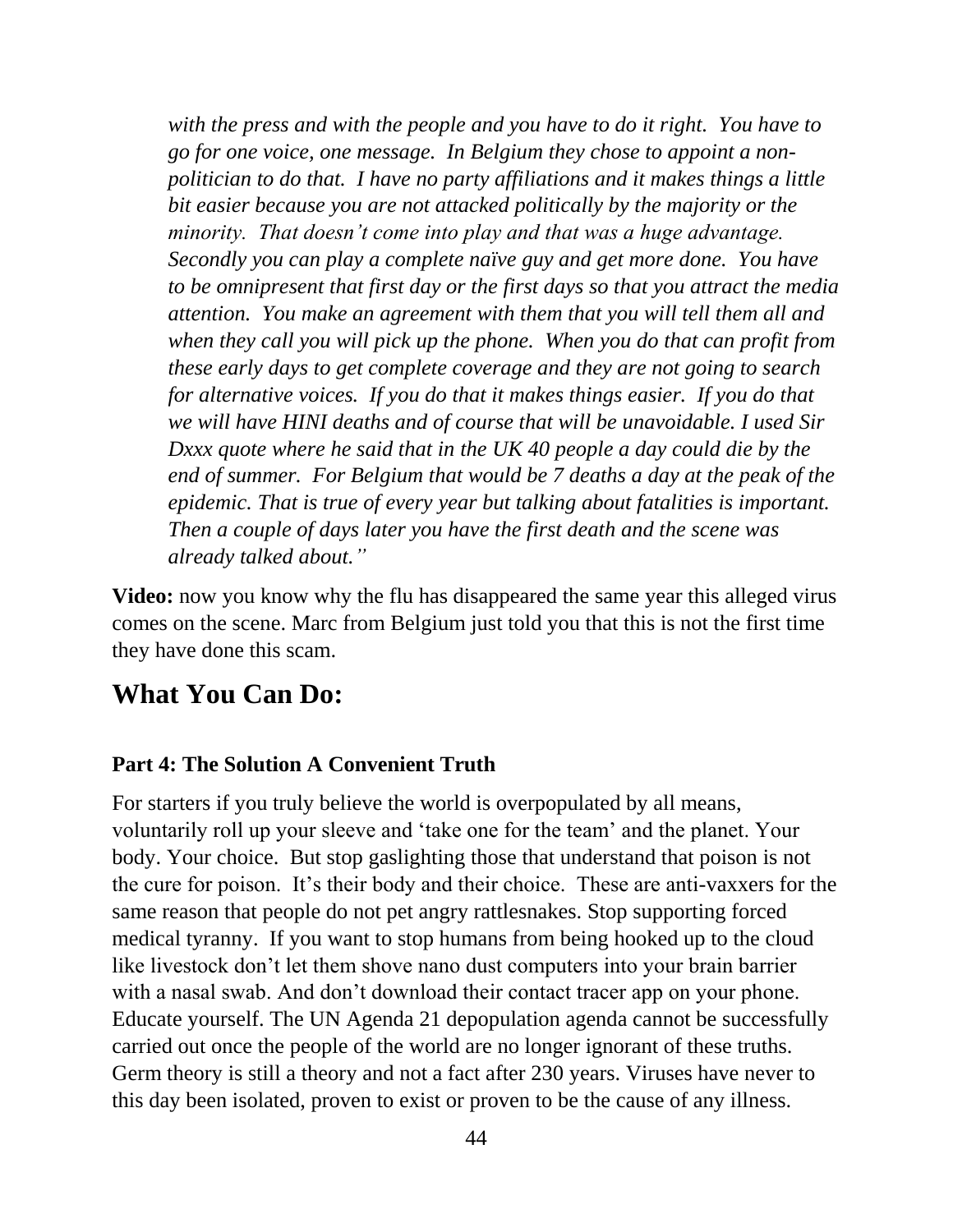*with the press and with the people and you have to do it right. You have to go for one voice, one message. In Belgium they chose to appoint a non-politician to do that. I have no party affiliations and it makes things a little bit easier because you are not attacked politically by the majority or the minority. That doesn't come into play and that was a huge advantage. Secondly you can play a complete naïve guy and get more done. You have to be omnipresent that first day or the first days so that you attract the media attention. You make an agreement with them that you will tell them all and when they call you will pick up the phone. When you do that can profit from these early days to get complete coverage and they are not going to search for alternative voices. If you do that it makes things easier. If you do that we will have HINI deaths and of course that will be unavoidable. I used Sir Dxxx quote where he said that in the UK 40 people a day could die by the end of summer. For Belgium that would be 7 deaths a day at the peak of the epidemic. That is true of every year but talking about fatalities is important. Then a couple of days later you have the first death and the scene was already talked about."*

**Video:** now you know why the flu has disappeared the same year this alleged virus comes on the scene. Marc from Belgium just told you that this is not the first time they have done this scam.

## What You Can Do:

#### Part 4: The Solution A Convenient Truth

For starters if you truly believe the world is overpopulated by all means, voluntarily roll up your sleeve and 'take one for the team' and the planet. Your body. Your choice. But stop gaslighting those that understand that poison is not the cure for poison. It's their body and their choice. These are anti-vaxxers for the same reason that people do not pet angry rattlesnakes. Stop supporting forced medical tyranny. If you want to stop humans from being hooked up to the cloud like livestock don't let them shove nano dust computers into your brain barrier with a nasal swab. And don't download their contact tracer app on your phone. Educate yourself. The UN Agenda 21 depopulation agenda cannot be successfully carried out once the people of the world are no longer ignorant of these truths. Germ theory is still a theory and not a fact after 230 years. Viruses have never to this day been isolated, proven to exist or proven to be the cause of any illness.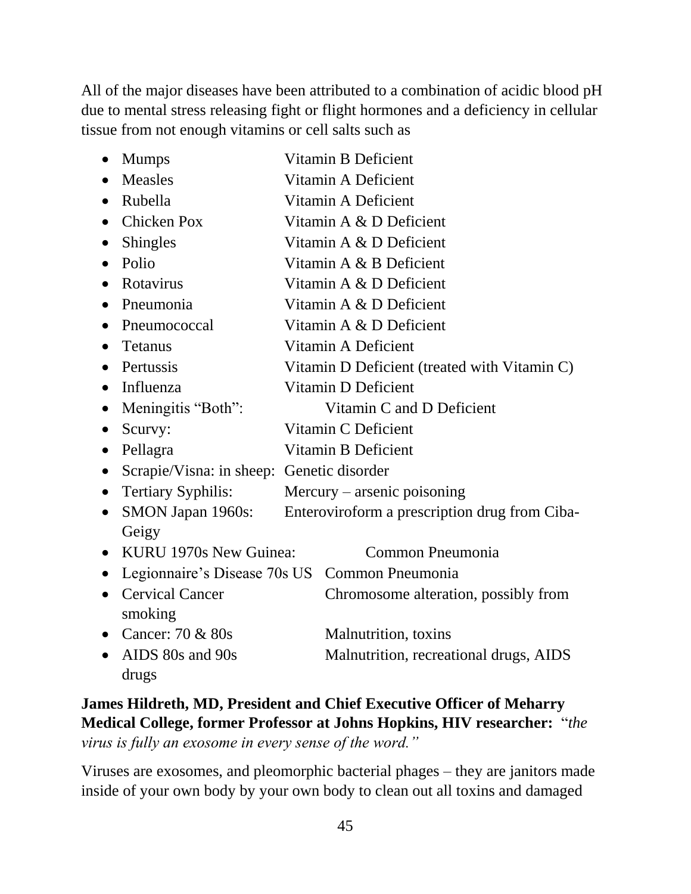All of the major diseases have been attributed to a combination of acidic blood pH due to mental stress releasing fight or flight hormones and a deficiency in cellular tissue from not enough vitamins or cell salts such as

- Mumps Vitamin B Deficient
- Measles Vitamin A Deficient
- Rubella Vitamin A Deficient
- Chicken Pox Vitamin A & D Deficient
- Shingles Vitamin A & D Deficient
- Polio Vitamin A & B Deficient
- Rotavirus Vitamin A & D Deficient
- Pneumonia Vitamin A & D Deficient
- Pneumococcal Vitamin A & D Deficient
- Tetanus Vitamin A Deficient
- Pertussis Vitamin D Deficient (treated with Vitamin C)
- Influenza Vitamin D Deficient
- Meningitis "Both": Vitamin C and D Deficient
- Scurvy: Vitamin C Deficient
- Pellagra Vitamin B Deficient
- Scrapie/Visna: in sheep: Genetic disorder
- Tertiary Syphilis: Mercury – arsenic poisoning
- SMON Japan 1960s: Enteroviroform a prescription drug from Ciba-Geigy
- KURU 1970s New Guinea: Common Pneumonia
- Legionnaire's Disease 70s US Common Pneumonia
- Cervical Cancer Chromosome alteration, possibly from smoking
- Cancer: 70 & 80s Malnutrition, toxins
- AIDS 80s and 90s Malnutrition, recreational drugs, AIDS drugs

**James Hildreth, MD, President and Chief Executive Officer of Meharry Medical College, former Professor at Johns Hopkins, HIV researcher:** "*the virus is fully an exosome in every sense of the word.*"

Viruses are exosomes, and pleomorphic bacterial phages – they are janitors made inside of your own body by your own body to clean out all toxins and damaged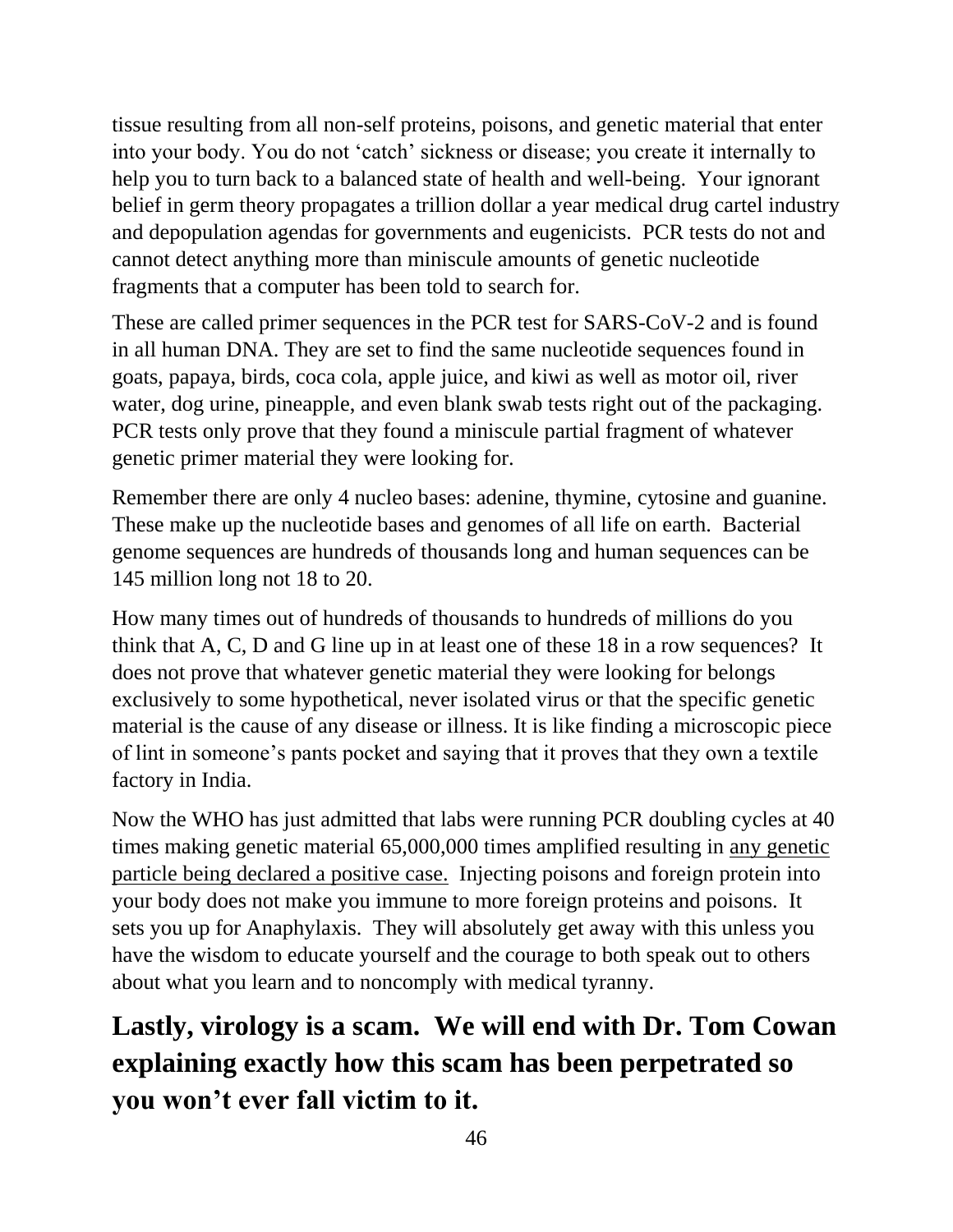tissue resulting from all non-self proteins, poisons, and genetic material that enter into your body. You do not 'catch' sickness or disease; you create it internally to help you to turn back to a balanced state of health and well-being. Your ignorant belief in germ theory propagates a trillion dollar a year medical drug cartel industry and depopulation agendas for governments and eugenicists. PCR tests do not and cannot detect anything more than miniscule amounts of genetic nucleotide fragments that a computer has been told to search for.

These are called primer sequences in the PCR test for SARS-CoV-2 and is found in all human DNA. They are set to find the same nucleotide sequences found in goats, papaya, birds, coca cola, apple juice, and kiwi as well as motor oil, river water, dog urine, pineapple, and even blank swab tests right out of the packaging. PCR tests only prove that they found a miniscule partial fragment of whatever genetic primer material they were looking for.

Remember there are only 4 nucleo bases: adenine, thymine, cytosine and guanine. These make up the nucleotide bases and genomes of all life on earth. Bacterial genome sequences are hundreds of thousands long and human sequences can be 145 million long not 18 to 20.

How many times out of hundreds of thousands to hundreds of millions do you think that A, C, D and G line up in at least one of these 18 in a row sequences? It does not prove that whatever genetic material they were looking for belongs exclusively to some hypothetical, never isolated virus or that the specific genetic material is the cause of any disease or illness. It is like finding a microscopic piece of lint in someone's pants pocket and saying that it proves that they own a textile factory in India.

Now the WHO has just admitted that labs were running PCR doubling cycles at 40 times making genetic material 65,000,000 times amplified resulting in <u>any genetic particle being declared a positive case.</u> Injecting poisons and foreign protein into your body does not make you immune to more foreign proteins and poisons. It sets you up for Anaphylaxis. They will absolutely get away with this unless you have the wisdom to educate yourself and the courage to both speak out to others about what you learn and to noncomply with medical tyranny.

## Lastly, virology is a scam. We will end with Dr. Tom Cowan explaining exactly how this scam has been perpetrated so you won't ever fall victim to it.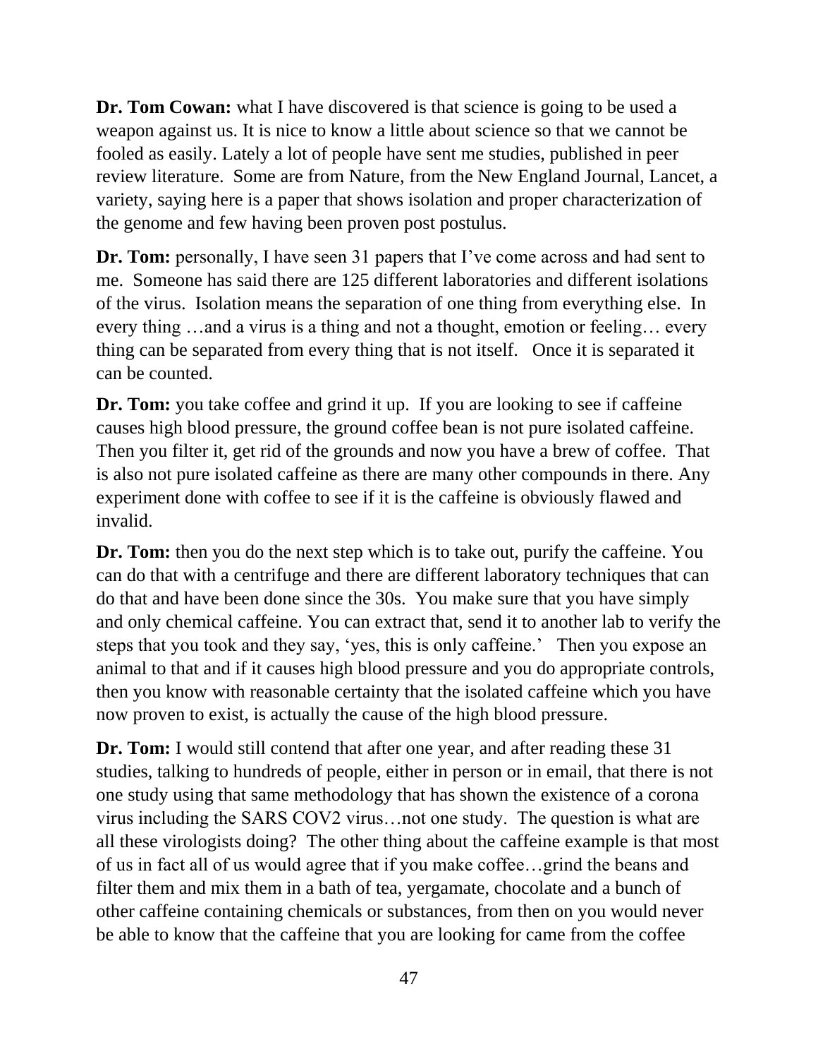**Dr. Tom Cowan:** what I have discovered is that science is going to be used a weapon against us. It is nice to know a little about science so that we cannot be fooled as easily. Lately a lot of people have sent me studies, published in peer review literature. Some are from Nature, from the New England Journal, Lancet, a variety, saying here is a paper that shows isolation and proper characterization of the genome and few having been proven post postulus.

**Dr. Tom:** personally, I have seen 31 papers that I've come across and had sent to me. Someone has said there are 125 different laboratories and different isolations of the virus. Isolation means the separation of one thing from everything else. In every thing …and a virus is a thing and not a thought, emotion or feeling… every thing can be separated from every thing that is not itself. Once it is separated it can be counted.

**Dr. Tom:** you take coffee and grind it up. If you are looking to see if caffeine causes high blood pressure, the ground coffee bean is not pure isolated caffeine. Then you filter it, get rid of the grounds and now you have a brew of coffee. That is also not pure isolated caffeine as there are many other compounds in there. Any experiment done with coffee to see if it is the caffeine is obviously flawed and invalid.

**Dr. Tom:** then you do the next step which is to take out, purify the caffeine. You can do that with a centrifuge and there are different laboratory techniques that can do that and have been done since the 30s. You make sure that you have simply and only chemical caffeine. You can extract that, send it to another lab to verify the steps that you took and they say, 'yes, this is only caffeine.' Then you expose an animal to that and if it causes high blood pressure and you do appropriate controls, then you know with reasonable certainty that the isolated caffeine which you have now proven to exist, is actually the cause of the high blood pressure.

**Dr. Tom:** I would still contend that after one year, and after reading these 31 studies, talking to hundreds of people, either in person or in email, that there is not one study using that same methodology that has shown the existence of a corona virus including the SARS COV2 virus…not one study. The question is what are all these virologists doing? The other thing about the caffeine example is that most of us in fact all of us would agree that if you make coffee…grind the beans and filter them and mix them in a bath of tea, yergamate, chocolate and a bunch of other caffeine containing chemicals or substances, from then on you would never be able to know that the caffeine that you are looking for came from the coffee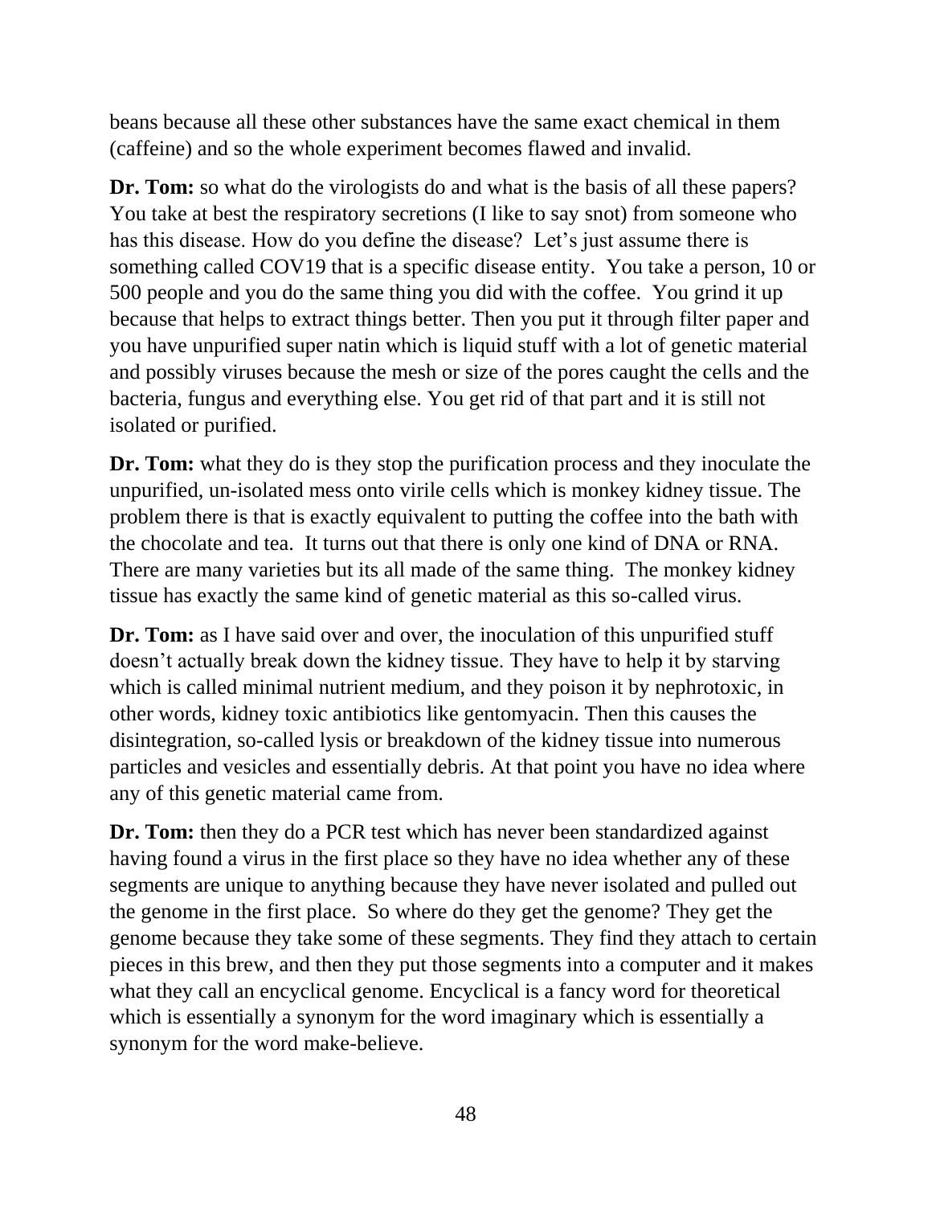beans because all these other substances have the same exact chemical in them (caffeine) and so the whole experiment becomes flawed and invalid.

**Dr. Tom:** so what do the virologists do and what is the basis of all these papers? You take at best the respiratory secretions (I like to say snot) from someone who has this disease. How do you define the disease? Let's just assume there is something called COV19 that is a specific disease entity. You take a person, 10 or 500 people and you do the same thing you did with the coffee. You grind it up because that helps to extract things better. Then you put it through filter paper and you have unpurified super natin which is liquid stuff with a lot of genetic material and possibly viruses because the mesh or size of the pores caught the cells and the bacteria, fungus and everything else. You get rid of that part and it is still not isolated or purified.

**Dr. Tom:** what they do is they stop the purification process and they inoculate the unpurified, un-isolated mess onto virile cells which is monkey kidney tissue. The problem there is that is exactly equivalent to putting the coffee into the bath with the chocolate and tea. It turns out that there is only one kind of DNA or RNA. There are many varieties but its all made of the same thing. The monkey kidney tissue has exactly the same kind of genetic material as this so-called virus.

**Dr. Tom:** as I have said over and over, the inoculation of this unpurified stuff doesn't actually break down the kidney tissue. They have to help it by starving which is called minimal nutrient medium, and they poison it by nephrotoxic, in other words, kidney toxic antibiotics like gentomyacin. Then this causes the disintegration, so-called lysis or breakdown of the kidney tissue into numerous particles and vesicles and essentially debris. At that point you have no idea where any of this genetic material came from.

**Dr. Tom:** then they do a PCR test which has never been standardized against having found a virus in the first place so they have no idea whether any of these segments are unique to anything because they have never isolated and pulled out the genome in the first place. So where do they get the genome? They get the genome because they take some of these segments. They find they attach to certain pieces in this brew, and then they put those segments into a computer and it makes what they call an encyclical genome. Encyclical is a fancy word for theoretical which is essentially a synonym for the word imaginary which is essentially a synonym for the word make-believe.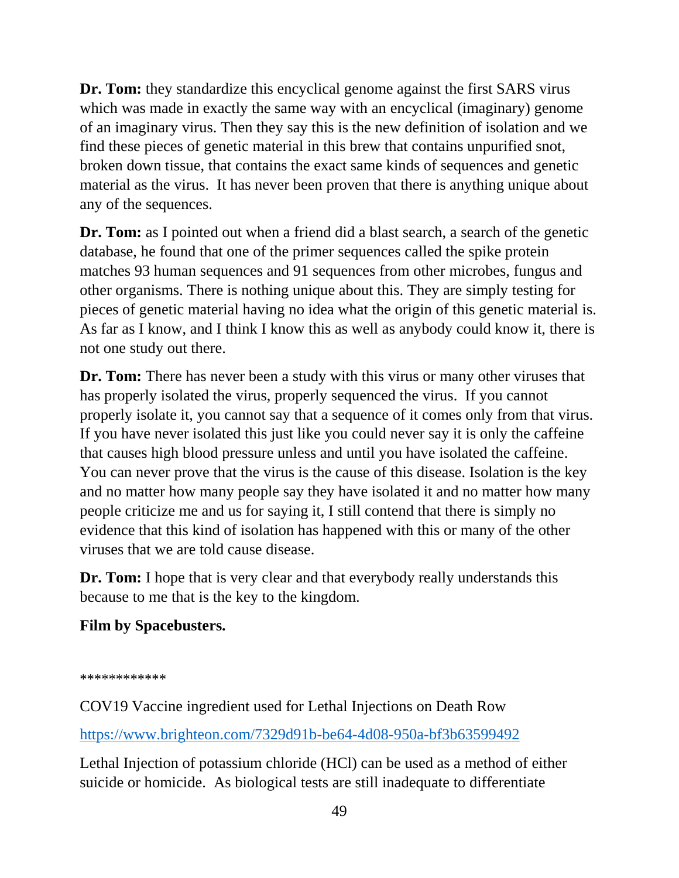**Dr. Tom:** they standardize this encyclical genome against the first SARS virus which was made in exactly the same way with an encyclical (imaginary) genome of an imaginary virus. Then they say this is the new definition of isolation and we find these pieces of genetic material in this brew that contains unpurified snot, broken down tissue, that contains the exact same kinds of sequences and genetic material as the virus. It has never been proven that there is anything unique about any of the sequences.

**Dr. Tom:** as I pointed out when a friend did a blast search, a search of the genetic database, he found that one of the primer sequences called the spike protein matches 93 human sequences and 91 sequences from other microbes, fungus and other organisms. There is nothing unique about this. They are simply testing for pieces of genetic material having no idea what the origin of this genetic material is. As far as I know, and I think I know this as well as anybody could know it, there is not one study out there.

**Dr. Tom:** There has never been a study with this virus or many other viruses that has properly isolated the virus, properly sequenced the virus. If you cannot properly isolate it, you cannot say that a sequence of it comes only from that virus. If you have never isolated this just like you could never say it is only the caffeine that causes high blood pressure unless and until you have isolated the caffeine. You can never prove that the virus is the cause of this disease. Isolation is the key and no matter how many people say they have isolated it and no matter how many people criticize me and us for saying it, I still contend that there is simply no evidence that this kind of isolation has happened with this or many of the other viruses that we are told cause disease.

**Dr. Tom:** I hope that is very clear and that everybody really understands this because to me that is the key to the kingdom.

**Film by Spacebusters.**

************

COV19 Vaccine ingredient used for Lethal Injections on Death Row

https://www.brighteon.com/7329d91b-be64-4d08-950a-bf3b63599492

Lethal Injection of potassium chloride (HCl) can be used as a method of either suicide or homicide. As biological tests are still inadequate to differentiate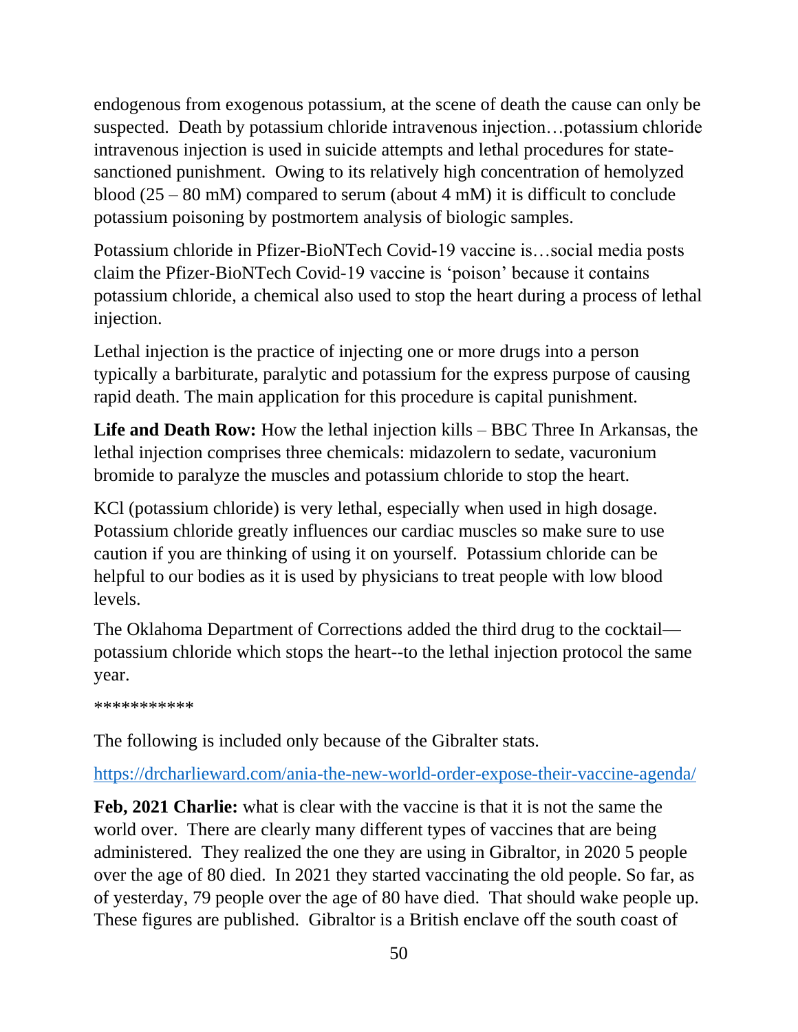endogenous from exogenous potassium, at the scene of death the cause can only be suspected. Death by potassium chloride intravenous injection…potassium chloride intravenous injection is used in suicide attempts and lethal procedures for state-sanctioned punishment. Owing to its relatively high concentration of hemolyzed blood (25 – 80 mM) compared to serum (about 4 mM) it is difficult to conclude potassium poisoning by postmortem analysis of biologic samples.

Potassium chloride in Pfizer-BioNTech Covid-19 vaccine is…social media posts claim the Pfizer-BioNTech Covid-19 vaccine is 'poison' because it contains potassium chloride, a chemical also used to stop the heart during a process of lethal injection.

Lethal injection is the practice of injecting one or more drugs into a person typically a barbiturate, paralytic and potassium for the express purpose of causing rapid death. The main application for this procedure is capital punishment.

**Life and Death Row:** How the lethal injection kills – BBC Three In Arkansas, the lethal injection comprises three chemicals: midazolern to sedate, vacuronium bromide to paralyze the muscles and potassium chloride to stop the heart.

KCl (potassium chloride) is very lethal, especially when used in high dosage. Potassium chloride greatly influences our cardiac muscles so make sure to use caution if you are thinking of using it on yourself. Potassium chloride can be helpful to our bodies as it is used by physicians to treat people with low blood levels.

The Oklahoma Department of Corrections added the third drug to the cocktail—potassium chloride which stops the heart--to the lethal injection protocol the same year.

***********

The following is included only because of the Gibralter stats.

https://drcharlieward.com/ania-the-new-world-order-expose-their-vaccine-agenda/

**Feb, 2021 Charlie:** what is clear with the vaccine is that it is not the same the world over. There are clearly many different types of vaccines that are being administered. They realized the one they are using in Gibraltor, in 2020 5 people over the age of 80 died. In 2021 they started vaccinating the old people. So far, as of yesterday, 79 people over the age of 80 have died. That should wake people up. These figures are published. Gibraltor is a British enclave off the south coast of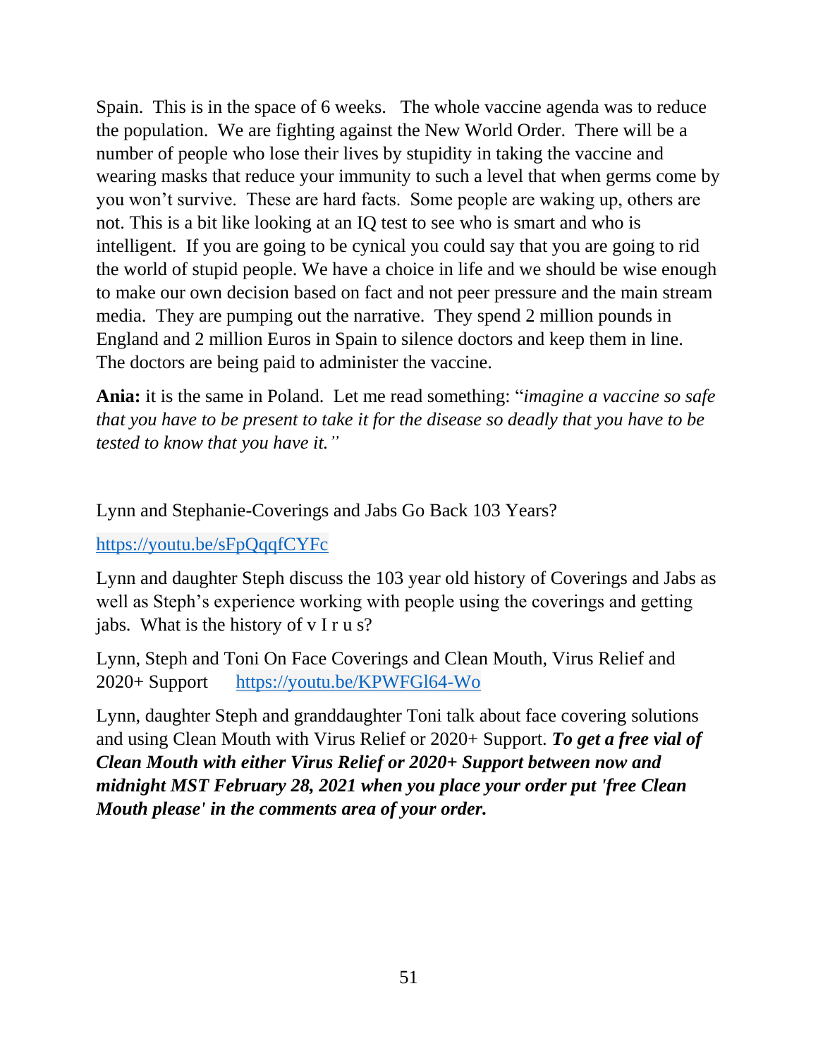Spain. This is in the space of 6 weeks. The whole vaccine agenda was to reduce the population. We are fighting against the New World Order. There will be a number of people who lose their lives by stupidity in taking the vaccine and wearing masks that reduce your immunity to such a level that when germs come by you won't survive. These are hard facts. Some people are waking up, others are not. This is a bit like looking at an IQ test to see who is smart and who is intelligent. If you are going to be cynical you could say that you are going to rid the world of stupid people. We have a choice in life and we should be wise enough to make our own decision based on fact and not peer pressure and the main stream media. They are pumping out the narrative. They spend 2 million pounds in England and 2 million Euros in Spain to silence doctors and keep them in line. The doctors are being paid to administer the vaccine.

**Ania:** it is the same in Poland. Let me read something: "*imagine a vaccine so safe that you have to be present to take it for the disease so deadly that you have to be tested to know that you have it.*"

Lynn and Stephanie-Coverings and Jabs Go Back 103 Years?

https://youtu.be/sFpQqqfCYFc

Lynn and daughter Steph discuss the 103 year old history of Coverings and Jabs as well as Steph's experience working with people using the coverings and getting jabs. What is the history of v I r u s?

Lynn, Steph and Toni On Face Coverings and Clean Mouth, Virus Relief and 2020+ Support https://youtu.be/KPWFGl64-Wo

Lynn, daughter Steph and granddaughter Toni talk about face covering solutions and using Clean Mouth with Virus Relief or 2020+ Support. ***To get a free vial of Clean Mouth with either Virus Relief or 2020+ Support between now and midnight MST February 28, 2021 when you place your order put 'free Clean Mouth please' in the comments area of your order.***